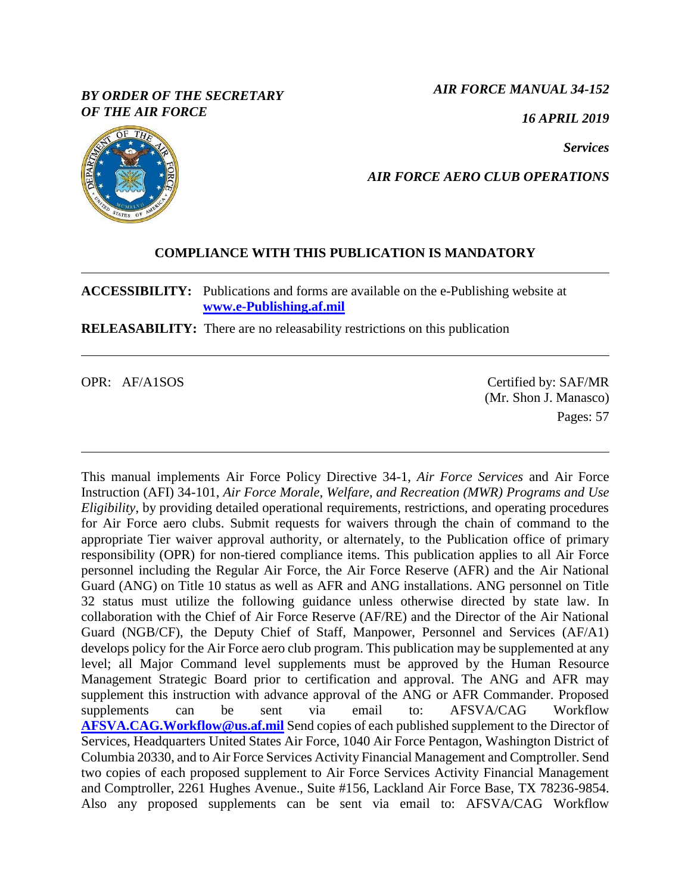*BY ORDER OF THE SECRETARY OF THE AIR FORCE*

*AIR FORCE MANUAL 34-152*

*16 APRIL 2019*

***Services***

***AIR FORCE AERO CLUB OPERATIONS***

**COMPLIANCE WITH THIS PUBLICATION IS MANDATORY**

---

**ACCESSIBILITY:** Publications and forms are available on the e-Publishing website at **www.e-Publishing.af.mil**

**RELEASABILITY:** There are no releasability restrictions on this publication

---

OPR: AF/A1SOS

Certified by: SAF/MR (Mr. Shon J. Manasco)

Pages: 57

---

This manual implements Air Force Policy Directive 34-1, *Air Force Services* and Air Force Instruction (AFI) 34-101, *Air Force Morale, Welfare, and Recreation (MWR) Programs and Use Eligibility*, by providing detailed operational requirements, restrictions, and operating procedures for Air Force aero clubs. Submit requests for waivers through the chain of command to the appropriate Tier waiver approval authority, or alternately, to the Publication office of primary responsibility (OPR) for non-tiered compliance items. This publication applies to all Air Force personnel including the Regular Air Force, the Air Force Reserve (AFR) and the Air National Guard (ANG) on Title 10 status as well as AFR and ANG installations. ANG personnel on Title 32 status must utilize the following guidance unless otherwise directed by state law. In collaboration with the Chief of Air Force Reserve (AF/RE) and the Director of the Air National Guard (NGB/CF), the Deputy Chief of Staff, Manpower, Personnel and Services (AF/A1) develops policy for the Air Force aero club program. This publication may be supplemented at any level; all Major Command level supplements must be approved by the Human Resource Management Strategic Board prior to certification and approval. The ANG and AFR may supplement this instruction with advance approval of the ANG or AFR Commander. Proposed supplements can be sent via email to: AFSVA/CAG Workflow **AFSVA.CAG.Workflow@us.af.mil** Send copies of each published supplement to the Director of Services, Headquarters United States Air Force, 1040 Air Force Pentagon, Washington District of Columbia 20330, and to Air Force Services Activity Financial Management and Comptroller. Send two copies of each proposed supplement to Air Force Services Activity Financial Management and Comptroller, 2261 Hughes Avenue., Suite #156, Lackland Air Force Base, TX 78236-9854. Also any proposed supplements can be sent via email to: AFSVA/CAG Workflow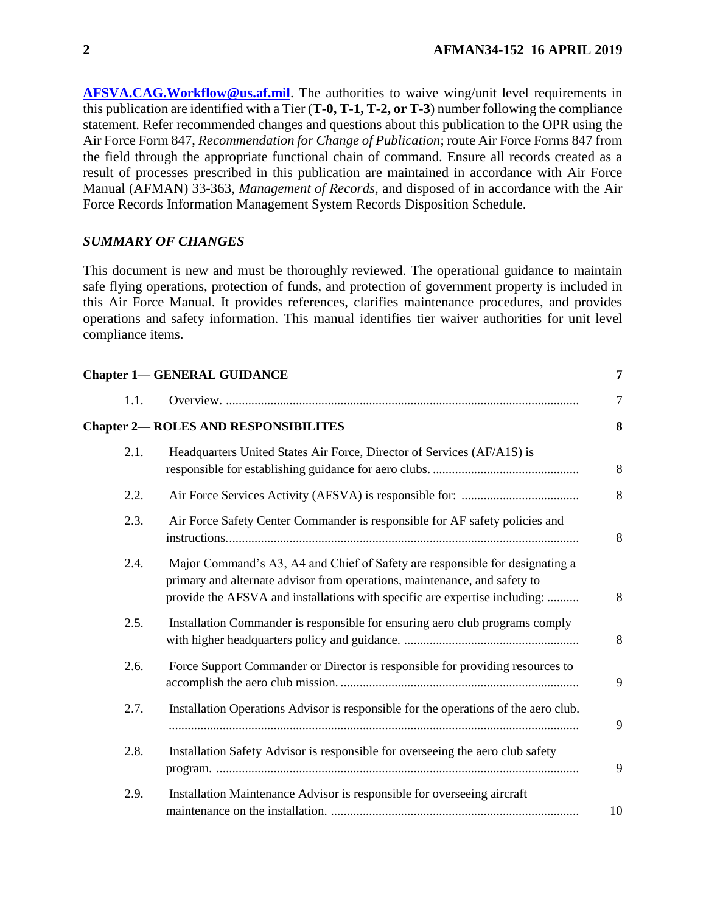**AFSVA.CAG.Workflow@us.af.mil**. The authorities to waive wing/unit level requirements in this publication are identified with a Tier (**T-0, T-1, T-2, or T-3**) number following the compliance statement. Refer recommended changes and questions about this publication to the OPR using the Air Force Form 847, *Recommendation for Change of Publication*; route Air Force Forms 847 from the field through the appropriate functional chain of command. Ensure all records created as a result of processes prescribed in this publication are maintained in accordance with Air Force Manual (AFMAN) 33-363, *Management of Records*, and disposed of in accordance with the Air Force Records Information Management System Records Disposition Schedule.

## *SUMMARY OF CHANGES*

This document is new and must be thoroughly reviewed. The operational guidance to maintain safe flying operations, protection of funds, and protection of government property is included in this Air Force Manual. It provides references, clarifies maintenance procedures, and provides operations and safety information. This manual identifies tier waiver authorities for unit level compliance items.

| | | |
|---|---|---|
| **Chapter 1— GENERAL GUIDANCE** | | **7** |
| 1.1. | Overview. | 7 |
| **Chapter 2— ROLES AND RESPONSIBILITES** | | **8** |
| 2.1. | Headquarters United States Air Force, Director of Services (AF/A1S) is responsible for establishing guidance for aero clubs. | 8 |
| 2.2. | Air Force Services Activity (AFSVA) is responsible for: | 8 |
| 2.3. | Air Force Safety Center Commander is responsible for AF safety policies and instructions. | 8 |
| 2.4. | Major Command's A3, A4 and Chief of Safety are responsible for designating a primary and alternate advisor from operations, maintenance, and safety to provide the AFSVA and installations with specific are expertise including: | 8 |
| 2.5. | Installation Commander is responsible for ensuring aero club programs comply with higher headquarters policy and guidance. | 8 |
| 2.6. | Force Support Commander or Director is responsible for providing resources to accomplish the aero club mission. | 9 |
| 2.7. | Installation Operations Advisor is responsible for the operations of the aero club. | 9 |
| 2.8. | Installation Safety Advisor is responsible for overseeing the aero club safety program. | 9 |
| 2.9. | Installation Maintenance Advisor is responsible for overseeing aircraft maintenance on the installation. | 10 |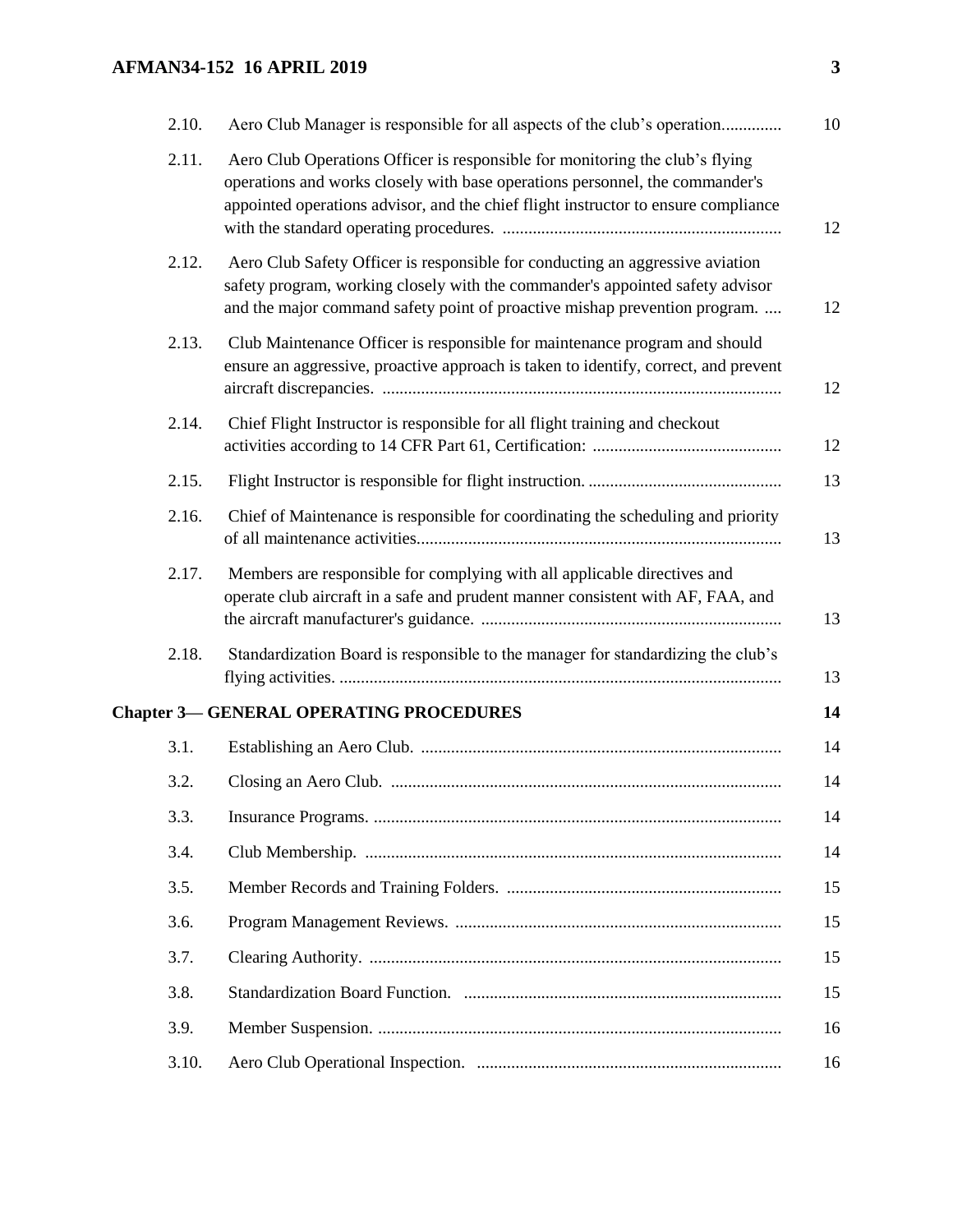| | | |
|---|---|---|
| 2.10. | Aero Club Manager is responsible for all aspects of the club's operation.............. | 10 |
| 2.11. | Aero Club Operations Officer is responsible for monitoring the club's flying operations and works closely with base operations personnel, the commander's appointed operations advisor, and the chief flight instructor to ensure compliance with the standard operating procedures. ................................................................. | 12 |
| 2.12. | Aero Club Safety Officer is responsible for conducting an aggressive aviation safety program, working closely with the commander's appointed safety advisor and the major command safety point of proactive mishap prevention program. .... | 12 |
| 2.13. | Club Maintenance Officer is responsible for maintenance program and should ensure an aggressive, proactive approach is taken to identify, correct, and prevent aircraft discrepancies. ............................................................................................ | 12 |
| 2.14. | Chief Flight Instructor is responsible for all flight training and checkout activities according to 14 CFR Part 61, Certification: ............................................ | 12 |
| 2.15. | Flight Instructor is responsible for flight instruction. ............................................ | 13 |
| 2.16. | Chief of Maintenance is responsible for coordinating the scheduling and priority of all maintenance activities.................................................................................... | 13 |
| 2.17. | Members are responsible for complying with all applicable directives and operate club aircraft in a safe and prudent manner consistent with AF, FAA, and the aircraft manufacturer's guidance. ...................................................................... | 13 |
| 2.18. | Standardization Board is responsible to the manager for standardizing the club's flying activities. ...................................................................................................... | 13 |
| **Chapter 3— GENERAL OPERATING PROCEDURES** | | **14** |
| 3.1. | Establishing an Aero Club. ................................................................................... | 14 |
| 3.2. | Closing an Aero Club. .......................................................................................... | 14 |
| 3.3. | Insurance Programs. .............................................................................................. | 14 |
| 3.4. | Club Membership. ................................................................................................ | 14 |
| 3.5. | Member Records and Training Folders. ................................................................ | 15 |
| 3.6. | Program Management Reviews. ........................................................................... | 15 |
| 3.7. | Clearing Authority. ............................................................................................... | 15 |
| 3.8. | Standardization Board Function. ......................................................................... | 15 |
| 3.9. | Member Suspension. ............................................................................................. | 16 |
| 3.10. | Aero Club Operational Inspection. ...................................................................... | 16 |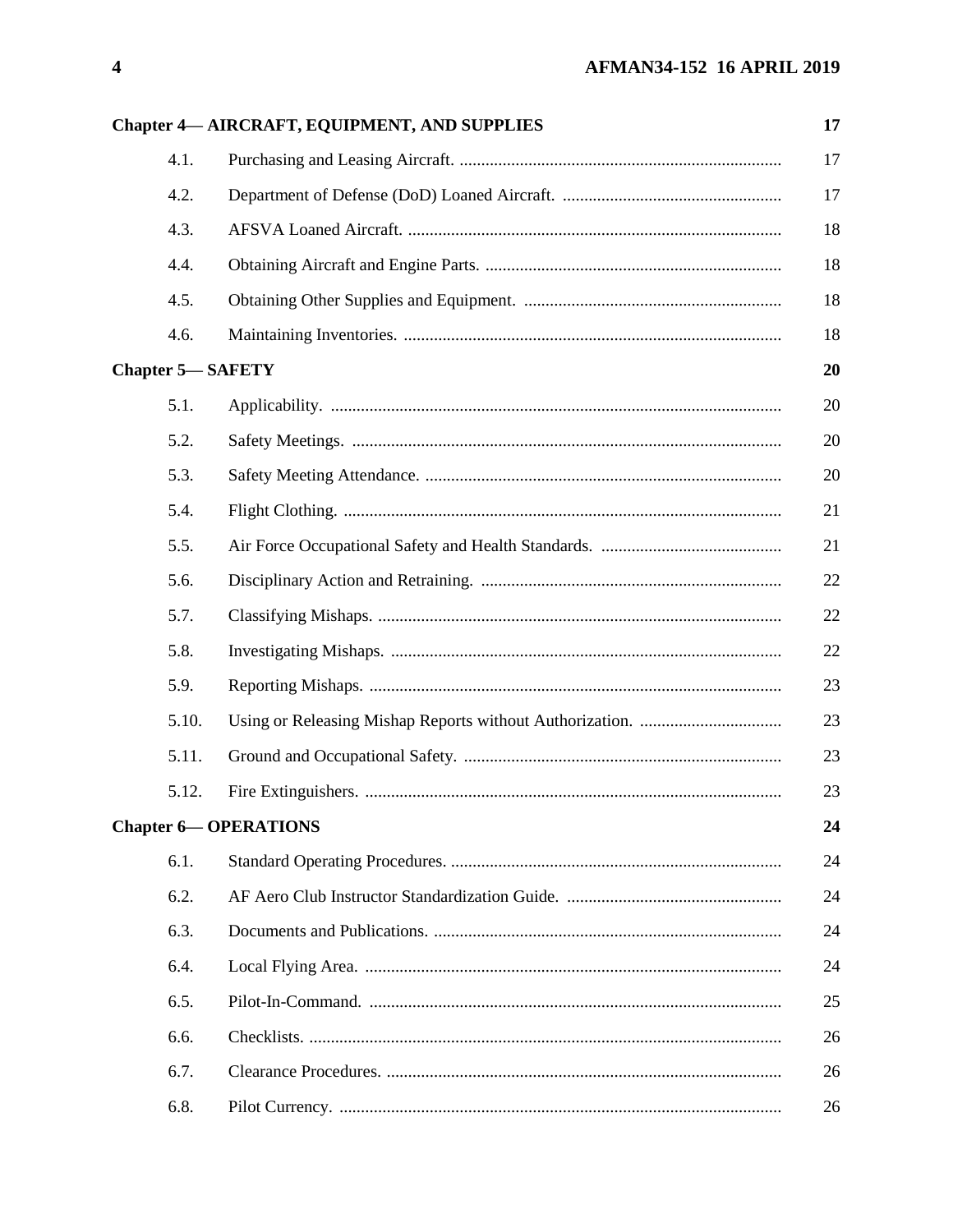| | | |
|---|---|---|
| **Chapter 4— AIRCRAFT, EQUIPMENT, AND SUPPLIES** | | **17** |
| 4.1. | Purchasing and Leasing Aircraft. | 17 |
| 4.2. | Department of Defense (DoD) Loaned Aircraft. | 17 |
| 4.3. | AFSVA Loaned Aircraft. | 18 |
| 4.4. | Obtaining Aircraft and Engine Parts. | 18 |
| 4.5. | Obtaining Other Supplies and Equipment. | 18 |
| 4.6. | Maintaining Inventories. | 18 |
| **Chapter 5— SAFETY** | | **20** |
| 5.1. | Applicability. | 20 |
| 5.2. | Safety Meetings. | 20 |
| 5.3. | Safety Meeting Attendance. | 20 |
| 5.4. | Flight Clothing. | 21 |
| 5.5. | Air Force Occupational Safety and Health Standards. | 21 |
| 5.6. | Disciplinary Action and Retraining. | 22 |
| 5.7. | Classifying Mishaps. | 22 |
| 5.8. | Investigating Mishaps. | 22 |
| 5.9. | Reporting Mishaps. | 23 |
| 5.10. | Using or Releasing Mishap Reports without Authorization. | 23 |
| 5.11. | Ground and Occupational Safety. | 23 |
| 5.12. | Fire Extinguishers. | 23 |
| **Chapter 6— OPERATIONS** | | **24** |
| 6.1. | Standard Operating Procedures. | 24 |
| 6.2. | AF Aero Club Instructor Standardization Guide. | 24 |
| 6.3. | Documents and Publications. | 24 |
| 6.4. | Local Flying Area. | 24 |
| 6.5. | Pilot-In-Command. | 25 |
| 6.6. | Checklists. | 26 |
| 6.7. | Clearance Procedures. | 26 |
| 6.8. | Pilot Currency. | 26 |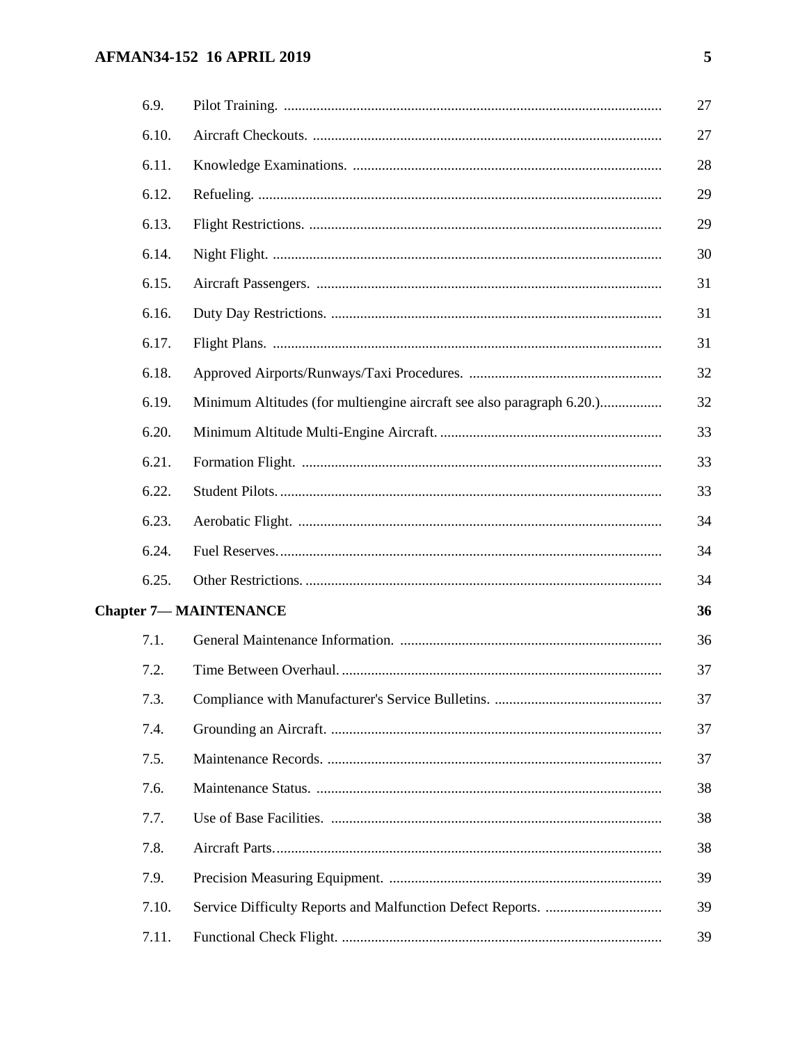| | | |
|---|---|---|
| 6.9. | Pilot Training. | 27 |
| 6.10. | Aircraft Checkouts. | 27 |
| 6.11. | Knowledge Examinations. | 28 |
| 6.12. | Refueling. | 29 |
| 6.13. | Flight Restrictions. | 29 |
| 6.14. | Night Flight. | 30 |
| 6.15. | Aircraft Passengers. | 31 |
| 6.16. | Duty Day Restrictions. | 31 |
| 6.17. | Flight Plans. | 31 |
| 6.18. | Approved Airports/Runways/Taxi Procedures. | 32 |
| 6.19. | Minimum Altitudes (for multiengine aircraft see also paragraph 6.20.) | 32 |
| 6.20. | Minimum Altitude Multi-Engine Aircraft. | 33 |
| 6.21. | Formation Flight. | 33 |
| 6.22. | Student Pilots. | 33 |
| 6.23. | Aerobatic Flight. | 34 |
| 6.24. | Fuel Reserves. | 34 |
| 6.25. | Other Restrictions. | 34 |
| **Chapter 7— MAINTENANCE** | | **36** |
| 7.1. | General Maintenance Information. | 36 |
| 7.2. | Time Between Overhaul. | 37 |
| 7.3. | Compliance with Manufacturer's Service Bulletins. | 37 |
| 7.4. | Grounding an Aircraft. | 37 |
| 7.5. | Maintenance Records. | 37 |
| 7.6. | Maintenance Status. | 38 |
| 7.7. | Use of Base Facilities. | 38 |
| 7.8. | Aircraft Parts. | 38 |
| 7.9. | Precision Measuring Equipment. | 39 |
| 7.10. | Service Difficulty Reports and Malfunction Defect Reports. | 39 |
| 7.11. | Functional Check Flight. | 39 |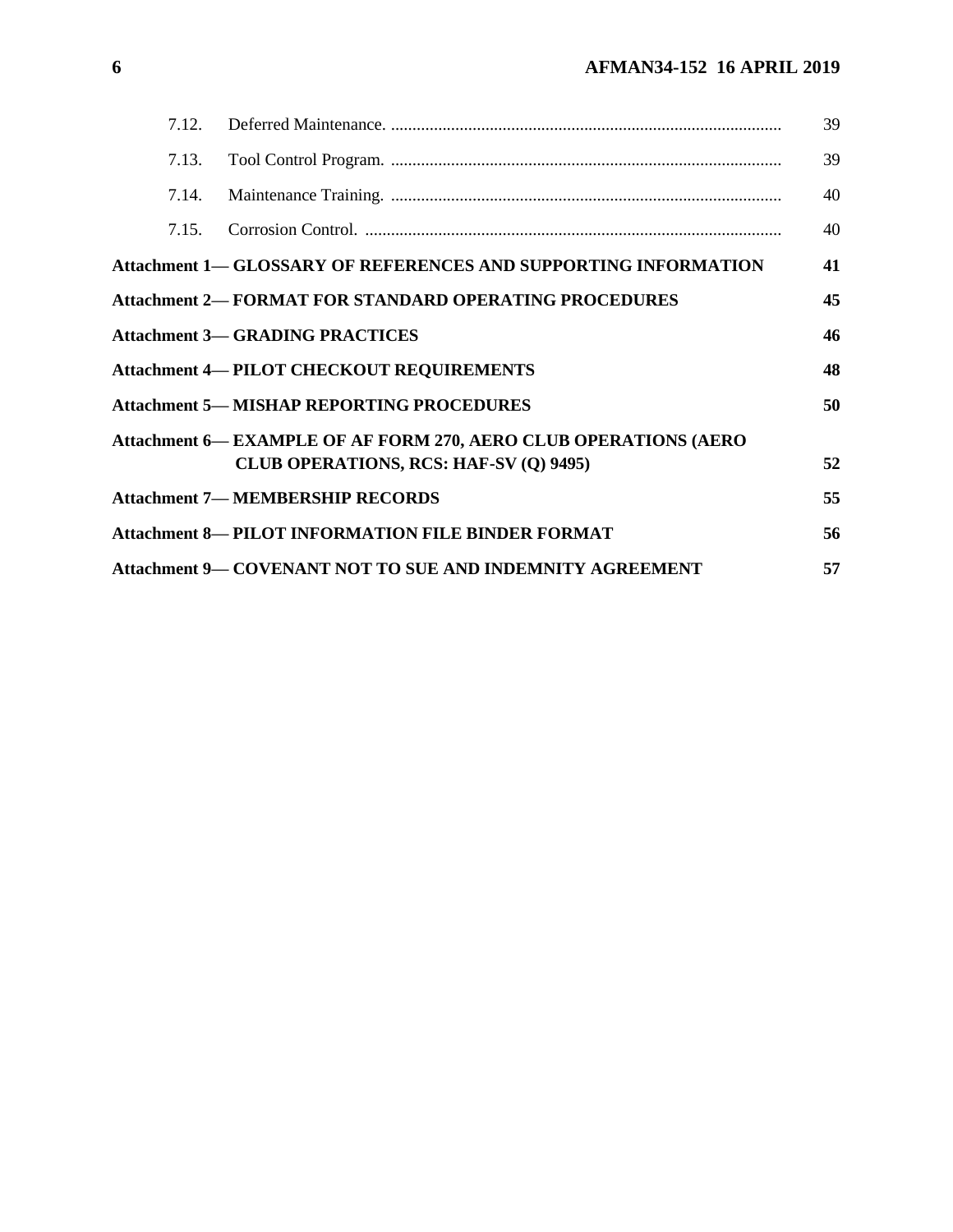| | | |
|---|---|---|
| 7.12. | Deferred Maintenance. | 39 |
| 7.13. | Tool Control Program. | 39 |
| 7.14. | Maintenance Training. | 40 |
| 7.15. | Corrosion Control. | 40 |
| **Attachment 1— GLOSSARY OF REFERENCES AND SUPPORTING INFORMATION** | | **41** |
| **Attachment 2— FORMAT FOR STANDARD OPERATING PROCEDURES** | | **45** |
| **Attachment 3— GRADING PRACTICES** | | **46** |
| **Attachment 4— PILOT CHECKOUT REQUIREMENTS** | | **48** |
| **Attachment 5— MISHAP REPORTING PROCEDURES** | | **50** |
| **Attachment 6— EXAMPLE OF AF FORM 270, AERO CLUB OPERATIONS (AERO CLUB OPERATIONS, RCS: HAF-SV (Q) 9495)** | | **52** |
| **Attachment 7— MEMBERSHIP RECORDS** | | **55** |
| **Attachment 8— PILOT INFORMATION FILE BINDER FORMAT** | | **56** |
| **Attachment 9— COVENANT NOT TO SUE AND INDEMNITY AGREEMENT** | | **57** |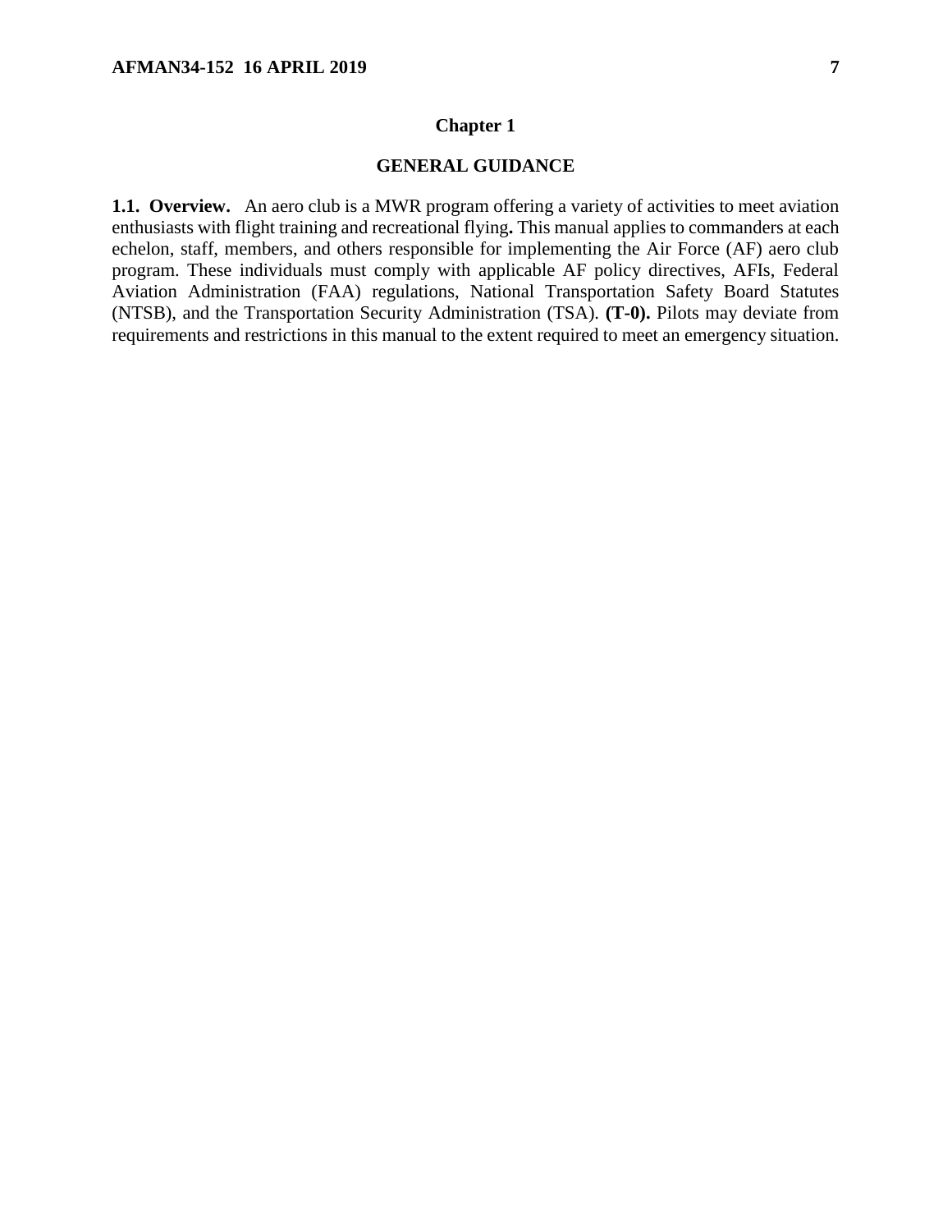# Chapter 1

## GENERAL GUIDANCE

**1.1. Overview.** An aero club is a MWR program offering a variety of activities to meet aviation enthusiasts with flight training and recreational flying**.** This manual applies to commanders at each echelon, staff, members, and others responsible for implementing the Air Force (AF) aero club program. These individuals must comply with applicable AF policy directives, AFIs, Federal Aviation Administration (FAA) regulations, National Transportation Safety Board Statutes (NTSB), and the Transportation Security Administration (TSA). **(T-0).** Pilots may deviate from requirements and restrictions in this manual to the extent required to meet an emergency situation.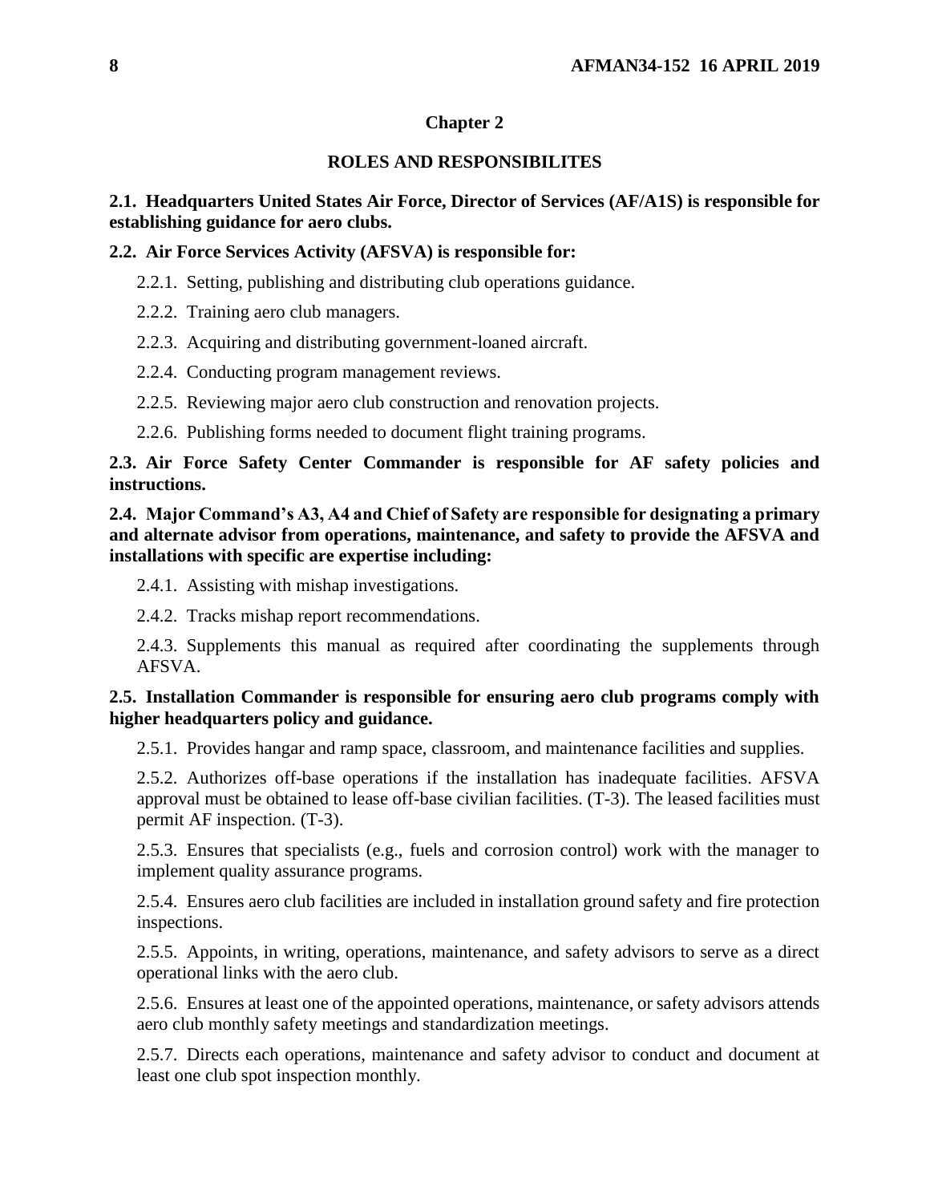# Chapter 2

## ROLES AND RESPONSIBILITES

**2.1. Headquarters United States Air Force, Director of Services (AF/A1S) is responsible for establishing guidance for aero clubs.**

**2.2. Air Force Services Activity (AFSVA) is responsible for:**

2.2.1. Setting, publishing and distributing club operations guidance.

2.2.2. Training aero club managers.

2.2.3. Acquiring and distributing government-loaned aircraft.

2.2.4. Conducting program management reviews.

2.2.5. Reviewing major aero club construction and renovation projects.

2.2.6. Publishing forms needed to document flight training programs.

**2.3. Air Force Safety Center Commander is responsible for AF safety policies and instructions.**

**2.4. Major Command's A3, A4 and Chief of Safety are responsible for designating a primary and alternate advisor from operations, maintenance, and safety to provide the AFSVA and installations with specific are expertise including:**

2.4.1. Assisting with mishap investigations.

2.4.2. Tracks mishap report recommendations.

2.4.3. Supplements this manual as required after coordinating the supplements through AFSVA.

**2.5. Installation Commander is responsible for ensuring aero club programs comply with higher headquarters policy and guidance.**

2.5.1. Provides hangar and ramp space, classroom, and maintenance facilities and supplies.

2.5.2. Authorizes off-base operations if the installation has inadequate facilities. AFSVA approval must be obtained to lease off-base civilian facilities. (T-3). The leased facilities must permit AF inspection. (T-3).

2.5.3. Ensures that specialists (e.g., fuels and corrosion control) work with the manager to implement quality assurance programs.

2.5.4. Ensures aero club facilities are included in installation ground safety and fire protection inspections.

2.5.5. Appoints, in writing, operations, maintenance, and safety advisors to serve as a direct operational links with the aero club.

2.5.6. Ensures at least one of the appointed operations, maintenance, or safety advisors attends aero club monthly safety meetings and standardization meetings.

2.5.7. Directs each operations, maintenance and safety advisor to conduct and document at least one club spot inspection monthly.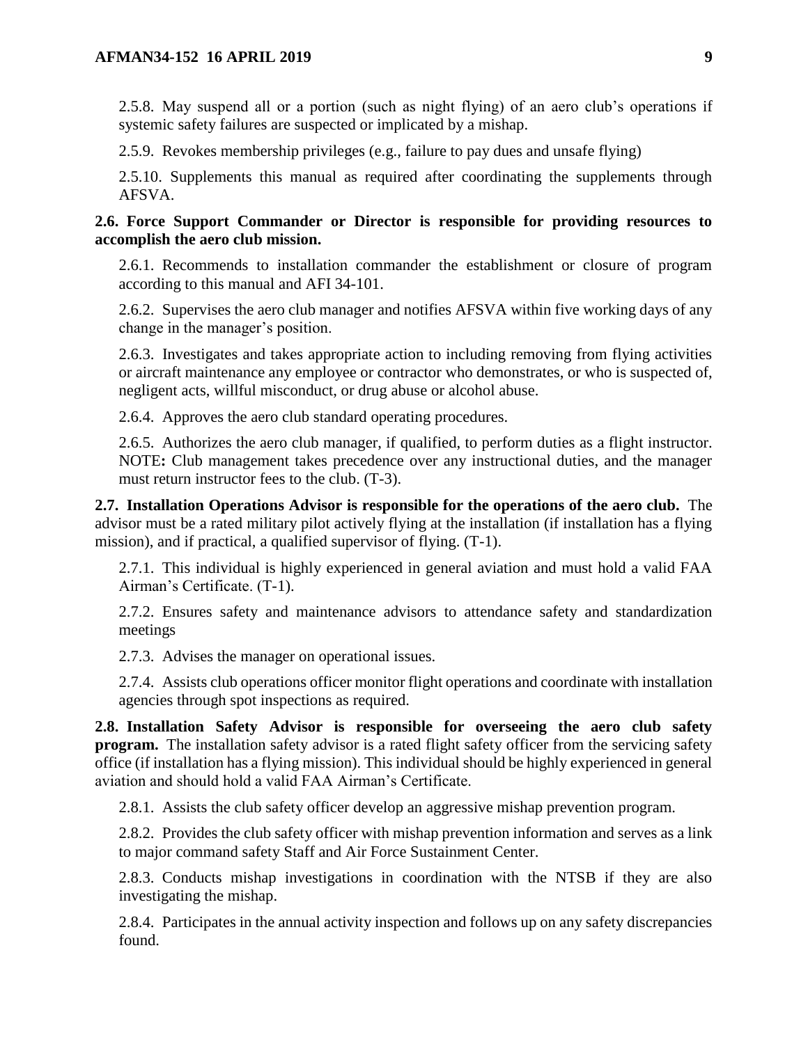2.5.8. May suspend all or a portion (such as night flying) of an aero club's operations if systemic safety failures are suspected or implicated by a mishap.

2.5.9. Revokes membership privileges (e.g., failure to pay dues and unsafe flying)

2.5.10. Supplements this manual as required after coordinating the supplements through AFSVA.

**2.6. Force Support Commander or Director is responsible for providing resources to accomplish the aero club mission.**

2.6.1. Recommends to installation commander the establishment or closure of program according to this manual and AFI 34-101.

2.6.2. Supervises the aero club manager and notifies AFSVA within five working days of any change in the manager's position.

2.6.3. Investigates and takes appropriate action to including removing from flying activities or aircraft maintenance any employee or contractor who demonstrates, or who is suspected of, negligent acts, willful misconduct, or drug abuse or alcohol abuse.

2.6.4. Approves the aero club standard operating procedures.

2.6.5. Authorizes the aero club manager, if qualified, to perform duties as a flight instructor. NOTE**:** Club management takes precedence over any instructional duties, and the manager must return instructor fees to the club. (T-3).

**2.7. Installation Operations Advisor is responsible for the operations of the aero club.** The advisor must be a rated military pilot actively flying at the installation (if installation has a flying mission), and if practical, a qualified supervisor of flying. (T-1).

2.7.1. This individual is highly experienced in general aviation and must hold a valid FAA Airman's Certificate. (T-1).

2.7.2. Ensures safety and maintenance advisors to attendance safety and standardization meetings

2.7.3. Advises the manager on operational issues.

2.7.4. Assists club operations officer monitor flight operations and coordinate with installation agencies through spot inspections as required.

**2.8. Installation Safety Advisor is responsible for overseeing the aero club safety program.** The installation safety advisor is a rated flight safety officer from the servicing safety office (if installation has a flying mission). This individual should be highly experienced in general aviation and should hold a valid FAA Airman's Certificate.

2.8.1. Assists the club safety officer develop an aggressive mishap prevention program.

2.8.2. Provides the club safety officer with mishap prevention information and serves as a link to major command safety Staff and Air Force Sustainment Center.

2.8.3. Conducts mishap investigations in coordination with the NTSB if they are also investigating the mishap.

2.8.4. Participates in the annual activity inspection and follows up on any safety discrepancies found.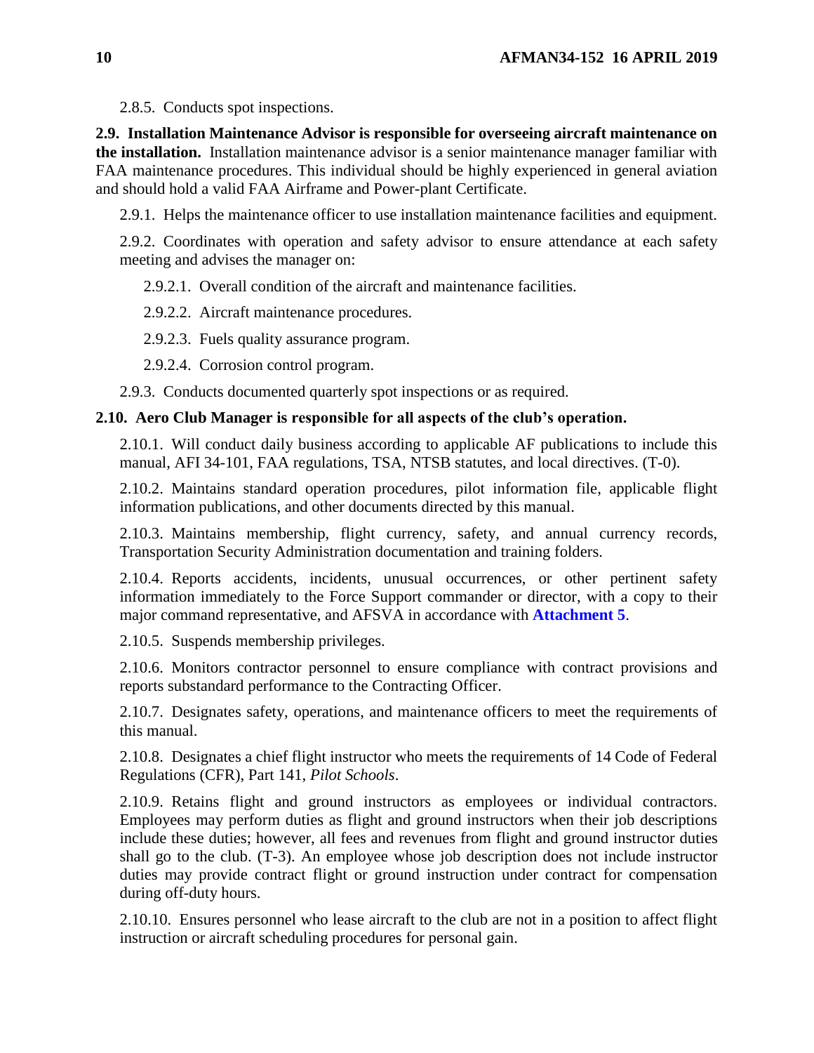2.8.5. Conducts spot inspections.

**2.9. Installation Maintenance Advisor is responsible for overseeing aircraft maintenance on the installation.** Installation maintenance advisor is a senior maintenance manager familiar with FAA maintenance procedures. This individual should be highly experienced in general aviation and should hold a valid FAA Airframe and Power-plant Certificate.

2.9.1. Helps the maintenance officer to use installation maintenance facilities and equipment.

2.9.2. Coordinates with operation and safety advisor to ensure attendance at each safety meeting and advises the manager on:

2.9.2.1. Overall condition of the aircraft and maintenance facilities.

2.9.2.2. Aircraft maintenance procedures.

2.9.2.3. Fuels quality assurance program.

2.9.2.4. Corrosion control program.

2.9.3. Conducts documented quarterly spot inspections or as required.

**2.10. Aero Club Manager is responsible for all aspects of the club's operation.**

2.10.1. Will conduct daily business according to applicable AF publications to include this manual, AFI 34-101, FAA regulations, TSA, NTSB statutes, and local directives. (T-0).

2.10.2. Maintains standard operation procedures, pilot information file, applicable flight information publications, and other documents directed by this manual.

2.10.3. Maintains membership, flight currency, safety, and annual currency records, Transportation Security Administration documentation and training folders.

2.10.4. Reports accidents, incidents, unusual occurrences, or other pertinent safety information immediately to the Force Support commander or director, with a copy to their major command representative, and AFSVA in accordance with **Attachment 5**.

2.10.5. Suspends membership privileges.

2.10.6. Monitors contractor personnel to ensure compliance with contract provisions and reports substandard performance to the Contracting Officer.

2.10.7. Designates safety, operations, and maintenance officers to meet the requirements of this manual.

2.10.8. Designates a chief flight instructor who meets the requirements of 14 Code of Federal Regulations (CFR), Part 141, *Pilot Schools*.

2.10.9. Retains flight and ground instructors as employees or individual contractors. Employees may perform duties as flight and ground instructors when their job descriptions include these duties; however, all fees and revenues from flight and ground instructor duties shall go to the club. (T-3). An employee whose job description does not include instructor duties may provide contract flight or ground instruction under contract for compensation during off-duty hours.

2.10.10. Ensures personnel who lease aircraft to the club are not in a position to affect flight instruction or aircraft scheduling procedures for personal gain.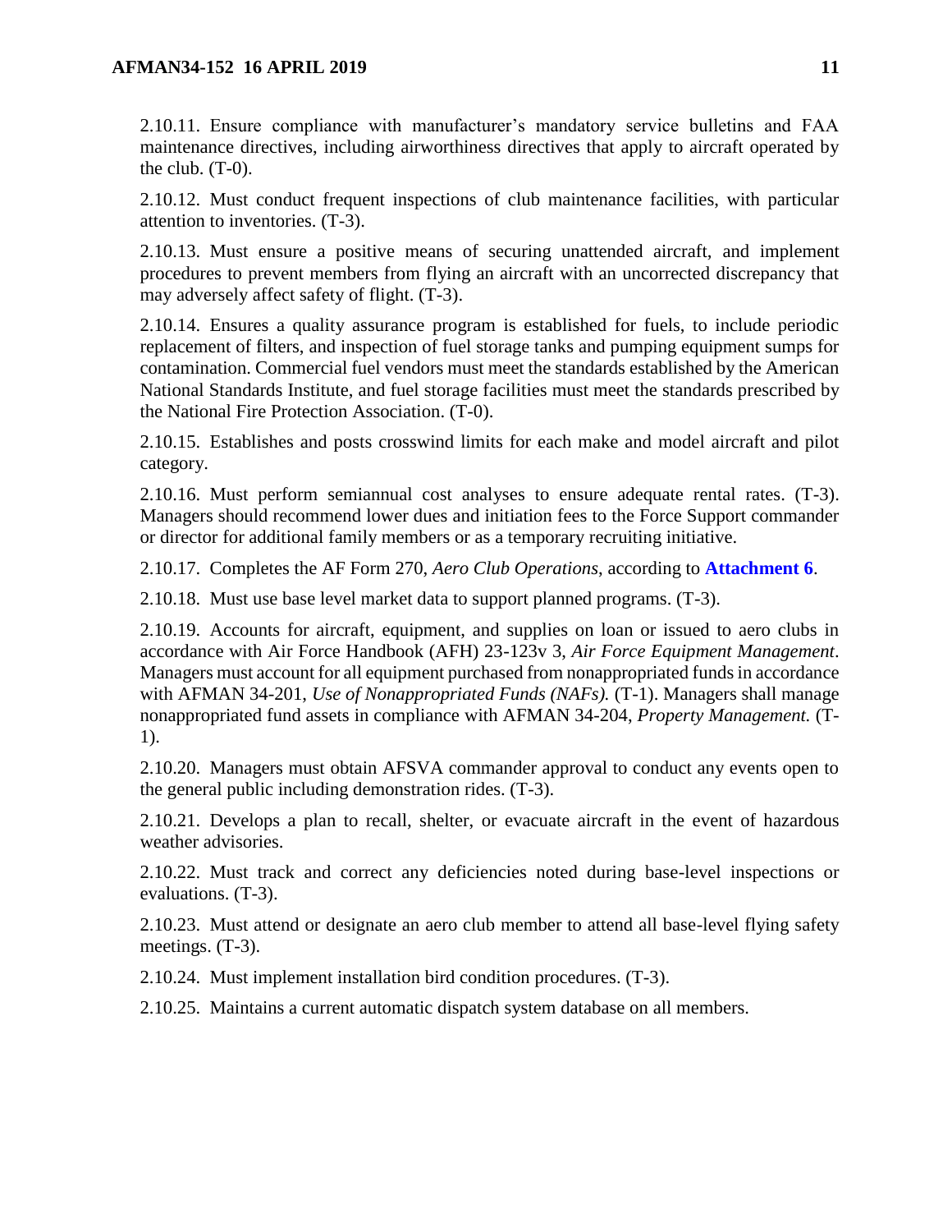2.10.11. Ensure compliance with manufacturer's mandatory service bulletins and FAA maintenance directives, including airworthiness directives that apply to aircraft operated by the club. (T-0).

2.10.12. Must conduct frequent inspections of club maintenance facilities, with particular attention to inventories. (T-3).

2.10.13. Must ensure a positive means of securing unattended aircraft, and implement procedures to prevent members from flying an aircraft with an uncorrected discrepancy that may adversely affect safety of flight. (T-3).

2.10.14. Ensures a quality assurance program is established for fuels, to include periodic replacement of filters, and inspection of fuel storage tanks and pumping equipment sumps for contamination. Commercial fuel vendors must meet the standards established by the American National Standards Institute, and fuel storage facilities must meet the standards prescribed by the National Fire Protection Association. (T-0).

2.10.15. Establishes and posts crosswind limits for each make and model aircraft and pilot category.

2.10.16. Must perform semiannual cost analyses to ensure adequate rental rates. (T-3). Managers should recommend lower dues and initiation fees to the Force Support commander or director for additional family members or as a temporary recruiting initiative.

2.10.17. Completes the AF Form 270, *Aero Club Operations*, according to **Attachment 6**.

2.10.18. Must use base level market data to support planned programs. (T-3).

2.10.19. Accounts for aircraft, equipment, and supplies on loan or issued to aero clubs in accordance with Air Force Handbook (AFH) 23-123v 3, *Air Force Equipment Management*. Managers must account for all equipment purchased from nonappropriated funds in accordance with AFMAN 34-201, *Use of Nonappropriated Funds (NAFs).* (T-1). Managers shall manage nonappropriated fund assets in compliance with AFMAN 34-204, *Property Management.* (T-1).

2.10.20. Managers must obtain AFSVA commander approval to conduct any events open to the general public including demonstration rides. (T-3).

2.10.21. Develops a plan to recall, shelter, or evacuate aircraft in the event of hazardous weather advisories.

2.10.22. Must track and correct any deficiencies noted during base-level inspections or evaluations. (T-3).

2.10.23. Must attend or designate an aero club member to attend all base-level flying safety meetings. (T-3).

2.10.24. Must implement installation bird condition procedures. (T-3).

2.10.25. Maintains a current automatic dispatch system database on all members.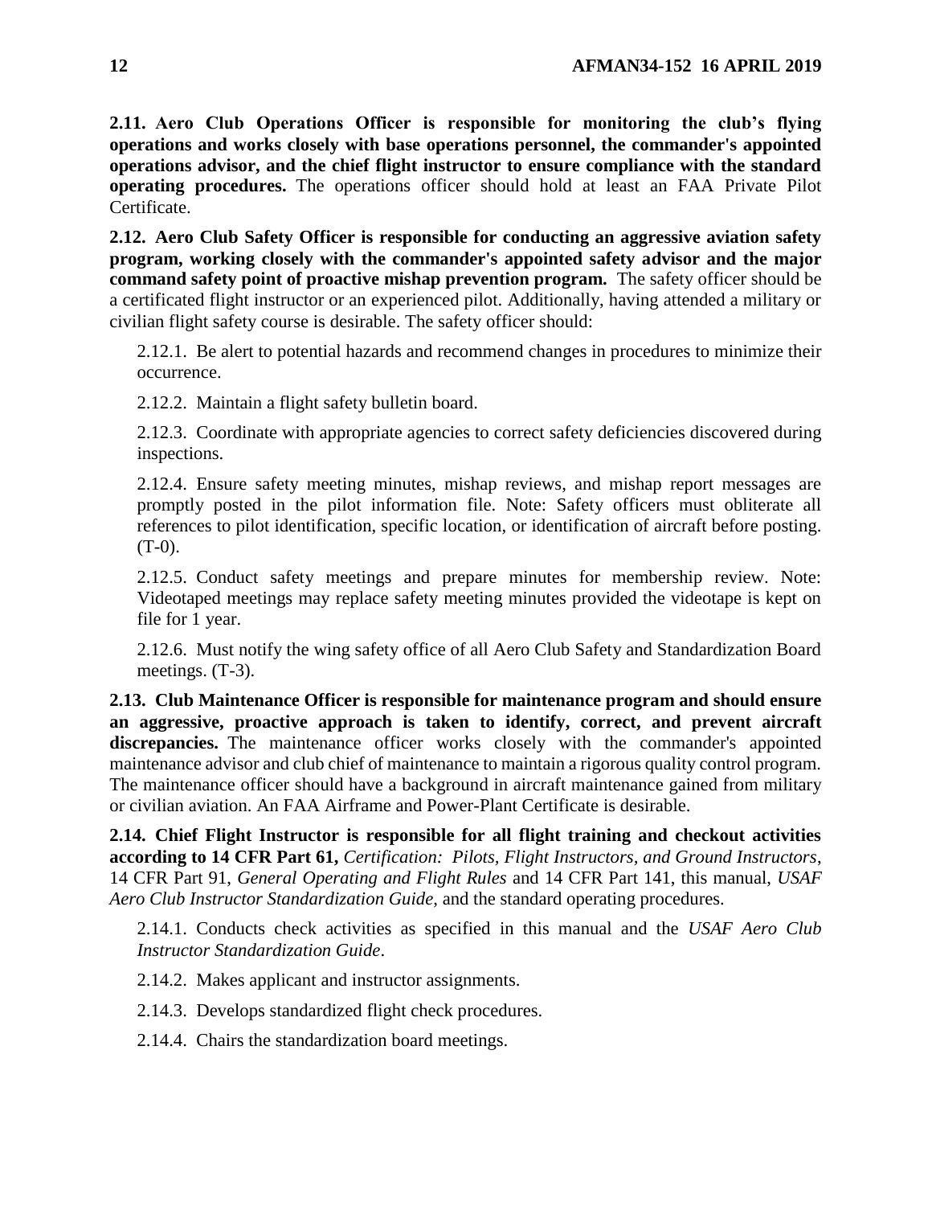**2.11. Aero Club Operations Officer is responsible for monitoring the club's flying operations and works closely with base operations personnel, the commander's appointed operations advisor, and the chief flight instructor to ensure compliance with the standard operating procedures.** The operations officer should hold at least an FAA Private Pilot Certificate.

**2.12. Aero Club Safety Officer is responsible for conducting an aggressive aviation safety program, working closely with the commander's appointed safety advisor and the major command safety point of proactive mishap prevention program.** The safety officer should be a certificated flight instructor or an experienced pilot. Additionally, having attended a military or civilian flight safety course is desirable. The safety officer should:

2.12.1. Be alert to potential hazards and recommend changes in procedures to minimize their occurrence.

2.12.2. Maintain a flight safety bulletin board.

2.12.3. Coordinate with appropriate agencies to correct safety deficiencies discovered during inspections.

2.12.4. Ensure safety meeting minutes, mishap reviews, and mishap report messages are promptly posted in the pilot information file. Note: Safety officers must obliterate all references to pilot identification, specific location, or identification of aircraft before posting. (T-0).

2.12.5. Conduct safety meetings and prepare minutes for membership review. Note: Videotaped meetings may replace safety meeting minutes provided the videotape is kept on file for 1 year.

2.12.6. Must notify the wing safety office of all Aero Club Safety and Standardization Board meetings. (T-3).

**2.13. Club Maintenance Officer is responsible for maintenance program and should ensure an aggressive, proactive approach is taken to identify, correct, and prevent aircraft discrepancies.** The maintenance officer works closely with the commander's appointed maintenance advisor and club chief of maintenance to maintain a rigorous quality control program. The maintenance officer should have a background in aircraft maintenance gained from military or civilian aviation. An FAA Airframe and Power-Plant Certificate is desirable.

**2.14. Chief Flight Instructor is responsible for all flight training and checkout activities according to 14 CFR Part 61,** *Certification: Pilots, Flight Instructors, and Ground Instructors*, 14 CFR Part 91, *General Operating and Flight Rules* and 14 CFR Part 141, this manual, *USAF Aero Club Instructor Standardization Guide*, and the standard operating procedures.

2.14.1. Conducts check activities as specified in this manual and the *USAF Aero Club Instructor Standardization Guide*.

2.14.2. Makes applicant and instructor assignments.

2.14.3. Develops standardized flight check procedures.

2.14.4. Chairs the standardization board meetings.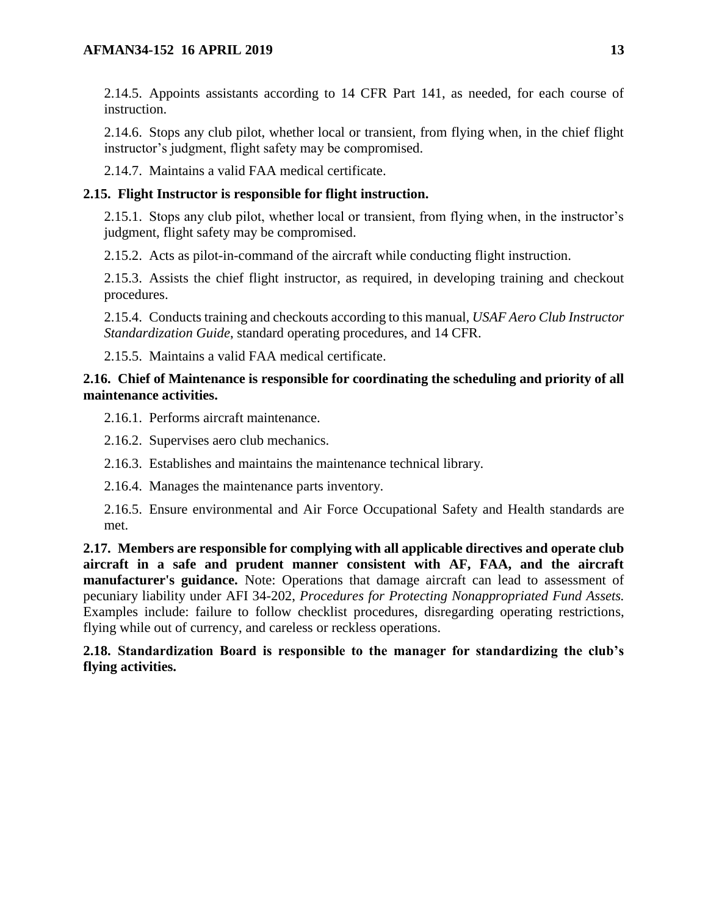2.14.5. Appoints assistants according to 14 CFR Part 141, as needed, for each course of instruction.

2.14.6. Stops any club pilot, whether local or transient, from flying when, in the chief flight instructor's judgment, flight safety may be compromised.

2.14.7. Maintains a valid FAA medical certificate.

**2.15. Flight Instructor is responsible for flight instruction.**

2.15.1. Stops any club pilot, whether local or transient, from flying when, in the instructor's judgment, flight safety may be compromised.

2.15.2. Acts as pilot-in-command of the aircraft while conducting flight instruction.

2.15.3. Assists the chief flight instructor, as required, in developing training and checkout procedures.

2.15.4. Conducts training and checkouts according to this manual, *USAF Aero Club Instructor Standardization Guide*, standard operating procedures, and 14 CFR.

2.15.5. Maintains a valid FAA medical certificate.

**2.16. Chief of Maintenance is responsible for coordinating the scheduling and priority of all maintenance activities.**

2.16.1. Performs aircraft maintenance.

2.16.2. Supervises aero club mechanics.

2.16.3. Establishes and maintains the maintenance technical library.

2.16.4. Manages the maintenance parts inventory.

2.16.5. Ensure environmental and Air Force Occupational Safety and Health standards are met.

**2.17. Members are responsible for complying with all applicable directives and operate club aircraft in a safe and prudent manner consistent with AF, FAA, and the aircraft manufacturer's guidance.** Note: Operations that damage aircraft can lead to assessment of pecuniary liability under AFI 34-202, *Procedures for Protecting Nonappropriated Fund Assets.* Examples include: failure to follow checklist procedures, disregarding operating restrictions, flying while out of currency, and careless or reckless operations.

**2.18. Standardization Board is responsible to the manager for standardizing the club's flying activities.**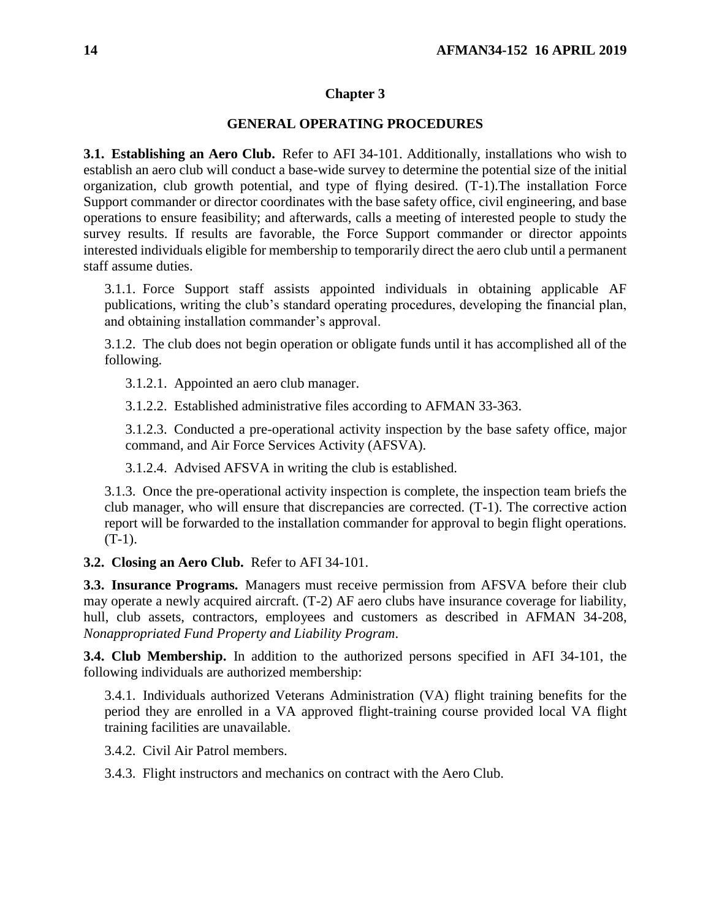## Chapter 3

## GENERAL OPERATING PROCEDURES

**3.1. Establishing an Aero Club.** Refer to AFI 34-101. Additionally, installations who wish to establish an aero club will conduct a base-wide survey to determine the potential size of the initial organization, club growth potential, and type of flying desired. (T-1).The installation Force Support commander or director coordinates with the base safety office, civil engineering, and base operations to ensure feasibility; and afterwards, calls a meeting of interested people to study the survey results. If results are favorable, the Force Support commander or director appoints interested individuals eligible for membership to temporarily direct the aero club until a permanent staff assume duties.

3.1.1. Force Support staff assists appointed individuals in obtaining applicable AF publications, writing the club's standard operating procedures, developing the financial plan, and obtaining installation commander's approval.

3.1.2. The club does not begin operation or obligate funds until it has accomplished all of the following.

3.1.2.1. Appointed an aero club manager.

3.1.2.2. Established administrative files according to AFMAN 33-363.

3.1.2.3. Conducted a pre-operational activity inspection by the base safety office, major command, and Air Force Services Activity (AFSVA).

3.1.2.4. Advised AFSVA in writing the club is established.

3.1.3. Once the pre-operational activity inspection is complete, the inspection team briefs the club manager, who will ensure that discrepancies are corrected. (T-1). The corrective action report will be forwarded to the installation commander for approval to begin flight operations. (T-1).

**3.2. Closing an Aero Club.** Refer to AFI 34-101.

**3.3. Insurance Programs.** Managers must receive permission from AFSVA before their club may operate a newly acquired aircraft. (T-2) AF aero clubs have insurance coverage for liability, hull, club assets, contractors, employees and customers as described in AFMAN 34-208, *Nonappropriated Fund Property and Liability Program*.

**3.4. Club Membership.** In addition to the authorized persons specified in AFI 34-101, the following individuals are authorized membership:

3.4.1. Individuals authorized Veterans Administration (VA) flight training benefits for the period they are enrolled in a VA approved flight-training course provided local VA flight training facilities are unavailable.

3.4.2. Civil Air Patrol members.

3.4.3. Flight instructors and mechanics on contract with the Aero Club.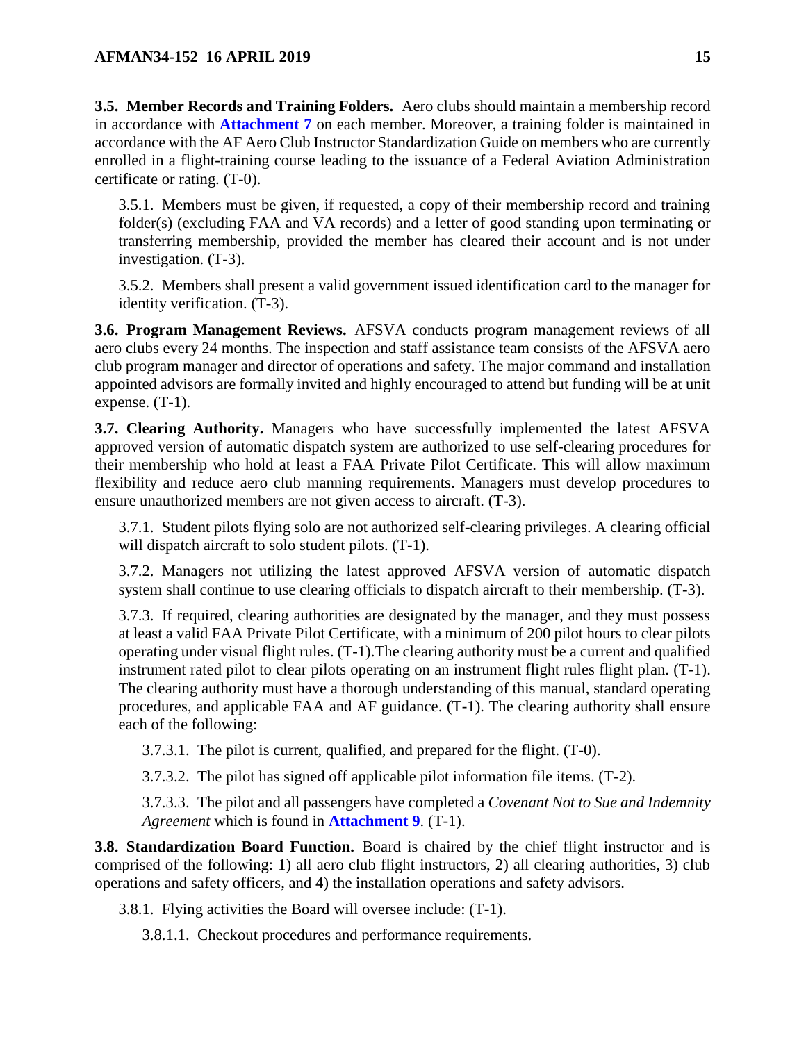**3.5. Member Records and Training Folders.** Aero clubs should maintain a membership record in accordance with **Attachment 7** on each member. Moreover, a training folder is maintained in accordance with the AF Aero Club Instructor Standardization Guide on members who are currently enrolled in a flight-training course leading to the issuance of a Federal Aviation Administration certificate or rating. (T-0).

3.5.1. Members must be given, if requested, a copy of their membership record and training folder(s) (excluding FAA and VA records) and a letter of good standing upon terminating or transferring membership, provided the member has cleared their account and is not under investigation. (T-3).

3.5.2. Members shall present a valid government issued identification card to the manager for identity verification. (T-3).

**3.6. Program Management Reviews.** AFSVA conducts program management reviews of all aero clubs every 24 months. The inspection and staff assistance team consists of the AFSVA aero club program manager and director of operations and safety. The major command and installation appointed advisors are formally invited and highly encouraged to attend but funding will be at unit expense. (T-1).

**3.7. Clearing Authority.** Managers who have successfully implemented the latest AFSVA approved version of automatic dispatch system are authorized to use self-clearing procedures for their membership who hold at least a FAA Private Pilot Certificate. This will allow maximum flexibility and reduce aero club manning requirements. Managers must develop procedures to ensure unauthorized members are not given access to aircraft. (T-3).

3.7.1. Student pilots flying solo are not authorized self-clearing privileges. A clearing official will dispatch aircraft to solo student pilots. (T-1).

3.7.2. Managers not utilizing the latest approved AFSVA version of automatic dispatch system shall continue to use clearing officials to dispatch aircraft to their membership. (T-3).

3.7.3. If required, clearing authorities are designated by the manager, and they must possess at least a valid FAA Private Pilot Certificate, with a minimum of 200 pilot hours to clear pilots operating under visual flight rules. (T-1).The clearing authority must be a current and qualified instrument rated pilot to clear pilots operating on an instrument flight rules flight plan. (T-1). The clearing authority must have a thorough understanding of this manual, standard operating procedures, and applicable FAA and AF guidance. (T-1). The clearing authority shall ensure each of the following:

3.7.3.1. The pilot is current, qualified, and prepared for the flight. (T-0).

3.7.3.2. The pilot has signed off applicable pilot information file items. (T-2).

3.7.3.3. The pilot and all passengers have completed a *Covenant Not to Sue and Indemnity Agreement* which is found in **Attachment 9**. (T-1).

**3.8. Standardization Board Function.** Board is chaired by the chief flight instructor and is comprised of the following: 1) all aero club flight instructors, 2) all clearing authorities, 3) club operations and safety officers, and 4) the installation operations and safety advisors.

3.8.1. Flying activities the Board will oversee include: (T-1).

3.8.1.1. Checkout procedures and performance requirements.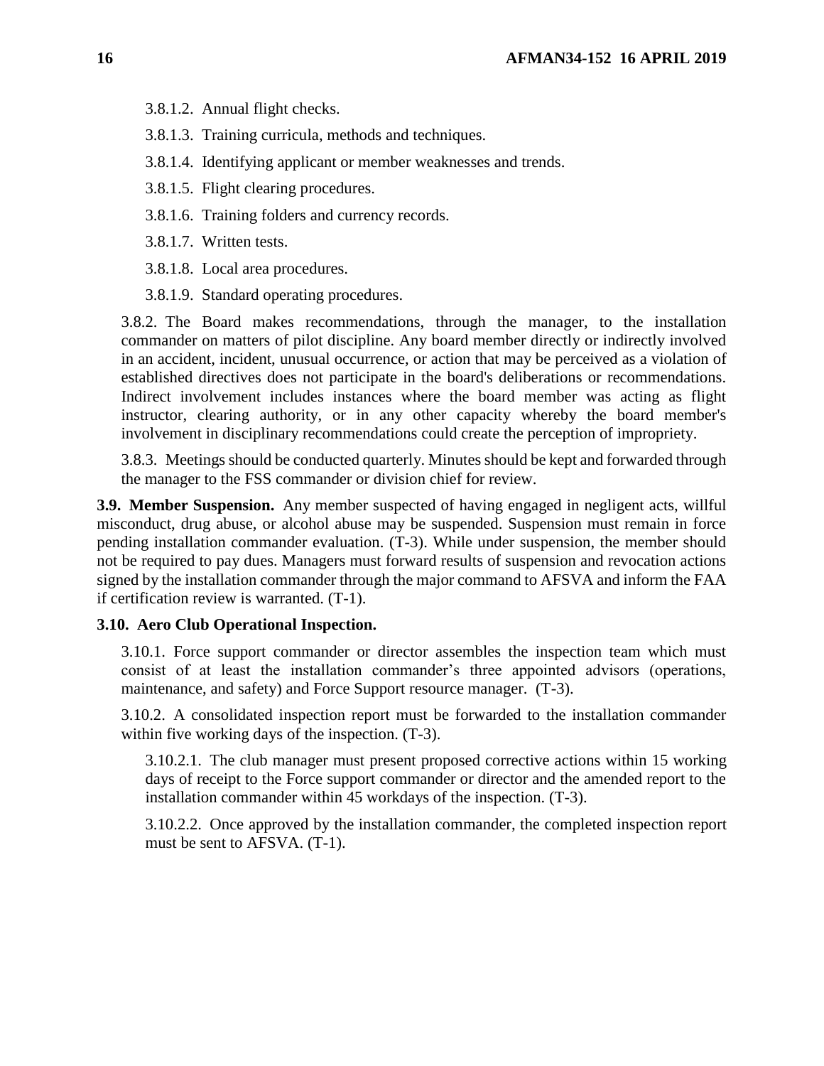3.8.1.2. Annual flight checks.

3.8.1.3. Training curricula, methods and techniques.

3.8.1.4. Identifying applicant or member weaknesses and trends.

3.8.1.5. Flight clearing procedures.

3.8.1.6. Training folders and currency records.

3.8.1.7. Written tests.

3.8.1.8. Local area procedures.

3.8.1.9. Standard operating procedures.

3.8.2. The Board makes recommendations, through the manager, to the installation commander on matters of pilot discipline. Any board member directly or indirectly involved in an accident, incident, unusual occurrence, or action that may be perceived as a violation of established directives does not participate in the board's deliberations or recommendations. Indirect involvement includes instances where the board member was acting as flight instructor, clearing authority, or in any other capacity whereby the board member's involvement in disciplinary recommendations could create the perception of impropriety.

3.8.3. Meetings should be conducted quarterly. Minutes should be kept and forwarded through the manager to the FSS commander or division chief for review.

**3.9. Member Suspension.** Any member suspected of having engaged in negligent acts, willful misconduct, drug abuse, or alcohol abuse may be suspended. Suspension must remain in force pending installation commander evaluation. (T-3). While under suspension, the member should not be required to pay dues. Managers must forward results of suspension and revocation actions signed by the installation commander through the major command to AFSVA and inform the FAA if certification review is warranted. (T-1).

**3.10. Aero Club Operational Inspection.**

3.10.1. Force support commander or director assembles the inspection team which must consist of at least the installation commander's three appointed advisors (operations, maintenance, and safety) and Force Support resource manager. (T-3).

3.10.2. A consolidated inspection report must be forwarded to the installation commander within five working days of the inspection. (T-3).

3.10.2.1. The club manager must present proposed corrective actions within 15 working days of receipt to the Force support commander or director and the amended report to the installation commander within 45 workdays of the inspection. (T-3).

3.10.2.2. Once approved by the installation commander, the completed inspection report must be sent to AFSVA. (T-1).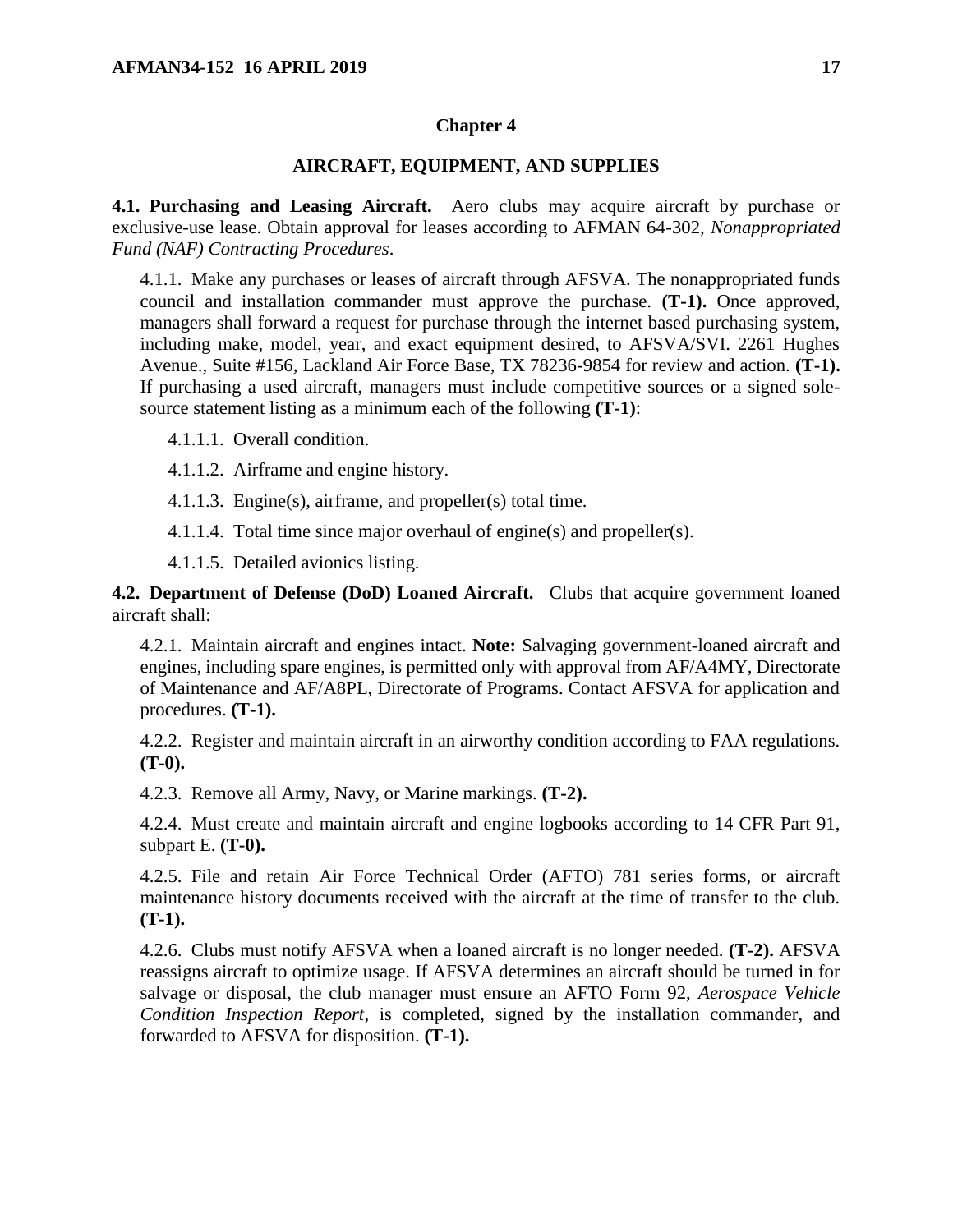# Chapter 4

## AIRCRAFT, EQUIPMENT, AND SUPPLIES

**4.1. Purchasing and Leasing Aircraft.** Aero clubs may acquire aircraft by purchase or exclusive-use lease. Obtain approval for leases according to AFMAN 64-302, *Nonappropriated Fund (NAF) Contracting Procedures*.

4.1.1. Make any purchases or leases of aircraft through AFSVA. The nonappropriated funds council and installation commander must approve the purchase. **(T-1).** Once approved, managers shall forward a request for purchase through the internet based purchasing system, including make, model, year, and exact equipment desired, to AFSVA/SVI. 2261 Hughes Avenue., Suite #156, Lackland Air Force Base, TX 78236-9854 for review and action. **(T-1).** If purchasing a used aircraft, managers must include competitive sources or a signed sole-source statement listing as a minimum each of the following **(T-1)**:

4.1.1.1. Overall condition.

4.1.1.2. Airframe and engine history.

4.1.1.3. Engine(s), airframe, and propeller(s) total time.

4.1.1.4. Total time since major overhaul of engine(s) and propeller(s).

4.1.1.5. Detailed avionics listing.

**4.2. Department of Defense (DoD) Loaned Aircraft.** Clubs that acquire government loaned aircraft shall:

4.2.1. Maintain aircraft and engines intact. **Note:** Salvaging government-loaned aircraft and engines, including spare engines, is permitted only with approval from AF/A4MY, Directorate of Maintenance and AF/A8PL, Directorate of Programs. Contact AFSVA for application and procedures. **(T-1).**

4.2.2. Register and maintain aircraft in an airworthy condition according to FAA regulations. **(T-0).**

4.2.3. Remove all Army, Navy, or Marine markings. **(T-2).**

4.2.4. Must create and maintain aircraft and engine logbooks according to 14 CFR Part 91, subpart E. **(T-0).**

4.2.5. File and retain Air Force Technical Order (AFTO) 781 series forms, or aircraft maintenance history documents received with the aircraft at the time of transfer to the club. **(T-1).**

4.2.6. Clubs must notify AFSVA when a loaned aircraft is no longer needed. **(T-2).** AFSVA reassigns aircraft to optimize usage. If AFSVA determines an aircraft should be turned in for salvage or disposal, the club manager must ensure an AFTO Form 92, *Aerospace Vehicle Condition Inspection Report*, is completed, signed by the installation commander, and forwarded to AFSVA for disposition. **(T-1).**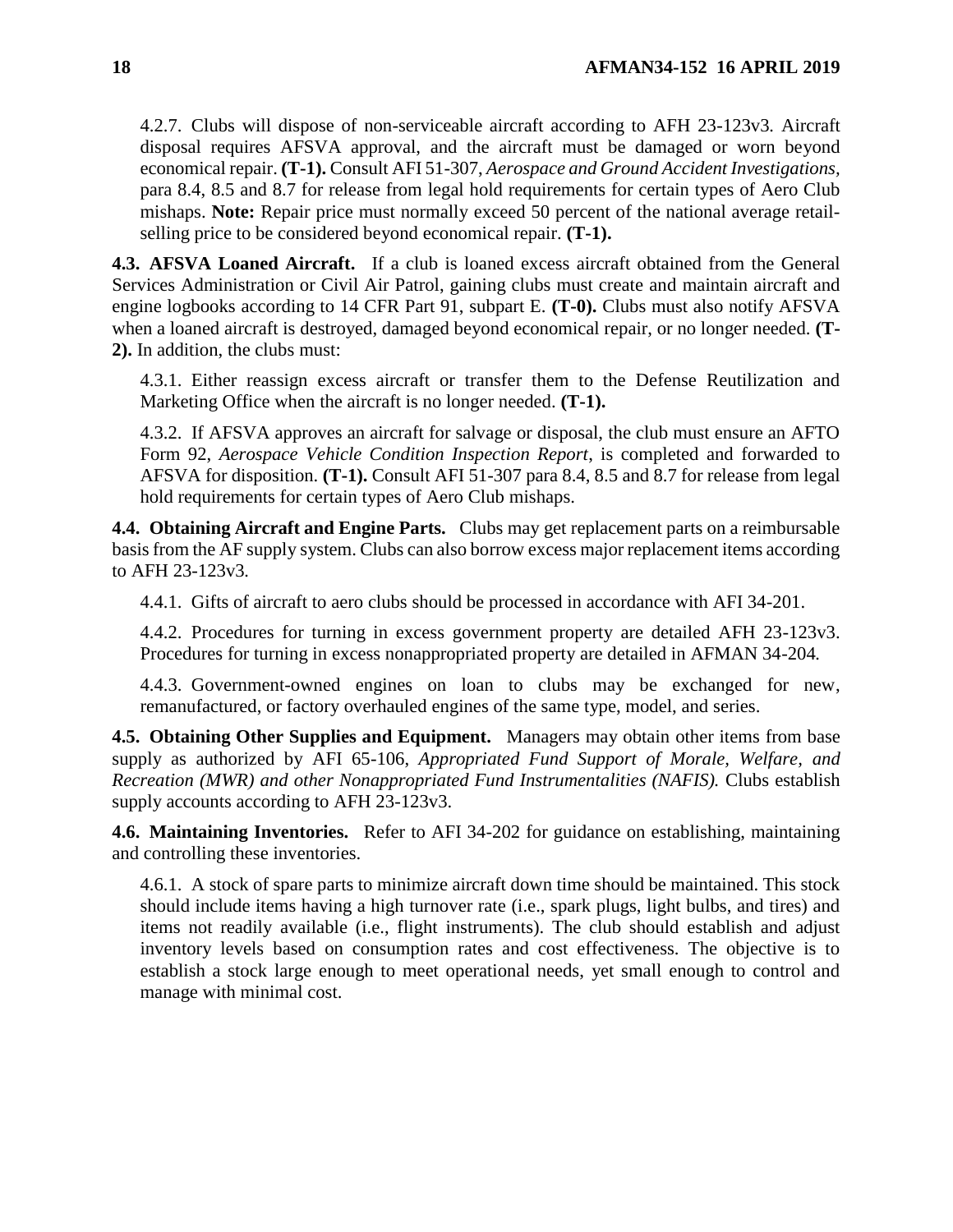4.2.7. Clubs will dispose of non-serviceable aircraft according to AFH 23-123v3. Aircraft disposal requires AFSVA approval, and the aircraft must be damaged or worn beyond economical repair. **(T-1).** Consult AFI 51-307, *Aerospace and Ground Accident Investigations*, para 8.4, 8.5 and 8.7 for release from legal hold requirements for certain types of Aero Club mishaps. **Note:** Repair price must normally exceed 50 percent of the national average retail-selling price to be considered beyond economical repair. **(T-1).**

**4.3. AFSVA Loaned Aircraft.** If a club is loaned excess aircraft obtained from the General Services Administration or Civil Air Patrol, gaining clubs must create and maintain aircraft and engine logbooks according to 14 CFR Part 91, subpart E. **(T-0).** Clubs must also notify AFSVA when a loaned aircraft is destroyed, damaged beyond economical repair, or no longer needed. **(T-2).** In addition, the clubs must:

4.3.1. Either reassign excess aircraft or transfer them to the Defense Reutilization and Marketing Office when the aircraft is no longer needed. **(T-1).**

4.3.2. If AFSVA approves an aircraft for salvage or disposal, the club must ensure an AFTO Form 92, *Aerospace Vehicle Condition Inspection Report*, is completed and forwarded to AFSVA for disposition. **(T-1).** Consult AFI 51-307 para 8.4, 8.5 and 8.7 for release from legal hold requirements for certain types of Aero Club mishaps.

**4.4. Obtaining Aircraft and Engine Parts.** Clubs may get replacement parts on a reimbursable basis from the AF supply system. Clubs can also borrow excess major replacement items according to AFH 23-123v3.

4.4.1. Gifts of aircraft to aero clubs should be processed in accordance with AFI 34-201.

4.4.2. Procedures for turning in excess government property are detailed AFH 23-123v3. Procedures for turning in excess nonappropriated property are detailed in AFMAN 34-204.

4.4.3. Government-owned engines on loan to clubs may be exchanged for new, remanufactured, or factory overhauled engines of the same type, model, and series.

**4.5. Obtaining Other Supplies and Equipment.** Managers may obtain other items from base supply as authorized by AFI 65-106, *Appropriated Fund Support of Morale, Welfare, and Recreation (MWR) and other Nonappropriated Fund Instrumentalities (NAFIS).* Clubs establish supply accounts according to AFH 23-123v3.

**4.6. Maintaining Inventories.** Refer to AFI 34-202 for guidance on establishing, maintaining and controlling these inventories.

4.6.1. A stock of spare parts to minimize aircraft down time should be maintained. This stock should include items having a high turnover rate (i.e., spark plugs, light bulbs, and tires) and items not readily available (i.e., flight instruments). The club should establish and adjust inventory levels based on consumption rates and cost effectiveness. The objective is to establish a stock large enough to meet operational needs, yet small enough to control and manage with minimal cost.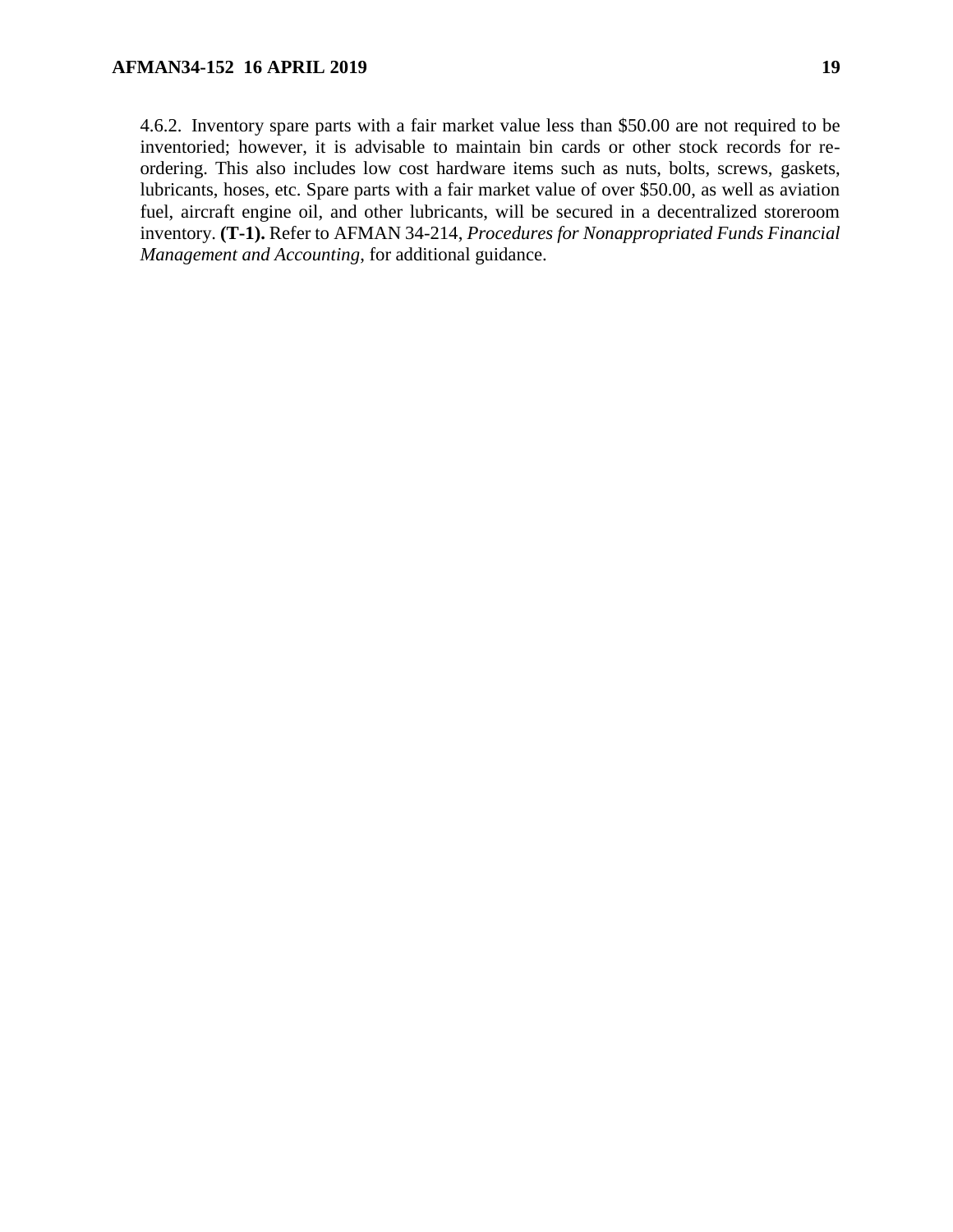4.6.2. Inventory spare parts with a fair market value less than $50.00 are not required to be inventoried; however, it is advisable to maintain bin cards or other stock records for re-ordering. This also includes low cost hardware items such as nuts, bolts, screws, gaskets, lubricants, hoses, etc. Spare parts with a fair market value of over $50.00, as well as aviation fuel, aircraft engine oil, and other lubricants, will be secured in a decentralized storeroom inventory. **(T-1).** Refer to AFMAN 34-214, *Procedures for Nonappropriated Funds Financial Management and Accounting*, for additional guidance.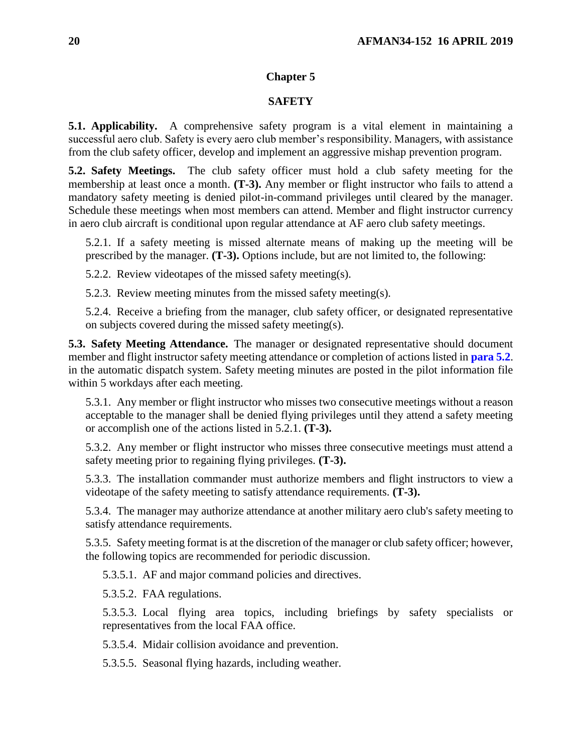# Chapter 5

## SAFETY

**5.1. Applicability.** A comprehensive safety program is a vital element in maintaining a successful aero club. Safety is every aero club member's responsibility. Managers, with assistance from the club safety officer, develop and implement an aggressive mishap prevention program.

**5.2. Safety Meetings.** The club safety officer must hold a club safety meeting for the membership at least once a month. **(T-3).** Any member or flight instructor who fails to attend a mandatory safety meeting is denied pilot-in-command privileges until cleared by the manager. Schedule these meetings when most members can attend. Member and flight instructor currency in aero club aircraft is conditional upon regular attendance at AF aero club safety meetings.

5.2.1. If a safety meeting is missed alternate means of making up the meeting will be prescribed by the manager. **(T-3).** Options include, but are not limited to, the following:

5.2.2. Review videotapes of the missed safety meeting(s).

5.2.3. Review meeting minutes from the missed safety meeting(s).

5.2.4. Receive a briefing from the manager, club safety officer, or designated representative on subjects covered during the missed safety meeting(s).

**5.3. Safety Meeting Attendance.** The manager or designated representative should document member and flight instructor safety meeting attendance or completion of actions listed in **para 5.2**. in the automatic dispatch system. Safety meeting minutes are posted in the pilot information file within 5 workdays after each meeting.

5.3.1. Any member or flight instructor who misses two consecutive meetings without a reason acceptable to the manager shall be denied flying privileges until they attend a safety meeting or accomplish one of the actions listed in 5.2.1. **(T-3).**

5.3.2. Any member or flight instructor who misses three consecutive meetings must attend a safety meeting prior to regaining flying privileges. **(T-3).**

5.3.3. The installation commander must authorize members and flight instructors to view a videotape of the safety meeting to satisfy attendance requirements. **(T-3).**

5.3.4. The manager may authorize attendance at another military aero club's safety meeting to satisfy attendance requirements.

5.3.5. Safety meeting format is at the discretion of the manager or club safety officer; however, the following topics are recommended for periodic discussion.

5.3.5.1. AF and major command policies and directives.

5.3.5.2. FAA regulations.

5.3.5.3. Local flying area topics, including briefings by safety specialists or representatives from the local FAA office.

5.3.5.4. Midair collision avoidance and prevention.

5.3.5.5. Seasonal flying hazards, including weather.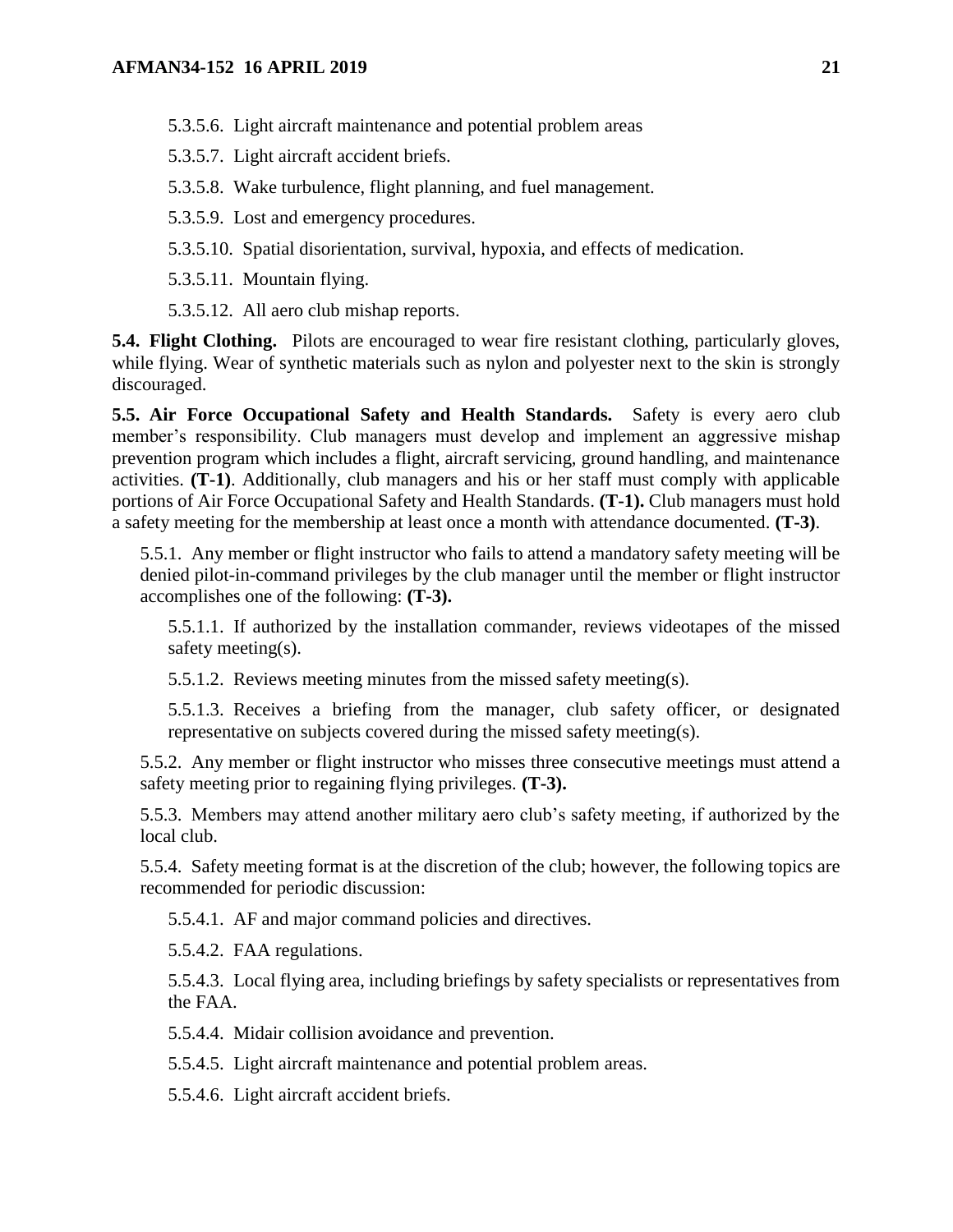5.3.5.6. Light aircraft maintenance and potential problem areas

5.3.5.7. Light aircraft accident briefs.

5.3.5.8. Wake turbulence, flight planning, and fuel management.

5.3.5.9. Lost and emergency procedures.

5.3.5.10. Spatial disorientation, survival, hypoxia, and effects of medication.

5.3.5.11. Mountain flying.

5.3.5.12. All aero club mishap reports.

**5.4. Flight Clothing.** Pilots are encouraged to wear fire resistant clothing, particularly gloves, while flying. Wear of synthetic materials such as nylon and polyester next to the skin is strongly discouraged.

**5.5. Air Force Occupational Safety and Health Standards.** Safety is every aero club member's responsibility. Club managers must develop and implement an aggressive mishap prevention program which includes a flight, aircraft servicing, ground handling, and maintenance activities. **(T-1)**. Additionally, club managers and his or her staff must comply with applicable portions of Air Force Occupational Safety and Health Standards. **(T-1).** Club managers must hold a safety meeting for the membership at least once a month with attendance documented. **(T-3)**.

5.5.1. Any member or flight instructor who fails to attend a mandatory safety meeting will be denied pilot-in-command privileges by the club manager until the member or flight instructor accomplishes one of the following: **(T-3).**

5.5.1.1. If authorized by the installation commander, reviews videotapes of the missed safety meeting(s).

5.5.1.2. Reviews meeting minutes from the missed safety meeting(s).

5.5.1.3. Receives a briefing from the manager, club safety officer, or designated representative on subjects covered during the missed safety meeting(s).

5.5.2. Any member or flight instructor who misses three consecutive meetings must attend a safety meeting prior to regaining flying privileges. **(T-3).**

5.5.3. Members may attend another military aero club's safety meeting, if authorized by the local club.

5.5.4. Safety meeting format is at the discretion of the club; however, the following topics are recommended for periodic discussion:

5.5.4.1. AF and major command policies and directives.

5.5.4.2. FAA regulations.

5.5.4.3. Local flying area, including briefings by safety specialists or representatives from the FAA.

5.5.4.4. Midair collision avoidance and prevention.

5.5.4.5. Light aircraft maintenance and potential problem areas.

5.5.4.6. Light aircraft accident briefs.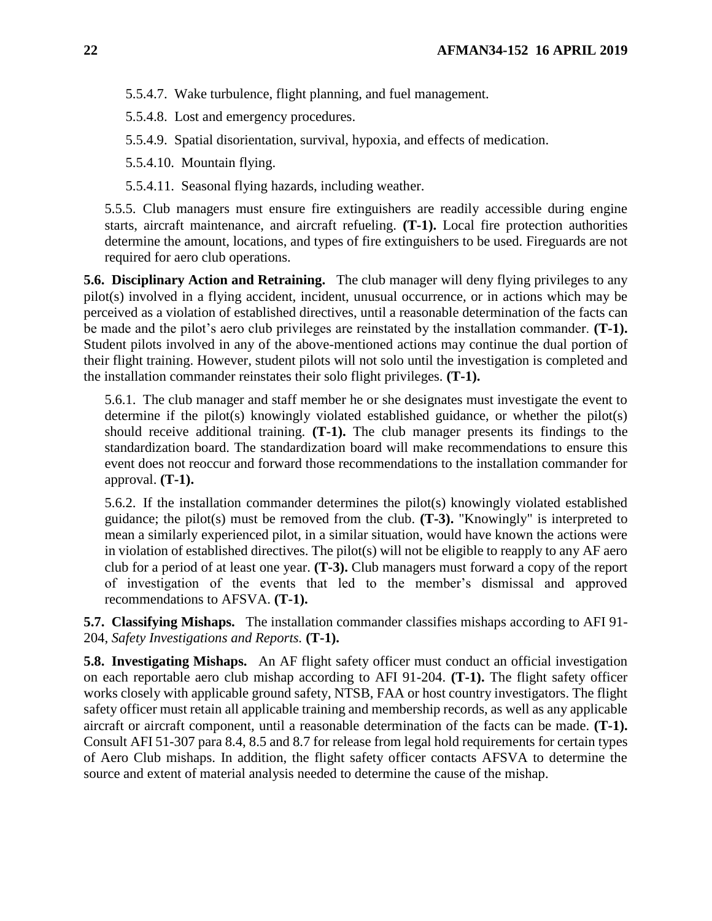5.5.4.7. Wake turbulence, flight planning, and fuel management.

5.5.4.8. Lost and emergency procedures.

5.5.4.9. Spatial disorientation, survival, hypoxia, and effects of medication.

5.5.4.10. Mountain flying.

5.5.4.11. Seasonal flying hazards, including weather.

5.5.5. Club managers must ensure fire extinguishers are readily accessible during engine starts, aircraft maintenance, and aircraft refueling. **(T-1).** Local fire protection authorities determine the amount, locations, and types of fire extinguishers to be used. Fireguards are not required for aero club operations.

**5.6. Disciplinary Action and Retraining.** The club manager will deny flying privileges to any pilot(s) involved in a flying accident, incident, unusual occurrence, or in actions which may be perceived as a violation of established directives, until a reasonable determination of the facts can be made and the pilot's aero club privileges are reinstated by the installation commander. **(T-1).** Student pilots involved in any of the above-mentioned actions may continue the dual portion of their flight training. However, student pilots will not solo until the investigation is completed and the installation commander reinstates their solo flight privileges. **(T-1).**

5.6.1. The club manager and staff member he or she designates must investigate the event to determine if the pilot(s) knowingly violated established guidance, or whether the pilot(s) should receive additional training. **(T-1).** The club manager presents its findings to the standardization board. The standardization board will make recommendations to ensure this event does not reoccur and forward those recommendations to the installation commander for approval. **(T-1).**

5.6.2. If the installation commander determines the pilot(s) knowingly violated established guidance; the pilot(s) must be removed from the club. **(T-3).** "Knowingly" is interpreted to mean a similarly experienced pilot, in a similar situation, would have known the actions were in violation of established directives. The pilot(s) will not be eligible to reapply to any AF aero club for a period of at least one year. **(T-3).** Club managers must forward a copy of the report of investigation of the events that led to the member's dismissal and approved recommendations to AFSVA. **(T-1).**

**5.7. Classifying Mishaps.** The installation commander classifies mishaps according to AFI 91-204, *Safety Investigations and Reports.* **(T-1).**

**5.8. Investigating Mishaps.** An AF flight safety officer must conduct an official investigation on each reportable aero club mishap according to AFI 91-204. **(T-1).** The flight safety officer works closely with applicable ground safety, NTSB, FAA or host country investigators. The flight safety officer must retain all applicable training and membership records, as well as any applicable aircraft or aircraft component, until a reasonable determination of the facts can be made. **(T-1).** Consult AFI 51-307 para 8.4, 8.5 and 8.7 for release from legal hold requirements for certain types of Aero Club mishaps. In addition, the flight safety officer contacts AFSVA to determine the source and extent of material analysis needed to determine the cause of the mishap.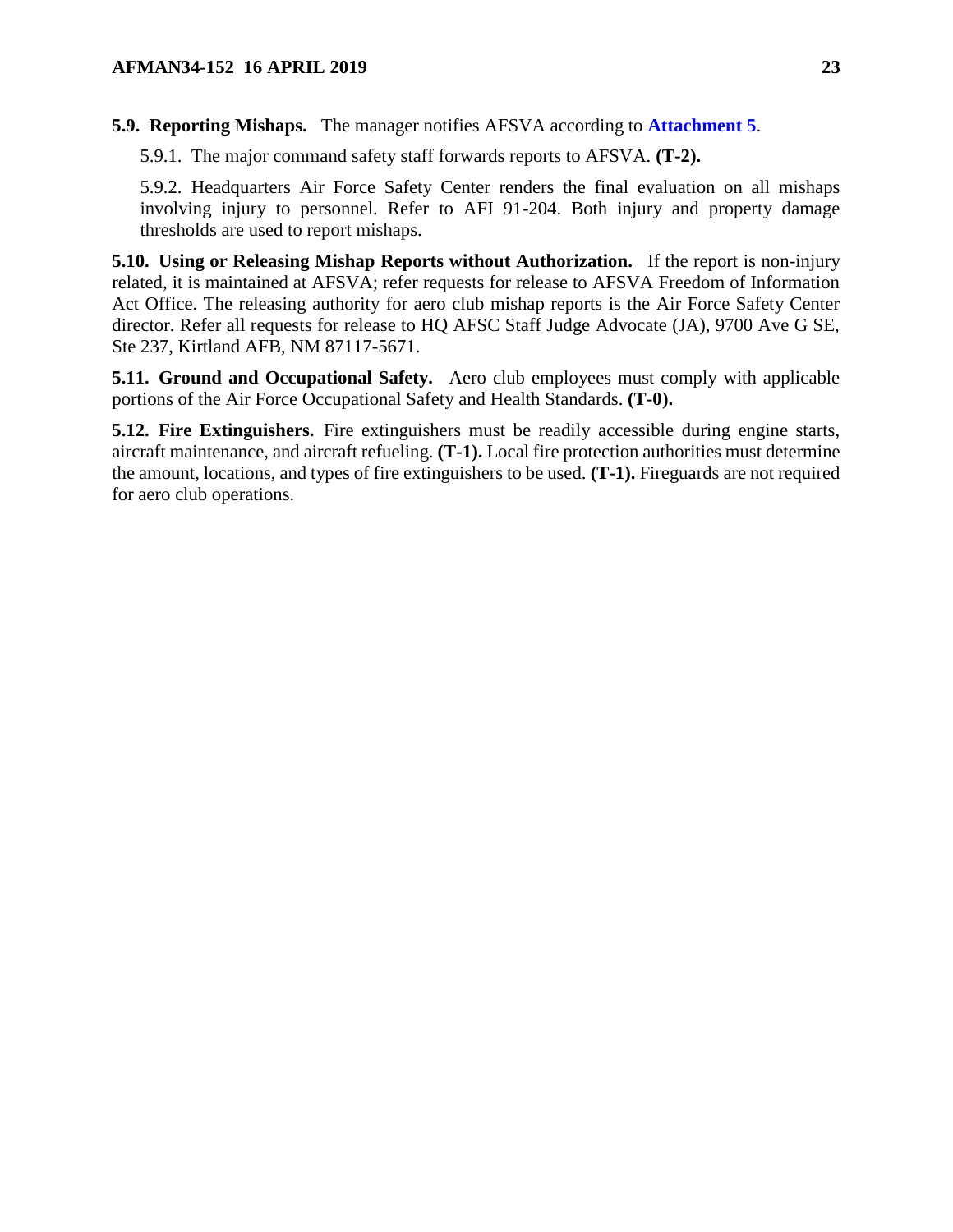**5.9. Reporting Mishaps.** The manager notifies AFSVA according to **Attachment 5**.

5.9.1. The major command safety staff forwards reports to AFSVA. **(T-2).**

5.9.2. Headquarters Air Force Safety Center renders the final evaluation on all mishaps involving injury to personnel. Refer to AFI 91-204. Both injury and property damage thresholds are used to report mishaps.

**5.10. Using or Releasing Mishap Reports without Authorization.** If the report is non-injury related, it is maintained at AFSVA; refer requests for release to AFSVA Freedom of Information Act Office. The releasing authority for aero club mishap reports is the Air Force Safety Center director. Refer all requests for release to HQ AFSC Staff Judge Advocate (JA), 9700 Ave G SE, Ste 237, Kirtland AFB, NM 87117-5671.

**5.11. Ground and Occupational Safety.** Aero club employees must comply with applicable portions of the Air Force Occupational Safety and Health Standards. **(T-0).**

**5.12. Fire Extinguishers.** Fire extinguishers must be readily accessible during engine starts, aircraft maintenance, and aircraft refueling. **(T-1).** Local fire protection authorities must determine the amount, locations, and types of fire extinguishers to be used. **(T-1).** Fireguards are not required for aero club operations.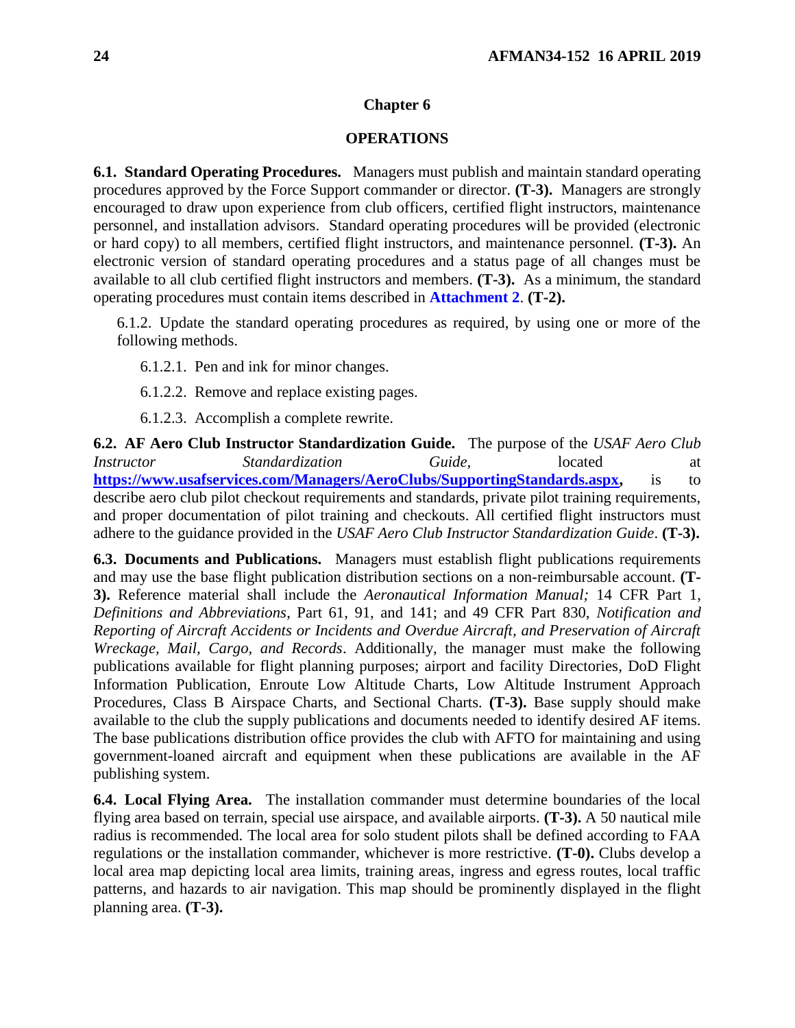# Chapter 6

# OPERATIONS

**6.1. Standard Operating Procedures.** Managers must publish and maintain standard operating procedures approved by the Force Support commander or director. **(T-3).** Managers are strongly encouraged to draw upon experience from club officers, certified flight instructors, maintenance personnel, and installation advisors. Standard operating procedures will be provided (electronic or hard copy) to all members, certified flight instructors, and maintenance personnel. **(T-3).** An electronic version of standard operating procedures and a status page of all changes must be available to all club certified flight instructors and members. **(T-3).** As a minimum, the standard operating procedures must contain items described in **Attachment 2**. **(T-2).**

6.1.2. Update the standard operating procedures as required, by using one or more of the following methods.

6.1.2.1. Pen and ink for minor changes.

6.1.2.2. Remove and replace existing pages.

6.1.2.3. Accomplish a complete rewrite.

**6.2. AF Aero Club Instructor Standardization Guide.** The purpose of the *USAF Aero Club Instructor Standardization Guide*, located at **https://www.usafservices.com/Managers/AeroClubs/SupportingStandards.aspx**, is to describe aero club pilot checkout requirements and standards, private pilot training requirements, and proper documentation of pilot training and checkouts. All certified flight instructors must adhere to the guidance provided in the *USAF Aero Club Instructor Standardization Guide*. **(T-3).**

**6.3. Documents and Publications.** Managers must establish flight publications requirements and may use the base flight publication distribution sections on a non-reimbursable account. **(T-3).** Reference material shall include the *Aeronautical Information Manual;* 14 CFR Part 1, *Definitions and Abbreviations*, Part 61, 91, and 141; and 49 CFR Part 830, *Notification and Reporting of Aircraft Accidents or Incidents and Overdue Aircraft, and Preservation of Aircraft Wreckage, Mail, Cargo, and Records*. Additionally, the manager must make the following publications available for flight planning purposes; airport and facility Directories, DoD Flight Information Publication, Enroute Low Altitude Charts, Low Altitude Instrument Approach Procedures, Class B Airspace Charts, and Sectional Charts. **(T-3).** Base supply should make available to the club the supply publications and documents needed to identify desired AF items. The base publications distribution office provides the club with AFTO for maintaining and using government-loaned aircraft and equipment when these publications are available in the AF publishing system.

**6.4. Local Flying Area.** The installation commander must determine boundaries of the local flying area based on terrain, special use airspace, and available airports. **(T-3).** A 50 nautical mile radius is recommended. The local area for solo student pilots shall be defined according to FAA regulations or the installation commander, whichever is more restrictive. **(T-0).** Clubs develop a local area map depicting local area limits, training areas, ingress and egress routes, local traffic patterns, and hazards to air navigation. This map should be prominently displayed in the flight planning area. **(T-3).**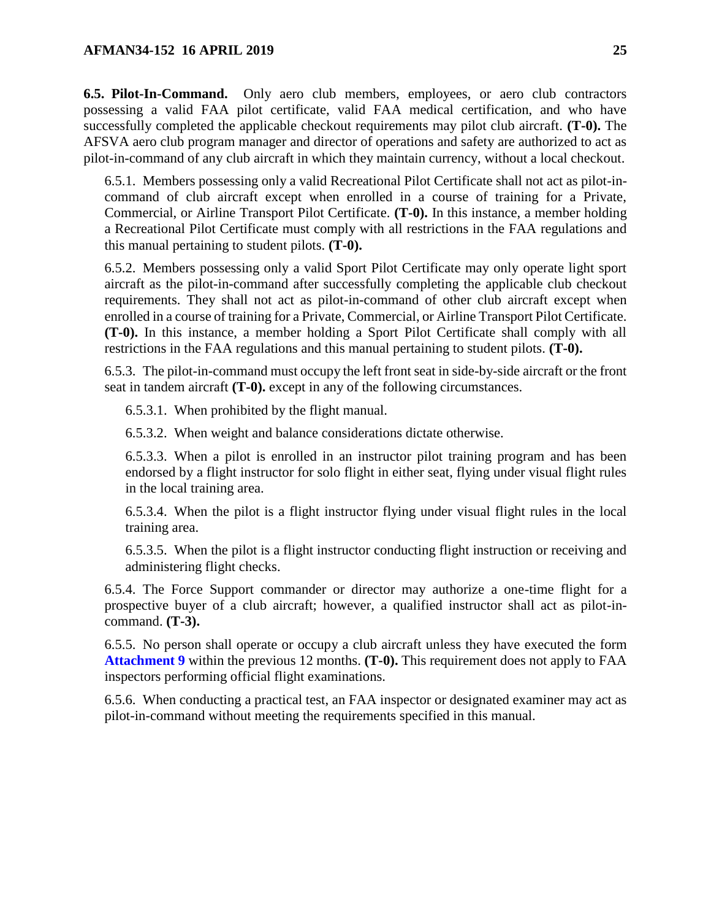**6.5. Pilot-In-Command.** Only aero club members, employees, or aero club contractors possessing a valid FAA pilot certificate, valid FAA medical certification, and who have successfully completed the applicable checkout requirements may pilot club aircraft. **(T-0).** The AFSVA aero club program manager and director of operations and safety are authorized to act as pilot-in-command of any club aircraft in which they maintain currency, without a local checkout.

6.5.1. Members possessing only a valid Recreational Pilot Certificate shall not act as pilot-in-command of club aircraft except when enrolled in a course of training for a Private, Commercial, or Airline Transport Pilot Certificate. **(T-0).** In this instance, a member holding a Recreational Pilot Certificate must comply with all restrictions in the FAA regulations and this manual pertaining to student pilots. **(T-0).**

6.5.2. Members possessing only a valid Sport Pilot Certificate may only operate light sport aircraft as the pilot-in-command after successfully completing the applicable club checkout requirements. They shall not act as pilot-in-command of other club aircraft except when enrolled in a course of training for a Private, Commercial, or Airline Transport Pilot Certificate. **(T-0).** In this instance, a member holding a Sport Pilot Certificate shall comply with all restrictions in the FAA regulations and this manual pertaining to student pilots. **(T-0).**

6.5.3. The pilot-in-command must occupy the left front seat in side-by-side aircraft or the front seat in tandem aircraft **(T-0).** except in any of the following circumstances.

6.5.3.1. When prohibited by the flight manual.

6.5.3.2. When weight and balance considerations dictate otherwise.

6.5.3.3. When a pilot is enrolled in an instructor pilot training program and has been endorsed by a flight instructor for solo flight in either seat, flying under visual flight rules in the local training area.

6.5.3.4. When the pilot is a flight instructor flying under visual flight rules in the local training area.

6.5.3.5. When the pilot is a flight instructor conducting flight instruction or receiving and administering flight checks.

6.5.4. The Force Support commander or director may authorize a one-time flight for a prospective buyer of a club aircraft; however, a qualified instructor shall act as pilot-in-command. **(T-3).**

6.5.5. No person shall operate or occupy a club aircraft unless they have executed the form **Attachment 9** within the previous 12 months. **(T-0).** This requirement does not apply to FAA inspectors performing official flight examinations.

6.5.6. When conducting a practical test, an FAA inspector or designated examiner may act as pilot-in-command without meeting the requirements specified in this manual.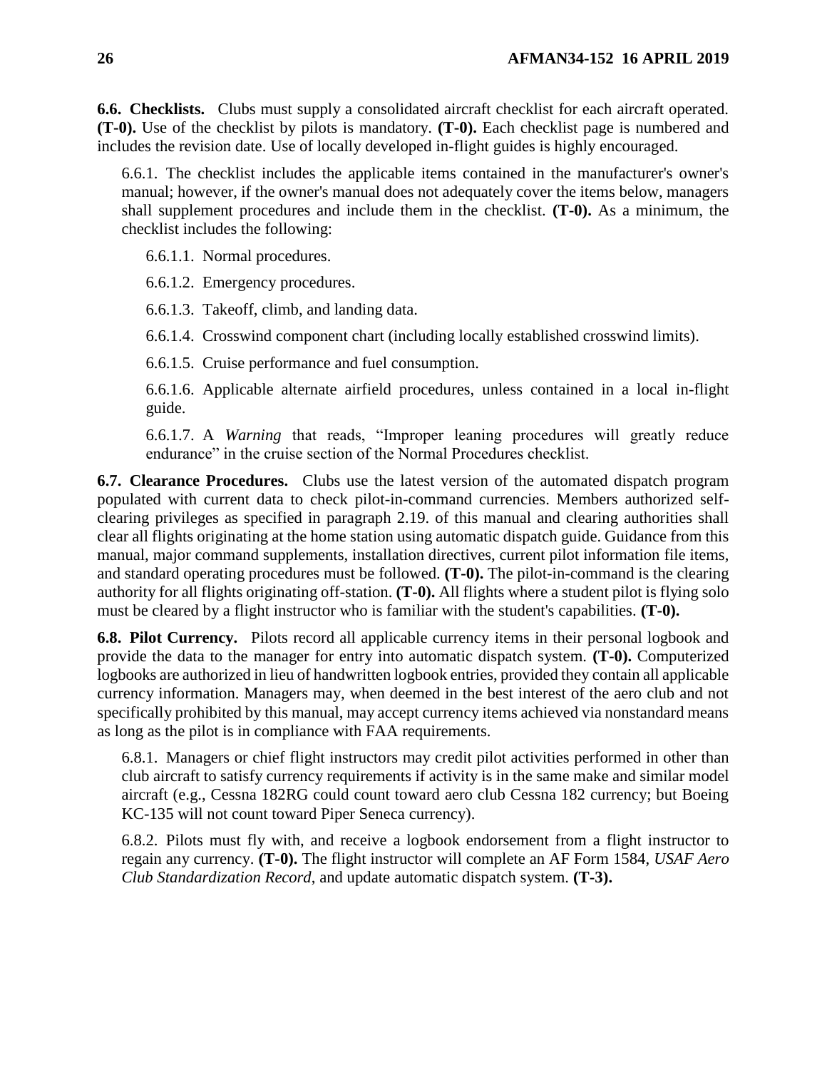**6.6. Checklists.** Clubs must supply a consolidated aircraft checklist for each aircraft operated. **(T-0).** Use of the checklist by pilots is mandatory. **(T-0).** Each checklist page is numbered and includes the revision date. Use of locally developed in-flight guides is highly encouraged.

6.6.1. The checklist includes the applicable items contained in the manufacturer's owner's manual; however, if the owner's manual does not adequately cover the items below, managers shall supplement procedures and include them in the checklist. **(T-0).** As a minimum, the checklist includes the following:

6.6.1.1. Normal procedures.

6.6.1.2. Emergency procedures.

6.6.1.3. Takeoff, climb, and landing data.

6.6.1.4. Crosswind component chart (including locally established crosswind limits).

6.6.1.5. Cruise performance and fuel consumption.

6.6.1.6. Applicable alternate airfield procedures, unless contained in a local in-flight guide.

6.6.1.7. A *Warning* that reads, "Improper leaning procedures will greatly reduce endurance" in the cruise section of the Normal Procedures checklist.

**6.7. Clearance Procedures.** Clubs use the latest version of the automated dispatch program populated with current data to check pilot-in-command currencies. Members authorized self-clearing privileges as specified in paragraph 2.19. of this manual and clearing authorities shall clear all flights originating at the home station using automatic dispatch guide. Guidance from this manual, major command supplements, installation directives, current pilot information file items, and standard operating procedures must be followed. **(T-0).** The pilot-in-command is the clearing authority for all flights originating off-station. **(T-0).** All flights where a student pilot is flying solo must be cleared by a flight instructor who is familiar with the student's capabilities. **(T-0).**

**6.8. Pilot Currency.** Pilots record all applicable currency items in their personal logbook and provide the data to the manager for entry into automatic dispatch system. **(T-0).** Computerized logbooks are authorized in lieu of handwritten logbook entries, provided they contain all applicable currency information. Managers may, when deemed in the best interest of the aero club and not specifically prohibited by this manual, may accept currency items achieved via nonstandard means as long as the pilot is in compliance with FAA requirements.

6.8.1. Managers or chief flight instructors may credit pilot activities performed in other than club aircraft to satisfy currency requirements if activity is in the same make and similar model aircraft (e.g., Cessna 182RG could count toward aero club Cessna 182 currency; but Boeing KC-135 will not count toward Piper Seneca currency).

6.8.2. Pilots must fly with, and receive a logbook endorsement from a flight instructor to regain any currency. **(T-0).** The flight instructor will complete an AF Form 1584, *USAF Aero Club Standardization Record*, and update automatic dispatch system. **(T-3).**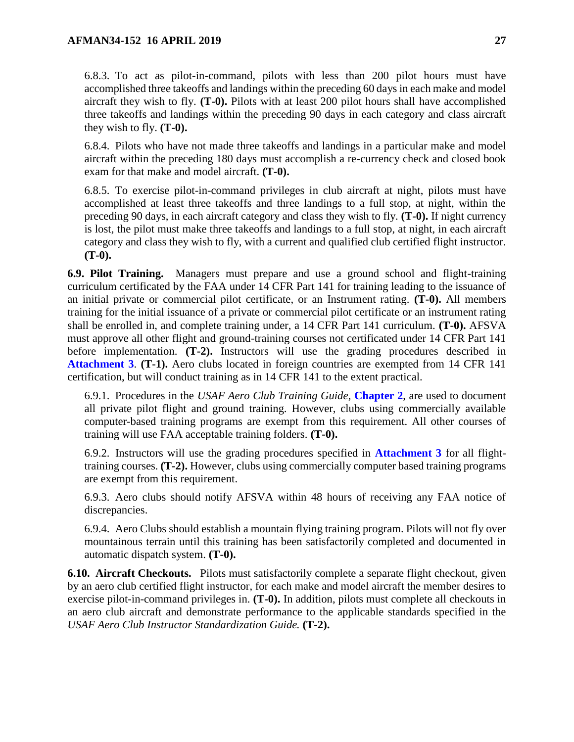6.8.3. To act as pilot-in-command, pilots with less than 200 pilot hours must have accomplished three takeoffs and landings within the preceding 60 days in each make and model aircraft they wish to fly. **(T-0).** Pilots with at least 200 pilot hours shall have accomplished three takeoffs and landings within the preceding 90 days in each category and class aircraft they wish to fly. **(T-0).**

6.8.4. Pilots who have not made three takeoffs and landings in a particular make and model aircraft within the preceding 180 days must accomplish a re-currency check and closed book exam for that make and model aircraft. **(T-0).**

6.8.5. To exercise pilot-in-command privileges in club aircraft at night, pilots must have accomplished at least three takeoffs and three landings to a full stop, at night, within the preceding 90 days, in each aircraft category and class they wish to fly. **(T-0).** If night currency is lost, the pilot must make three takeoffs and landings to a full stop, at night, in each aircraft category and class they wish to fly, with a current and qualified club certified flight instructor. **(T-0).**

**6.9. Pilot Training.** Managers must prepare and use a ground school and flight-training curriculum certificated by the FAA under 14 CFR Part 141 for training leading to the issuance of an initial private or commercial pilot certificate, or an Instrument rating. **(T-0).** All members training for the initial issuance of a private or commercial pilot certificate or an instrument rating shall be enrolled in, and complete training under, a 14 CFR Part 141 curriculum. **(T-0).** AFSVA must approve all other flight and ground-training courses not certificated under 14 CFR Part 141 before implementation. **(T-2).** Instructors will use the grading procedures described in **Attachment 3**. **(T-1).** Aero clubs located in foreign countries are exempted from 14 CFR 141 certification, but will conduct training as in 14 CFR 141 to the extent practical.

6.9.1. Procedures in the *USAF Aero Club Training Guide*, **Chapter 2**, are used to document all private pilot flight and ground training. However, clubs using commercially available computer-based training programs are exempt from this requirement. All other courses of training will use FAA acceptable training folders. **(T-0).**

6.9.2. Instructors will use the grading procedures specified in **Attachment 3** for all flight-training courses. **(T-2).** However, clubs using commercially computer based training programs are exempt from this requirement.

6.9.3. Aero clubs should notify AFSVA within 48 hours of receiving any FAA notice of discrepancies.

6.9.4. Aero Clubs should establish a mountain flying training program. Pilots will not fly over mountainous terrain until this training has been satisfactorily completed and documented in automatic dispatch system. **(T-0).**

**6.10. Aircraft Checkouts.** Pilots must satisfactorily complete a separate flight checkout, given by an aero club certified flight instructor, for each make and model aircraft the member desires to exercise pilot-in-command privileges in. **(T-0).** In addition, pilots must complete all checkouts in an aero club aircraft and demonstrate performance to the applicable standards specified in the *USAF Aero Club Instructor Standardization Guide.* **(T-2).**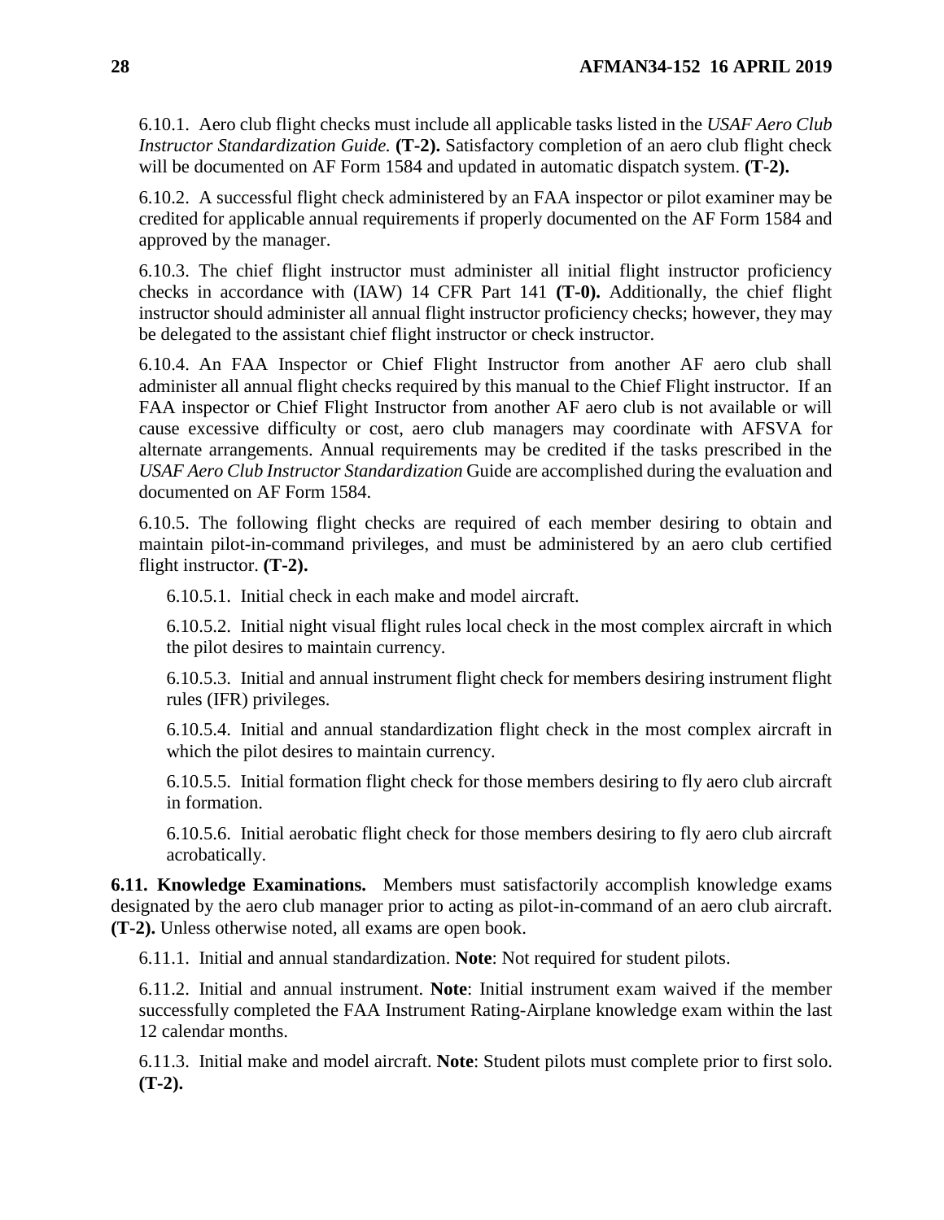6.10.1. Aero club flight checks must include all applicable tasks listed in the *USAF Aero Club Instructor Standardization Guide.* **(T-2).** Satisfactory completion of an aero club flight check will be documented on AF Form 1584 and updated in automatic dispatch system. **(T-2).**

6.10.2. A successful flight check administered by an FAA inspector or pilot examiner may be credited for applicable annual requirements if properly documented on the AF Form 1584 and approved by the manager.

6.10.3. The chief flight instructor must administer all initial flight instructor proficiency checks in accordance with (IAW) 14 CFR Part 141 **(T-0).** Additionally, the chief flight instructor should administer all annual flight instructor proficiency checks; however, they may be delegated to the assistant chief flight instructor or check instructor.

6.10.4. An FAA Inspector or Chief Flight Instructor from another AF aero club shall administer all annual flight checks required by this manual to the Chief Flight instructor. If an FAA inspector or Chief Flight Instructor from another AF aero club is not available or will cause excessive difficulty or cost, aero club managers may coordinate with AFSVA for alternate arrangements. Annual requirements may be credited if the tasks prescribed in the *USAF Aero Club Instructor Standardization* Guide are accomplished during the evaluation and documented on AF Form 1584.

6.10.5. The following flight checks are required of each member desiring to obtain and maintain pilot-in-command privileges, and must be administered by an aero club certified flight instructor. **(T-2).**

6.10.5.1. Initial check in each make and model aircraft.

6.10.5.2. Initial night visual flight rules local check in the most complex aircraft in which the pilot desires to maintain currency.

6.10.5.3. Initial and annual instrument flight check for members desiring instrument flight rules (IFR) privileges.

6.10.5.4. Initial and annual standardization flight check in the most complex aircraft in which the pilot desires to maintain currency.

6.10.5.5. Initial formation flight check for those members desiring to fly aero club aircraft in formation.

6.10.5.6. Initial aerobatic flight check for those members desiring to fly aero club aircraft acrobatically.

**6.11. Knowledge Examinations.** Members must satisfactorily accomplish knowledge exams designated by the aero club manager prior to acting as pilot-in-command of an aero club aircraft. **(T-2).** Unless otherwise noted, all exams are open book.

6.11.1. Initial and annual standardization. **Note**: Not required for student pilots.

6.11.2. Initial and annual instrument. **Note**: Initial instrument exam waived if the member successfully completed the FAA Instrument Rating-Airplane knowledge exam within the last 12 calendar months.

6.11.3. Initial make and model aircraft. **Note**: Student pilots must complete prior to first solo. **(T-2).**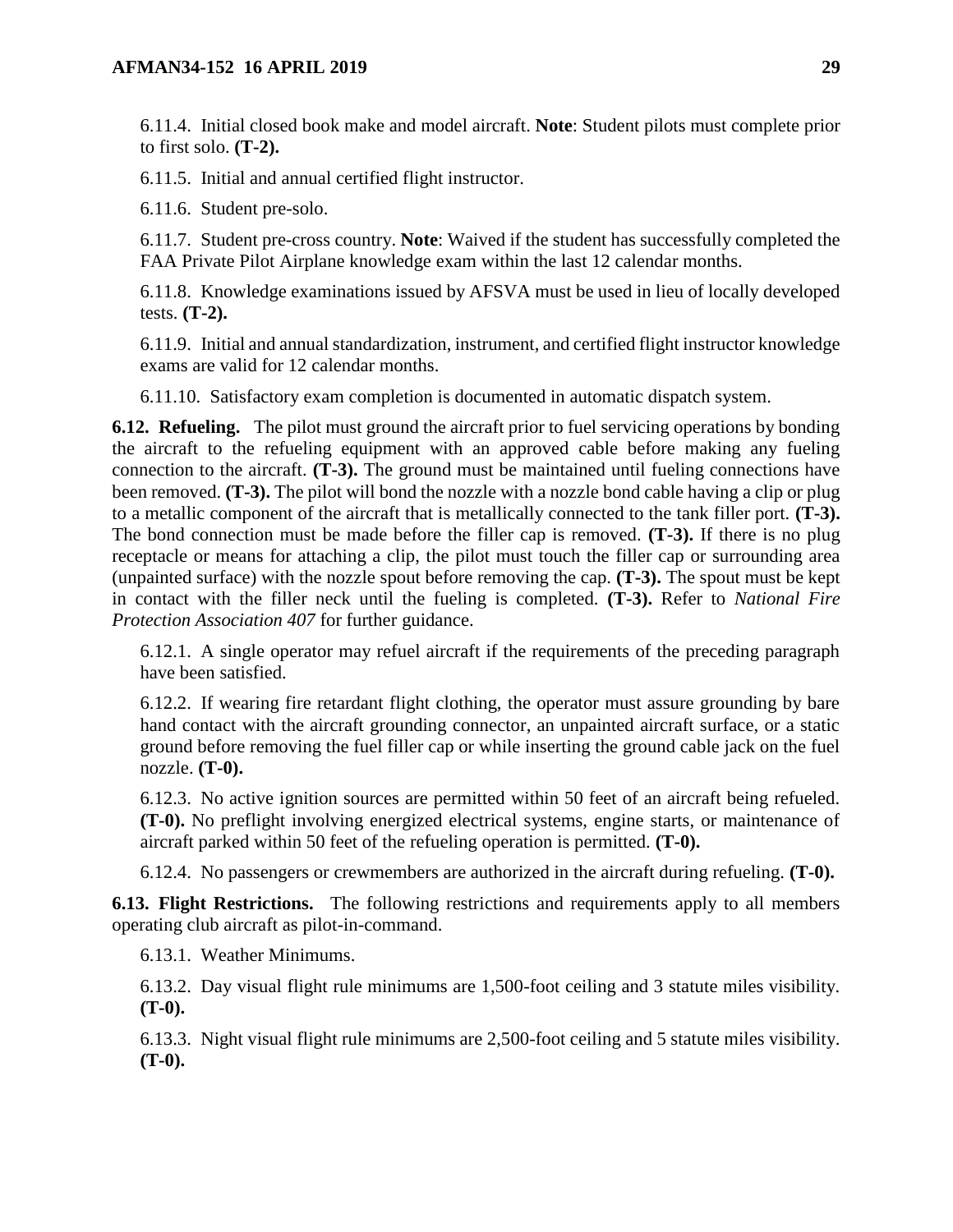6.11.4. Initial closed book make and model aircraft. **Note**: Student pilots must complete prior to first solo. **(T-2).**

6.11.5. Initial and annual certified flight instructor.

6.11.6. Student pre-solo.

6.11.7. Student pre-cross country. **Note**: Waived if the student has successfully completed the FAA Private Pilot Airplane knowledge exam within the last 12 calendar months.

6.11.8. Knowledge examinations issued by AFSVA must be used in lieu of locally developed tests. **(T-2).**

6.11.9. Initial and annual standardization, instrument, and certified flight instructor knowledge exams are valid for 12 calendar months.

6.11.10. Satisfactory exam completion is documented in automatic dispatch system.

**6.12. Refueling.** The pilot must ground the aircraft prior to fuel servicing operations by bonding the aircraft to the refueling equipment with an approved cable before making any fueling connection to the aircraft. **(T-3).** The ground must be maintained until fueling connections have been removed. **(T-3).** The pilot will bond the nozzle with a nozzle bond cable having a clip or plug to a metallic component of the aircraft that is metallically connected to the tank filler port. **(T-3).** The bond connection must be made before the filler cap is removed. **(T-3).** If there is no plug receptacle or means for attaching a clip, the pilot must touch the filler cap or surrounding area (unpainted surface) with the nozzle spout before removing the cap. **(T-3).** The spout must be kept in contact with the filler neck until the fueling is completed. **(T-3).** Refer to *National Fire Protection Association 407* for further guidance.

6.12.1. A single operator may refuel aircraft if the requirements of the preceding paragraph have been satisfied.

6.12.2. If wearing fire retardant flight clothing, the operator must assure grounding by bare hand contact with the aircraft grounding connector, an unpainted aircraft surface, or a static ground before removing the fuel filler cap or while inserting the ground cable jack on the fuel nozzle. **(T-0).**

6.12.3. No active ignition sources are permitted within 50 feet of an aircraft being refueled. **(T-0).** No preflight involving energized electrical systems, engine starts, or maintenance of aircraft parked within 50 feet of the refueling operation is permitted. **(T-0).**

6.12.4. No passengers or crewmembers are authorized in the aircraft during refueling. **(T-0).**

**6.13. Flight Restrictions.** The following restrictions and requirements apply to all members operating club aircraft as pilot-in-command.

6.13.1. Weather Minimums.

6.13.2. Day visual flight rule minimums are 1,500-foot ceiling and 3 statute miles visibility. **(T-0).**

6.13.3. Night visual flight rule minimums are 2,500-foot ceiling and 5 statute miles visibility. **(T-0).**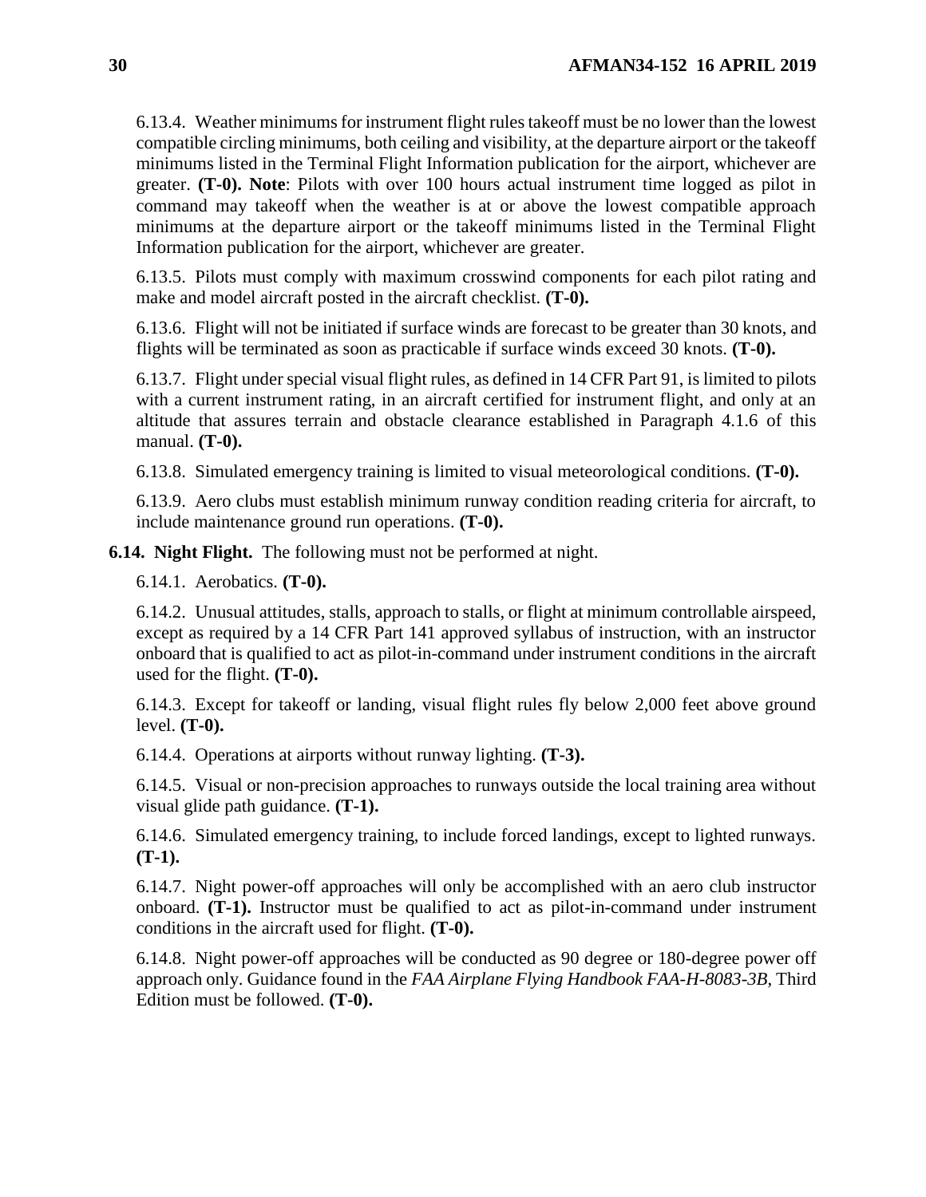6.13.4. Weather minimums for instrument flight rules takeoff must be no lower than the lowest compatible circling minimums, both ceiling and visibility, at the departure airport or the takeoff minimums listed in the Terminal Flight Information publication for the airport, whichever are greater. **(T-0). Note**: Pilots with over 100 hours actual instrument time logged as pilot in command may takeoff when the weather is at or above the lowest compatible approach minimums at the departure airport or the takeoff minimums listed in the Terminal Flight Information publication for the airport, whichever are greater.

6.13.5. Pilots must comply with maximum crosswind components for each pilot rating and make and model aircraft posted in the aircraft checklist. **(T-0).**

6.13.6. Flight will not be initiated if surface winds are forecast to be greater than 30 knots, and flights will be terminated as soon as practicable if surface winds exceed 30 knots. **(T-0).**

6.13.7. Flight under special visual flight rules, as defined in 14 CFR Part 91, is limited to pilots with a current instrument rating, in an aircraft certified for instrument flight, and only at an altitude that assures terrain and obstacle clearance established in Paragraph 4.1.6 of this manual. **(T-0).**

6.13.8. Simulated emergency training is limited to visual meteorological conditions. **(T-0).**

6.13.9. Aero clubs must establish minimum runway condition reading criteria for aircraft, to include maintenance ground run operations. **(T-0).**

**6.14. Night Flight.** The following must not be performed at night.

6.14.1. Aerobatics. **(T-0).**

6.14.2. Unusual attitudes, stalls, approach to stalls, or flight at minimum controllable airspeed, except as required by a 14 CFR Part 141 approved syllabus of instruction, with an instructor onboard that is qualified to act as pilot-in-command under instrument conditions in the aircraft used for the flight. **(T-0).**

6.14.3. Except for takeoff or landing, visual flight rules fly below 2,000 feet above ground level. **(T-0).**

6.14.4. Operations at airports without runway lighting. **(T-3).**

6.14.5. Visual or non-precision approaches to runways outside the local training area without visual glide path guidance. **(T-1).**

6.14.6. Simulated emergency training, to include forced landings, except to lighted runways. **(T-1).**

6.14.7. Night power-off approaches will only be accomplished with an aero club instructor onboard. **(T-1).** Instructor must be qualified to act as pilot-in-command under instrument conditions in the aircraft used for flight. **(T-0).**

6.14.8. Night power-off approaches will be conducted as 90 degree or 180-degree power off approach only. Guidance found in the *FAA Airplane Flying Handbook FAA-H-8083-3B*, Third Edition must be followed. **(T-0).**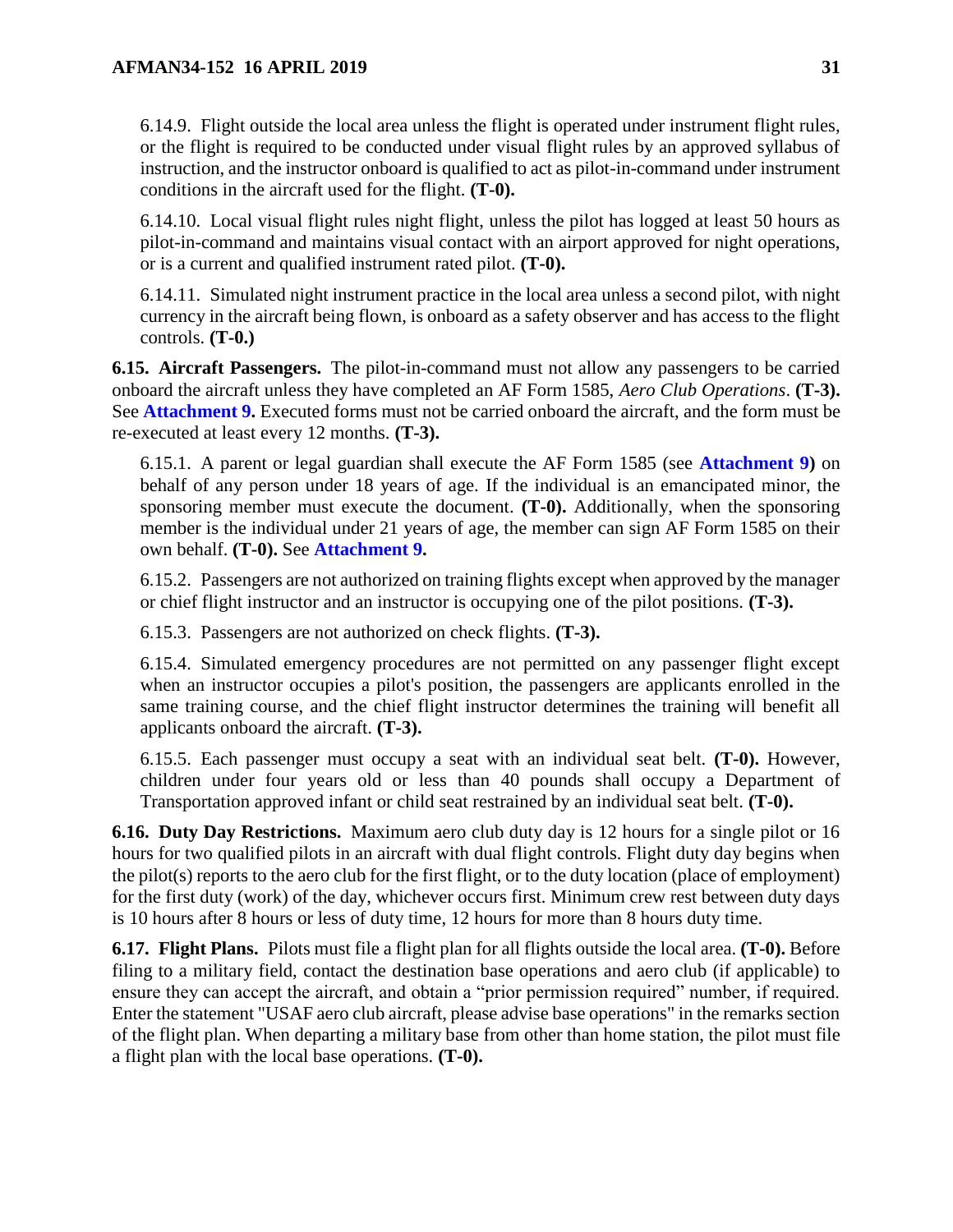6.14.9. Flight outside the local area unless the flight is operated under instrument flight rules, or the flight is required to be conducted under visual flight rules by an approved syllabus of instruction, and the instructor onboard is qualified to act as pilot-in-command under instrument conditions in the aircraft used for the flight. **(T-0).**

6.14.10. Local visual flight rules night flight, unless the pilot has logged at least 50 hours as pilot-in-command and maintains visual contact with an airport approved for night operations, or is a current and qualified instrument rated pilot. **(T-0).**

6.14.11. Simulated night instrument practice in the local area unless a second pilot, with night currency in the aircraft being flown, is onboard as a safety observer and has access to the flight controls. **(T-0.)**

**6.15. Aircraft Passengers.** The pilot-in-command must not allow any passengers to be carried onboard the aircraft unless they have completed an AF Form 1585, *Aero Club Operations*. **(T-3).** See **Attachment 9.** Executed forms must not be carried onboard the aircraft, and the form must be re-executed at least every 12 months. **(T-3).**

6.15.1. A parent or legal guardian shall execute the AF Form 1585 (see **Attachment 9)** on behalf of any person under 18 years of age. If the individual is an emancipated minor, the sponsoring member must execute the document. **(T-0).** Additionally, when the sponsoring member is the individual under 21 years of age, the member can sign AF Form 1585 on their own behalf. **(T-0).** See **Attachment 9.**

6.15.2. Passengers are not authorized on training flights except when approved by the manager or chief flight instructor and an instructor is occupying one of the pilot positions. **(T-3).**

6.15.3. Passengers are not authorized on check flights. **(T-3).**

6.15.4. Simulated emergency procedures are not permitted on any passenger flight except when an instructor occupies a pilot's position, the passengers are applicants enrolled in the same training course, and the chief flight instructor determines the training will benefit all applicants onboard the aircraft. **(T-3).**

6.15.5. Each passenger must occupy a seat with an individual seat belt. **(T-0).** However, children under four years old or less than 40 pounds shall occupy a Department of Transportation approved infant or child seat restrained by an individual seat belt. **(T-0).**

**6.16. Duty Day Restrictions.** Maximum aero club duty day is 12 hours for a single pilot or 16 hours for two qualified pilots in an aircraft with dual flight controls. Flight duty day begins when the pilot(s) reports to the aero club for the first flight, or to the duty location (place of employment) for the first duty (work) of the day, whichever occurs first. Minimum crew rest between duty days is 10 hours after 8 hours or less of duty time, 12 hours for more than 8 hours duty time.

**6.17. Flight Plans.** Pilots must file a flight plan for all flights outside the local area. **(T-0).** Before filing to a military field, contact the destination base operations and aero club (if applicable) to ensure they can accept the aircraft, and obtain a "prior permission required" number, if required. Enter the statement "USAF aero club aircraft, please advise base operations" in the remarks section of the flight plan. When departing a military base from other than home station, the pilot must file a flight plan with the local base operations. **(T-0).**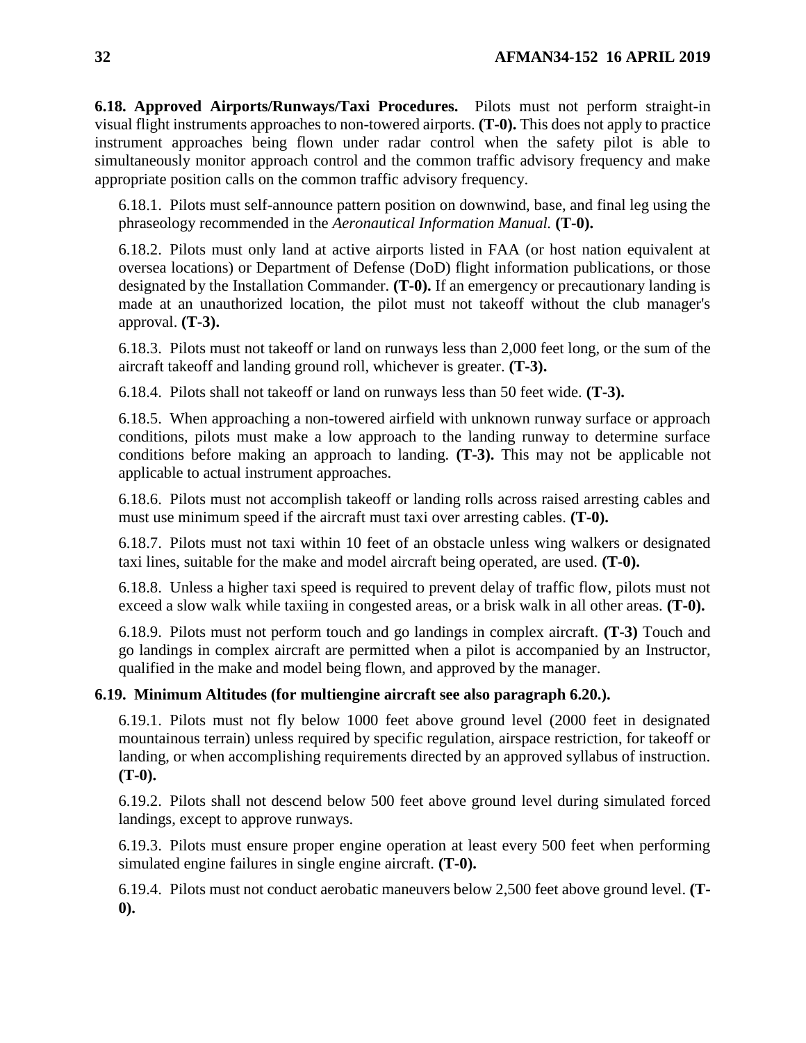**6.18. Approved Airports/Runways/Taxi Procedures.** Pilots must not perform straight-in visual flight instruments approaches to non-towered airports. **(T-0).** This does not apply to practice instrument approaches being flown under radar control when the safety pilot is able to simultaneously monitor approach control and the common traffic advisory frequency and make appropriate position calls on the common traffic advisory frequency.

6.18.1. Pilots must self-announce pattern position on downwind, base, and final leg using the phraseology recommended in the *Aeronautical Information Manual.* **(T-0).**

6.18.2. Pilots must only land at active airports listed in FAA (or host nation equivalent at oversea locations) or Department of Defense (DoD) flight information publications, or those designated by the Installation Commander. **(T-0).** If an emergency or precautionary landing is made at an unauthorized location, the pilot must not takeoff without the club manager's approval. **(T-3).**

6.18.3. Pilots must not takeoff or land on runways less than 2,000 feet long, or the sum of the aircraft takeoff and landing ground roll, whichever is greater. **(T-3).**

6.18.4. Pilots shall not takeoff or land on runways less than 50 feet wide. **(T-3).**

6.18.5. When approaching a non-towered airfield with unknown runway surface or approach conditions, pilots must make a low approach to the landing runway to determine surface conditions before making an approach to landing. **(T-3).** This may not be applicable not applicable to actual instrument approaches.

6.18.6. Pilots must not accomplish takeoff or landing rolls across raised arresting cables and must use minimum speed if the aircraft must taxi over arresting cables. **(T-0).**

6.18.7. Pilots must not taxi within 10 feet of an obstacle unless wing walkers or designated taxi lines, suitable for the make and model aircraft being operated, are used. **(T-0).**

6.18.8. Unless a higher taxi speed is required to prevent delay of traffic flow, pilots must not exceed a slow walk while taxiing in congested areas, or a brisk walk in all other areas. **(T-0).**

6.18.9. Pilots must not perform touch and go landings in complex aircraft. **(T-3)** Touch and go landings in complex aircraft are permitted when a pilot is accompanied by an Instructor, qualified in the make and model being flown, and approved by the manager.

**6.19. Minimum Altitudes (for multiengine aircraft see also paragraph 6.20.).**

6.19.1. Pilots must not fly below 1000 feet above ground level (2000 feet in designated mountainous terrain) unless required by specific regulation, airspace restriction, for takeoff or landing, or when accomplishing requirements directed by an approved syllabus of instruction. **(T-0).**

6.19.2. Pilots shall not descend below 500 feet above ground level during simulated forced landings, except to approve runways.

6.19.3. Pilots must ensure proper engine operation at least every 500 feet when performing simulated engine failures in single engine aircraft. **(T-0).**

6.19.4. Pilots must not conduct aerobatic maneuvers below 2,500 feet above ground level. **(T-0).**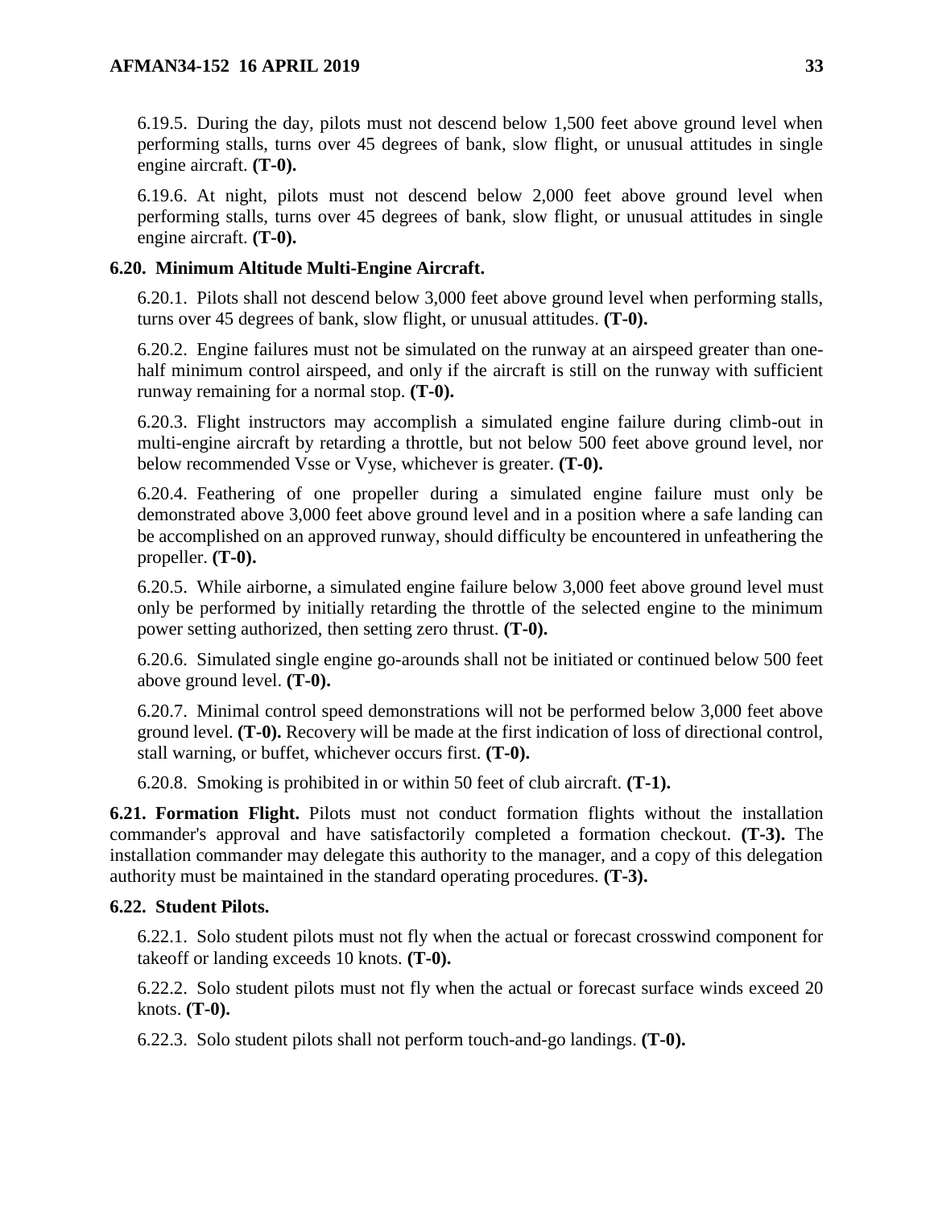6.19.5. During the day, pilots must not descend below 1,500 feet above ground level when performing stalls, turns over 45 degrees of bank, slow flight, or unusual attitudes in single engine aircraft. **(T-0).**

6.19.6. At night, pilots must not descend below 2,000 feet above ground level when performing stalls, turns over 45 degrees of bank, slow flight, or unusual attitudes in single engine aircraft. **(T-0).**

**6.20. Minimum Altitude Multi-Engine Aircraft.**

6.20.1. Pilots shall not descend below 3,000 feet above ground level when performing stalls, turns over 45 degrees of bank, slow flight, or unusual attitudes. **(T-0).**

6.20.2. Engine failures must not be simulated on the runway at an airspeed greater than one-half minimum control airspeed, and only if the aircraft is still on the runway with sufficient runway remaining for a normal stop. **(T-0).**

6.20.3. Flight instructors may accomplish a simulated engine failure during climb-out in multi-engine aircraft by retarding a throttle, but not below 500 feet above ground level, nor below recommended Vsse or Vyse, whichever is greater. **(T-0).**

6.20.4. Feathering of one propeller during a simulated engine failure must only be demonstrated above 3,000 feet above ground level and in a position where a safe landing can be accomplished on an approved runway, should difficulty be encountered in unfeathering the propeller. **(T-0).**

6.20.5. While airborne, a simulated engine failure below 3,000 feet above ground level must only be performed by initially retarding the throttle of the selected engine to the minimum power setting authorized, then setting zero thrust. **(T-0).**

6.20.6. Simulated single engine go-arounds shall not be initiated or continued below 500 feet above ground level. **(T-0).**

6.20.7. Minimal control speed demonstrations will not be performed below 3,000 feet above ground level. **(T-0).** Recovery will be made at the first indication of loss of directional control, stall warning, or buffet, whichever occurs first. **(T-0).**

6.20.8. Smoking is prohibited in or within 50 feet of club aircraft. **(T-1).**

**6.21. Formation Flight.** Pilots must not conduct formation flights without the installation commander's approval and have satisfactorily completed a formation checkout. **(T-3).** The installation commander may delegate this authority to the manager, and a copy of this delegation authority must be maintained in the standard operating procedures. **(T-3).**

**6.22. Student Pilots.**

6.22.1. Solo student pilots must not fly when the actual or forecast crosswind component for takeoff or landing exceeds 10 knots. **(T-0).**

6.22.2. Solo student pilots must not fly when the actual or forecast surface winds exceed 20 knots. **(T-0).**

6.22.3. Solo student pilots shall not perform touch-and-go landings. **(T-0).**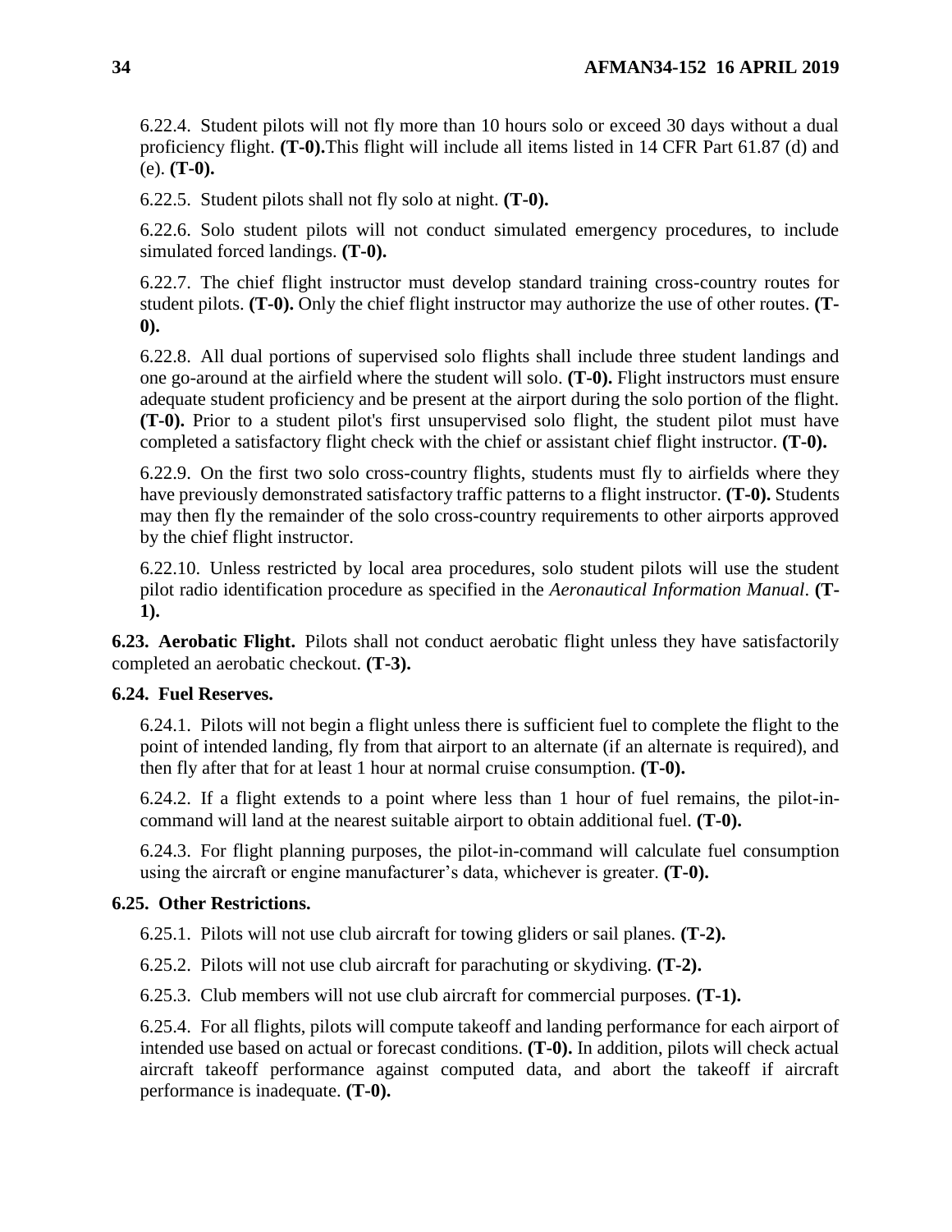6.22.4. Student pilots will not fly more than 10 hours solo or exceed 30 days without a dual proficiency flight. **(T-0).**This flight will include all items listed in 14 CFR Part 61.87 (d) and (e). **(T-0).**

6.22.5. Student pilots shall not fly solo at night. **(T-0).**

6.22.6. Solo student pilots will not conduct simulated emergency procedures, to include simulated forced landings. **(T-0).**

6.22.7. The chief flight instructor must develop standard training cross-country routes for student pilots. **(T-0).** Only the chief flight instructor may authorize the use of other routes. **(T-0).**

6.22.8. All dual portions of supervised solo flights shall include three student landings and one go-around at the airfield where the student will solo. **(T-0).** Flight instructors must ensure adequate student proficiency and be present at the airport during the solo portion of the flight. **(T-0).** Prior to a student pilot's first unsupervised solo flight, the student pilot must have completed a satisfactory flight check with the chief or assistant chief flight instructor. **(T-0).**

6.22.9. On the first two solo cross-country flights, students must fly to airfields where they have previously demonstrated satisfactory traffic patterns to a flight instructor. **(T-0).** Students may then fly the remainder of the solo cross-country requirements to other airports approved by the chief flight instructor.

6.22.10. Unless restricted by local area procedures, solo student pilots will use the student pilot radio identification procedure as specified in the *Aeronautical Information Manual*. **(T-1).**

**6.23. Aerobatic Flight.** Pilots shall not conduct aerobatic flight unless they have satisfactorily completed an aerobatic checkout. **(T-3).**

**6.24. Fuel Reserves.**

6.24.1. Pilots will not begin a flight unless there is sufficient fuel to complete the flight to the point of intended landing, fly from that airport to an alternate (if an alternate is required), and then fly after that for at least 1 hour at normal cruise consumption. **(T-0).**

6.24.2. If a flight extends to a point where less than 1 hour of fuel remains, the pilot-in-command will land at the nearest suitable airport to obtain additional fuel. **(T-0).**

6.24.3. For flight planning purposes, the pilot-in-command will calculate fuel consumption using the aircraft or engine manufacturer's data, whichever is greater. **(T-0).**

**6.25. Other Restrictions.**

6.25.1. Pilots will not use club aircraft for towing gliders or sail planes. **(T-2).**

6.25.2. Pilots will not use club aircraft for parachuting or skydiving. **(T-2).**

6.25.3. Club members will not use club aircraft for commercial purposes. **(T-1).**

6.25.4. For all flights, pilots will compute takeoff and landing performance for each airport of intended use based on actual or forecast conditions. **(T-0).** In addition, pilots will check actual aircraft takeoff performance against computed data, and abort the takeoff if aircraft performance is inadequate. **(T-0).**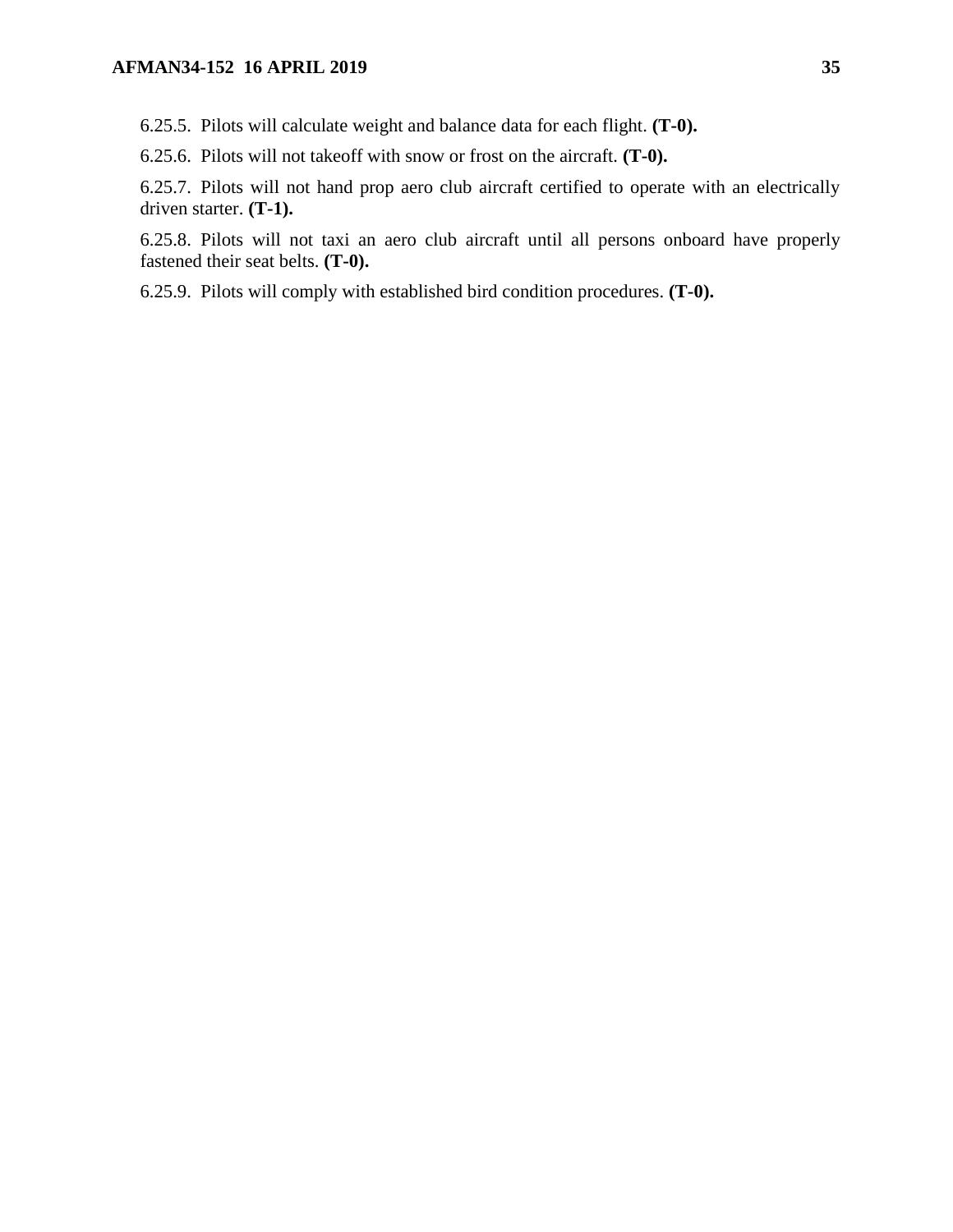6.25.5. Pilots will calculate weight and balance data for each flight. **(T-0).**

6.25.6. Pilots will not takeoff with snow or frost on the aircraft. **(T-0).**

6.25.7. Pilots will not hand prop aero club aircraft certified to operate with an electrically driven starter. **(T-1).**

6.25.8. Pilots will not taxi an aero club aircraft until all persons onboard have properly fastened their seat belts. **(T-0).**

6.25.9. Pilots will comply with established bird condition procedures. **(T-0).**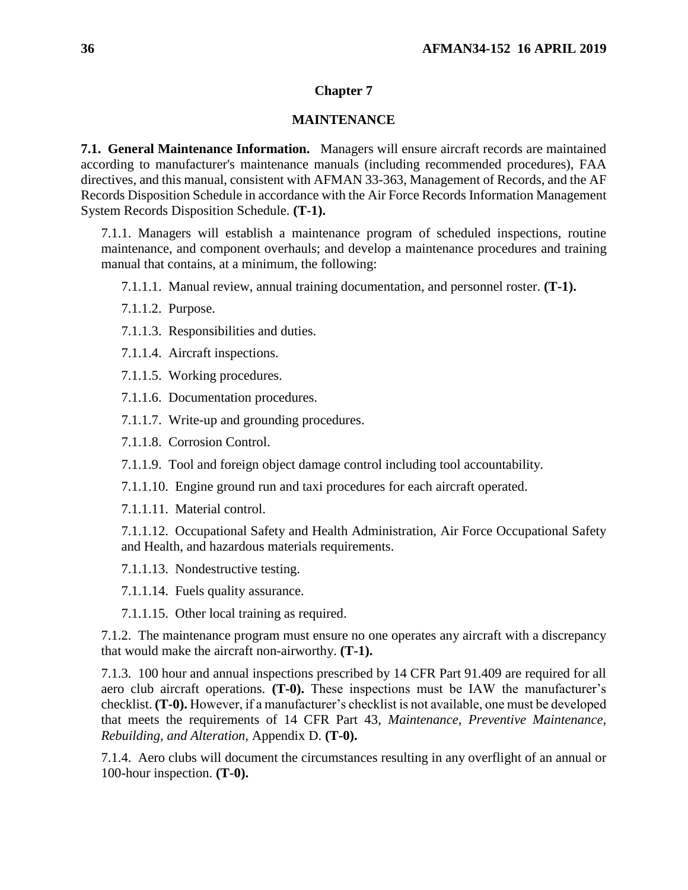## Chapter 7

## MAINTENANCE

**7.1. General Maintenance Information.** Managers will ensure aircraft records are maintained according to manufacturer's maintenance manuals (including recommended procedures), FAA directives, and this manual, consistent with AFMAN 33-363, Management of Records, and the AF Records Disposition Schedule in accordance with the Air Force Records Information Management System Records Disposition Schedule. **(T-1).**

7.1.1. Managers will establish a maintenance program of scheduled inspections, routine maintenance, and component overhauls; and develop a maintenance procedures and training manual that contains, at a minimum, the following:

7.1.1.1. Manual review, annual training documentation, and personnel roster. **(T-1).**

7.1.1.2. Purpose.

7.1.1.3. Responsibilities and duties.

7.1.1.4. Aircraft inspections.

7.1.1.5. Working procedures.

7.1.1.6. Documentation procedures.

7.1.1.7. Write-up and grounding procedures.

7.1.1.8. Corrosion Control.

7.1.1.9. Tool and foreign object damage control including tool accountability.

7.1.1.10. Engine ground run and taxi procedures for each aircraft operated.

7.1.1.11. Material control.

7.1.1.12. Occupational Safety and Health Administration, Air Force Occupational Safety and Health, and hazardous materials requirements.

7.1.1.13. Nondestructive testing.

7.1.1.14. Fuels quality assurance.

7.1.1.15. Other local training as required.

7.1.2. The maintenance program must ensure no one operates any aircraft with a discrepancy that would make the aircraft non-airworthy. **(T-1).**

7.1.3. 100 hour and annual inspections prescribed by 14 CFR Part 91.409 are required for all aero club aircraft operations. **(T-0).** These inspections must be IAW the manufacturer's checklist. **(T-0).** However, if a manufacturer's checklist is not available, one must be developed that meets the requirements of 14 CFR Part 43, *Maintenance, Preventive Maintenance, Rebuilding, and Alteration,* Appendix D. **(T-0).**

7.1.4. Aero clubs will document the circumstances resulting in any overflight of an annual or 100-hour inspection. **(T-0).**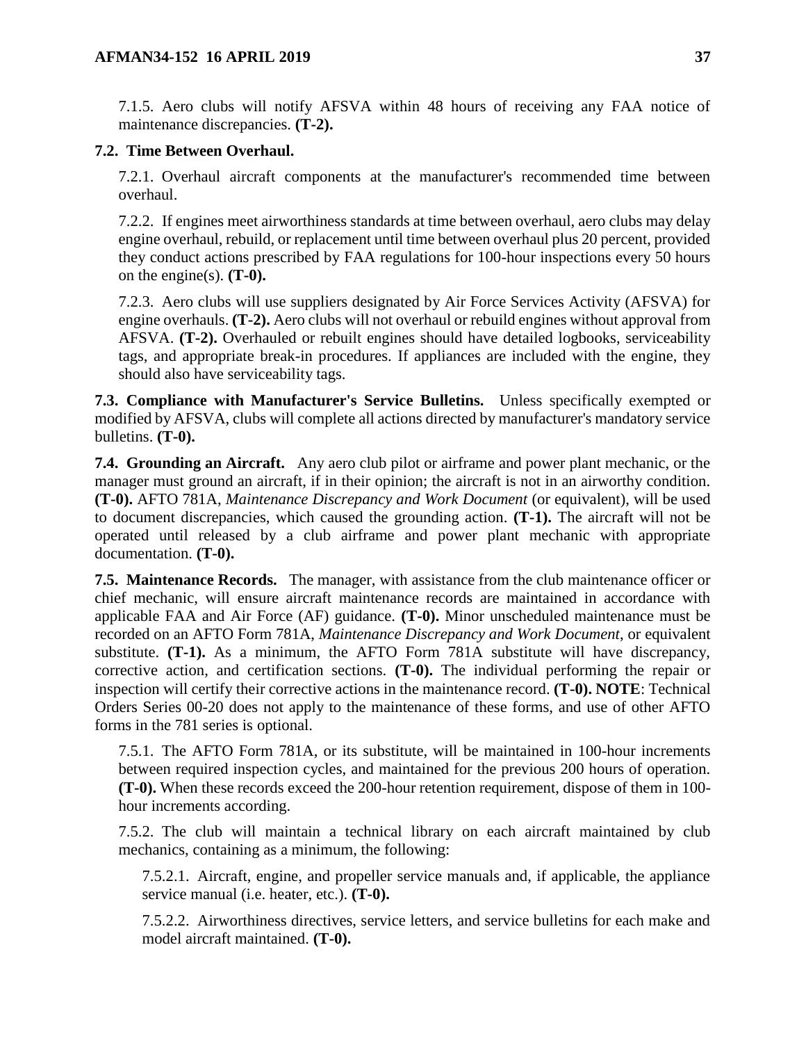7.1.5. Aero clubs will notify AFSVA within 48 hours of receiving any FAA notice of maintenance discrepancies. **(T-2).**

**7.2. Time Between Overhaul.**

7.2.1. Overhaul aircraft components at the manufacturer's recommended time between overhaul.

7.2.2. If engines meet airworthiness standards at time between overhaul, aero clubs may delay engine overhaul, rebuild, or replacement until time between overhaul plus 20 percent, provided they conduct actions prescribed by FAA regulations for 100-hour inspections every 50 hours on the engine(s). **(T-0).**

7.2.3. Aero clubs will use suppliers designated by Air Force Services Activity (AFSVA) for engine overhauls. **(T-2).** Aero clubs will not overhaul or rebuild engines without approval from AFSVA. **(T-2).** Overhauled or rebuilt engines should have detailed logbooks, serviceability tags, and appropriate break-in procedures. If appliances are included with the engine, they should also have serviceability tags.

**7.3. Compliance with Manufacturer's Service Bulletins.** Unless specifically exempted or modified by AFSVA, clubs will complete all actions directed by manufacturer's mandatory service bulletins. **(T-0).**

**7.4. Grounding an Aircraft.** Any aero club pilot or airframe and power plant mechanic, or the manager must ground an aircraft, if in their opinion; the aircraft is not in an airworthy condition. **(T-0).** AFTO 781A, *Maintenance Discrepancy and Work Document* (or equivalent), will be used to document discrepancies, which caused the grounding action. **(T-1).** The aircraft will not be operated until released by a club airframe and power plant mechanic with appropriate documentation. **(T-0).**

**7.5. Maintenance Records.** The manager, with assistance from the club maintenance officer or chief mechanic, will ensure aircraft maintenance records are maintained in accordance with applicable FAA and Air Force (AF) guidance. **(T-0).** Minor unscheduled maintenance must be recorded on an AFTO Form 781A, *Maintenance Discrepancy and Work Document*, or equivalent substitute. **(T-1).** As a minimum, the AFTO Form 781A substitute will have discrepancy, corrective action, and certification sections. **(T-0).** The individual performing the repair or inspection will certify their corrective actions in the maintenance record. **(T-0). NOTE**: Technical Orders Series 00-20 does not apply to the maintenance of these forms, and use of other AFTO forms in the 781 series is optional.

7.5.1. The AFTO Form 781A, or its substitute, will be maintained in 100-hour increments between required inspection cycles, and maintained for the previous 200 hours of operation. **(T-0).** When these records exceed the 200-hour retention requirement, dispose of them in 100-hour increments according.

7.5.2. The club will maintain a technical library on each aircraft maintained by club mechanics, containing as a minimum, the following:

7.5.2.1. Aircraft, engine, and propeller service manuals and, if applicable, the appliance service manual (i.e. heater, etc.). **(T-0).**

7.5.2.2. Airworthiness directives, service letters, and service bulletins for each make and model aircraft maintained. **(T-0).**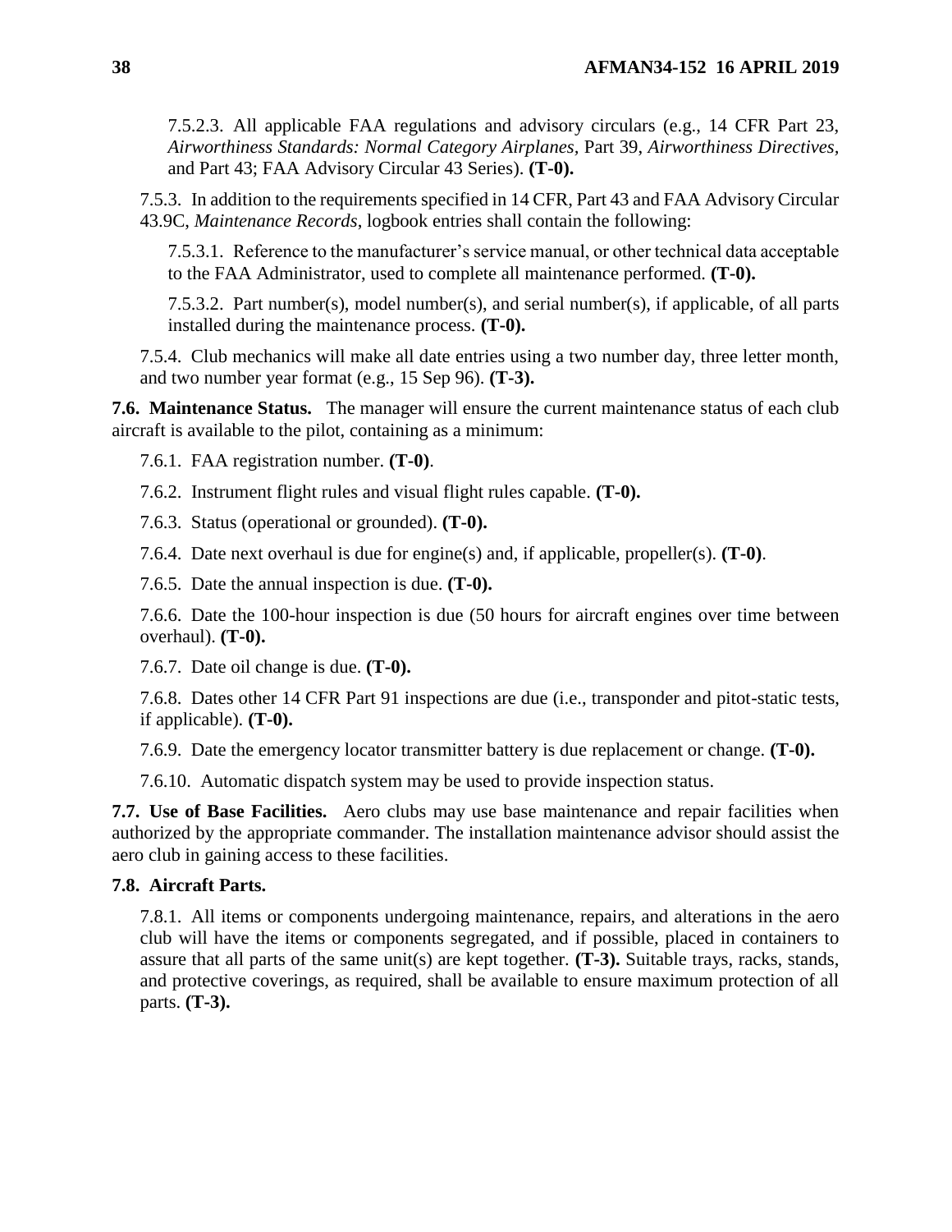7.5.2.3. All applicable FAA regulations and advisory circulars (e.g., 14 CFR Part 23, *Airworthiness Standards: Normal Category Airplanes,* Part 39, *Airworthiness Directives,* and Part 43; FAA Advisory Circular 43 Series). **(T-0).**

7.5.3. In addition to the requirements specified in 14 CFR, Part 43 and FAA Advisory Circular 43.9C, *Maintenance Records*, logbook entries shall contain the following:

7.5.3.1. Reference to the manufacturer's service manual, or other technical data acceptable to the FAA Administrator, used to complete all maintenance performed. **(T-0).**

7.5.3.2. Part number(s), model number(s), and serial number(s), if applicable, of all parts installed during the maintenance process. **(T-0).**

7.5.4. Club mechanics will make all date entries using a two number day, three letter month, and two number year format (e.g., 15 Sep 96). **(T-3).**

**7.6. Maintenance Status.** The manager will ensure the current maintenance status of each club aircraft is available to the pilot, containing as a minimum:

7.6.1. FAA registration number. **(T-0)**.

7.6.2. Instrument flight rules and visual flight rules capable. **(T-0).**

7.6.3. Status (operational or grounded). **(T-0).**

7.6.4. Date next overhaul is due for engine(s) and, if applicable, propeller(s). **(T-0)**.

7.6.5. Date the annual inspection is due. **(T-0).**

7.6.6. Date the 100-hour inspection is due (50 hours for aircraft engines over time between overhaul). **(T-0).**

7.6.7. Date oil change is due. **(T-0).**

7.6.8. Dates other 14 CFR Part 91 inspections are due (i.e., transponder and pitot-static tests, if applicable). **(T-0).**

7.6.9. Date the emergency locator transmitter battery is due replacement or change. **(T-0).**

7.6.10. Automatic dispatch system may be used to provide inspection status.

**7.7. Use of Base Facilities.** Aero clubs may use base maintenance and repair facilities when authorized by the appropriate commander. The installation maintenance advisor should assist the aero club in gaining access to these facilities.

**7.8. Aircraft Parts.**

7.8.1. All items or components undergoing maintenance, repairs, and alterations in the aero club will have the items or components segregated, and if possible, placed in containers to assure that all parts of the same unit(s) are kept together. **(T-3).** Suitable trays, racks, stands, and protective coverings, as required, shall be available to ensure maximum protection of all parts. **(T-3).**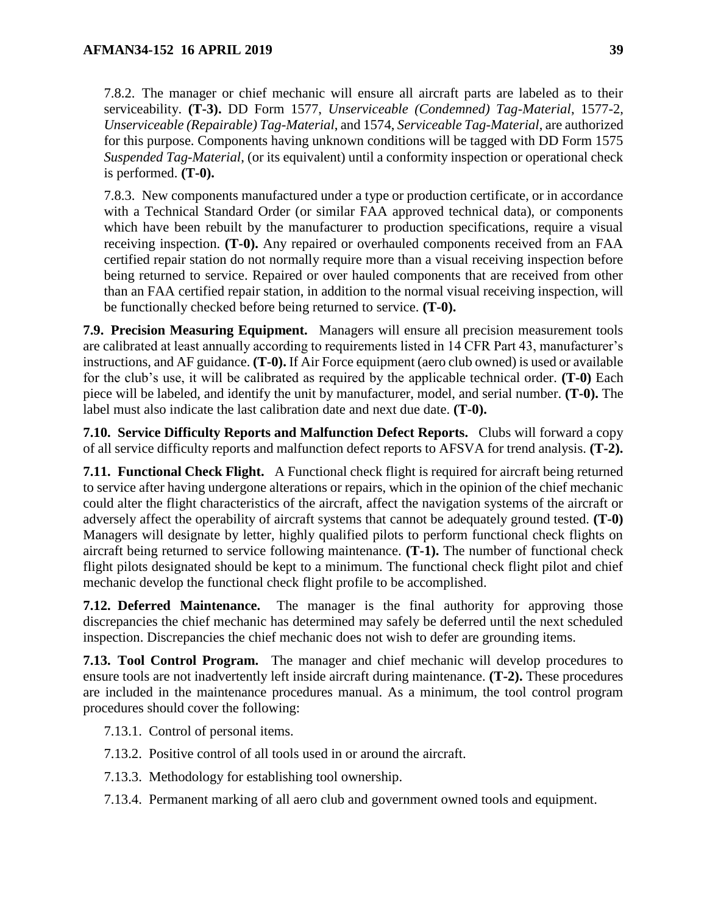7.8.2. The manager or chief mechanic will ensure all aircraft parts are labeled as to their serviceability. **(T-3).** DD Form 1577, *Unserviceable (Condemned) Tag-Material*, 1577-2, *Unserviceable (Repairable) Tag-Material*, and 1574, *Serviceable Tag-Material*, are authorized for this purpose. Components having unknown conditions will be tagged with DD Form 1575 *Suspended Tag-Material*, (or its equivalent) until a conformity inspection or operational check is performed. **(T-0).**

7.8.3. New components manufactured under a type or production certificate, or in accordance with a Technical Standard Order (or similar FAA approved technical data), or components which have been rebuilt by the manufacturer to production specifications, require a visual receiving inspection. **(T-0).** Any repaired or overhauled components received from an FAA certified repair station do not normally require more than a visual receiving inspection before being returned to service. Repaired or over hauled components that are received from other than an FAA certified repair station, in addition to the normal visual receiving inspection, will be functionally checked before being returned to service. **(T-0).**

**7.9. Precision Measuring Equipment.** Managers will ensure all precision measurement tools are calibrated at least annually according to requirements listed in 14 CFR Part 43, manufacturer's instructions, and AF guidance. **(T-0).** If Air Force equipment (aero club owned) is used or available for the club's use, it will be calibrated as required by the applicable technical order. **(T-0)** Each piece will be labeled, and identify the unit by manufacturer, model, and serial number. **(T-0).** The label must also indicate the last calibration date and next due date. **(T-0).**

**7.10. Service Difficulty Reports and Malfunction Defect Reports.** Clubs will forward a copy of all service difficulty reports and malfunction defect reports to AFSVA for trend analysis. **(T-2).**

**7.11. Functional Check Flight.** A Functional check flight is required for aircraft being returned to service after having undergone alterations or repairs, which in the opinion of the chief mechanic could alter the flight characteristics of the aircraft, affect the navigation systems of the aircraft or adversely affect the operability of aircraft systems that cannot be adequately ground tested. **(T-0)** Managers will designate by letter, highly qualified pilots to perform functional check flights on aircraft being returned to service following maintenance. **(T-1).** The number of functional check flight pilots designated should be kept to a minimum. The functional check flight pilot and chief mechanic develop the functional check flight profile to be accomplished.

**7.12. Deferred Maintenance.** The manager is the final authority for approving those discrepancies the chief mechanic has determined may safely be deferred until the next scheduled inspection. Discrepancies the chief mechanic does not wish to defer are grounding items.

**7.13. Tool Control Program.** The manager and chief mechanic will develop procedures to ensure tools are not inadvertently left inside aircraft during maintenance. **(T-2).** These procedures are included in the maintenance procedures manual. As a minimum, the tool control program procedures should cover the following:

7.13.1. Control of personal items.

7.13.2. Positive control of all tools used in or around the aircraft.

7.13.3. Methodology for establishing tool ownership.

7.13.4. Permanent marking of all aero club and government owned tools and equipment.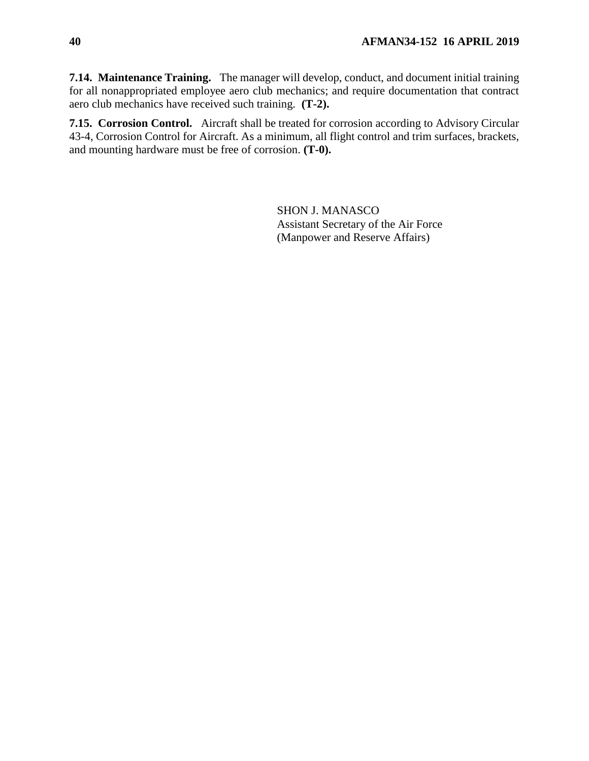**7.14. Maintenance Training.** The manager will develop, conduct, and document initial training for all nonappropriated employee aero club mechanics; and require documentation that contract aero club mechanics have received such training. **(T-2).**

**7.15. Corrosion Control.** Aircraft shall be treated for corrosion according to Advisory Circular 43-4, Corrosion Control for Aircraft. As a minimum, all flight control and trim surfaces, brackets, and mounting hardware must be free of corrosion. **(T-0).**

SHON J. MANASCO
Assistant Secretary of the Air Force
(Manpower and Reserve Affairs)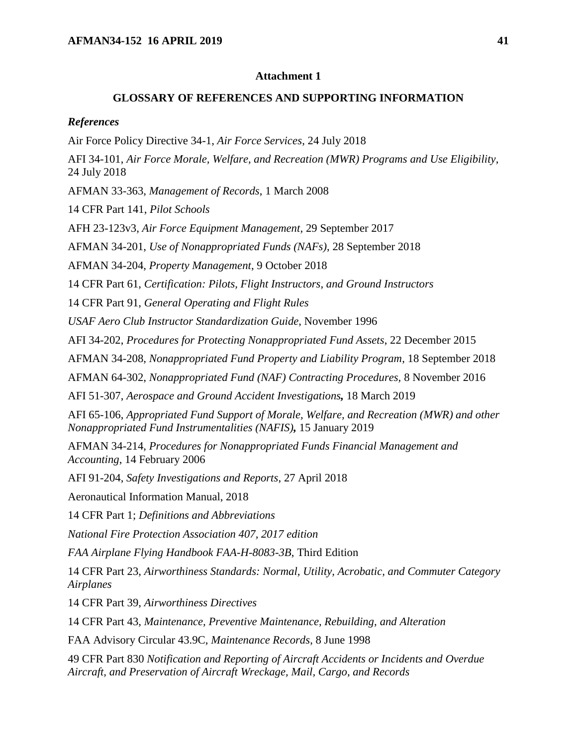**Attachment 1**

**GLOSSARY OF REFERENCES AND SUPPORTING INFORMATION**

***References***

Air Force Policy Directive 34-1, *Air Force Services*, 24 July 2018

AFI 34-101, *Air Force Morale, Welfare, and Recreation (MWR) Programs and Use Eligibility*, 24 July 2018

AFMAN 33-363, *Management of Records*, 1 March 2008

14 CFR Part 141, *Pilot Schools*

AFH 23-123v3, *Air Force Equipment Management*, 29 September 2017

AFMAN 34-201, *Use of Nonappropriated Funds (NAFs)*, 28 September 2018

AFMAN 34-204, *Property Management*, 9 October 2018

14 CFR Part 61, *Certification: Pilots, Flight Instructors, and Ground Instructors*

14 CFR Part 91, *General Operating and Flight Rules*

*USAF Aero Club Instructor Standardization Guide*, November 1996

AFI 34-202, *Procedures for Protecting Nonappropriated Fund Assets*, 22 December 2015

AFMAN 34-208, *Nonappropriated Fund Property and Liability Program*, 18 September 2018

AFMAN 64-302, *Nonappropriated Fund (NAF) Contracting Procedures*, 8 November 2016

AFI 51-307, *Aerospace and Ground Accident Investigations*, 18 March 2019

AFI 65-106, *Appropriated Fund Support of Morale, Welfare, and Recreation (MWR) and other Nonappropriated Fund Instrumentalities (NAFIS)*, 15 January 2019

AFMAN 34-214, *Procedures for Nonappropriated Funds Financial Management and Accounting*, 14 February 2006

AFI 91-204, *Safety Investigations and Reports*, 27 April 2018

Aeronautical Information Manual, 2018

14 CFR Part 1; *Definitions and Abbreviations*

*National Fire Protection Association 407, 2017 edition*

*FAA Airplane Flying Handbook FAA-H-8083-3B*, Third Edition

14 CFR Part 23, *Airworthiness Standards: Normal, Utility, Acrobatic, and Commuter Category Airplanes*

14 CFR Part 39, *Airworthiness Directives*

14 CFR Part 43, *Maintenance, Preventive Maintenance, Rebuilding, and Alteration*

FAA Advisory Circular 43.9C, *Maintenance Records*, 8 June 1998

49 CFR Part 830 *Notification and Reporting of Aircraft Accidents or Incidents and Overdue Aircraft, and Preservation of Aircraft Wreckage, Mail, Cargo, and Records*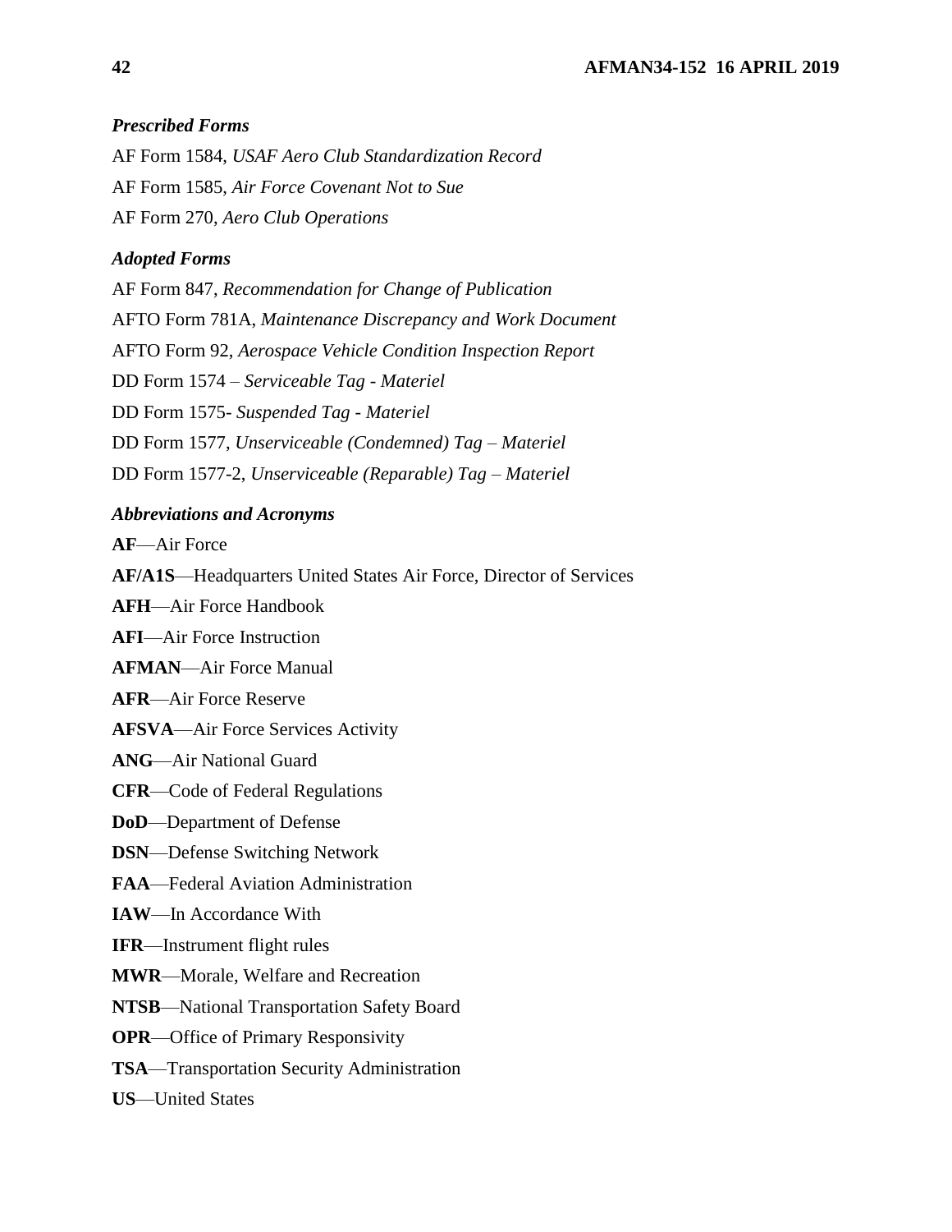### *Prescribed Forms*

AF Form 1584, *USAF Aero Club Standardization Record*

AF Form 1585, *Air Force Covenant Not to Sue*

AF Form 270, *Aero Club Operations*

### *Adopted Forms*

AF Form 847, *Recommendation for Change of Publication*

AFTO Form 781A, *Maintenance Discrepancy and Work Document*

AFTO Form 92, *Aerospace Vehicle Condition Inspection Report*

DD Form 1574 – *Serviceable Tag - Materiel*

DD Form 1575- *Suspended Tag - Materiel*

DD Form 1577, *Unserviceable (Condemned) Tag – Materiel*

DD Form 1577-2, *Unserviceable (Reparable) Tag – Materiel*

### *Abbreviations and Acronyms*

**AF**—Air Force

**AF/A1S**—Headquarters United States Air Force, Director of Services

**AFH**—Air Force Handbook

**AFI**—Air Force Instruction

**AFMAN**—Air Force Manual

**AFR**—Air Force Reserve

**AFSVA**—Air Force Services Activity

**ANG**—Air National Guard

**CFR**—Code of Federal Regulations

**DoD**—Department of Defense

**DSN**—Defense Switching Network

**FAA**—Federal Aviation Administration

**IAW**—In Accordance With

**IFR**—Instrument flight rules

**MWR**—Morale, Welfare and Recreation

**NTSB**—National Transportation Safety Board

**OPR**—Office of Primary Responsivity

**TSA**—Transportation Security Administration

**US**—United States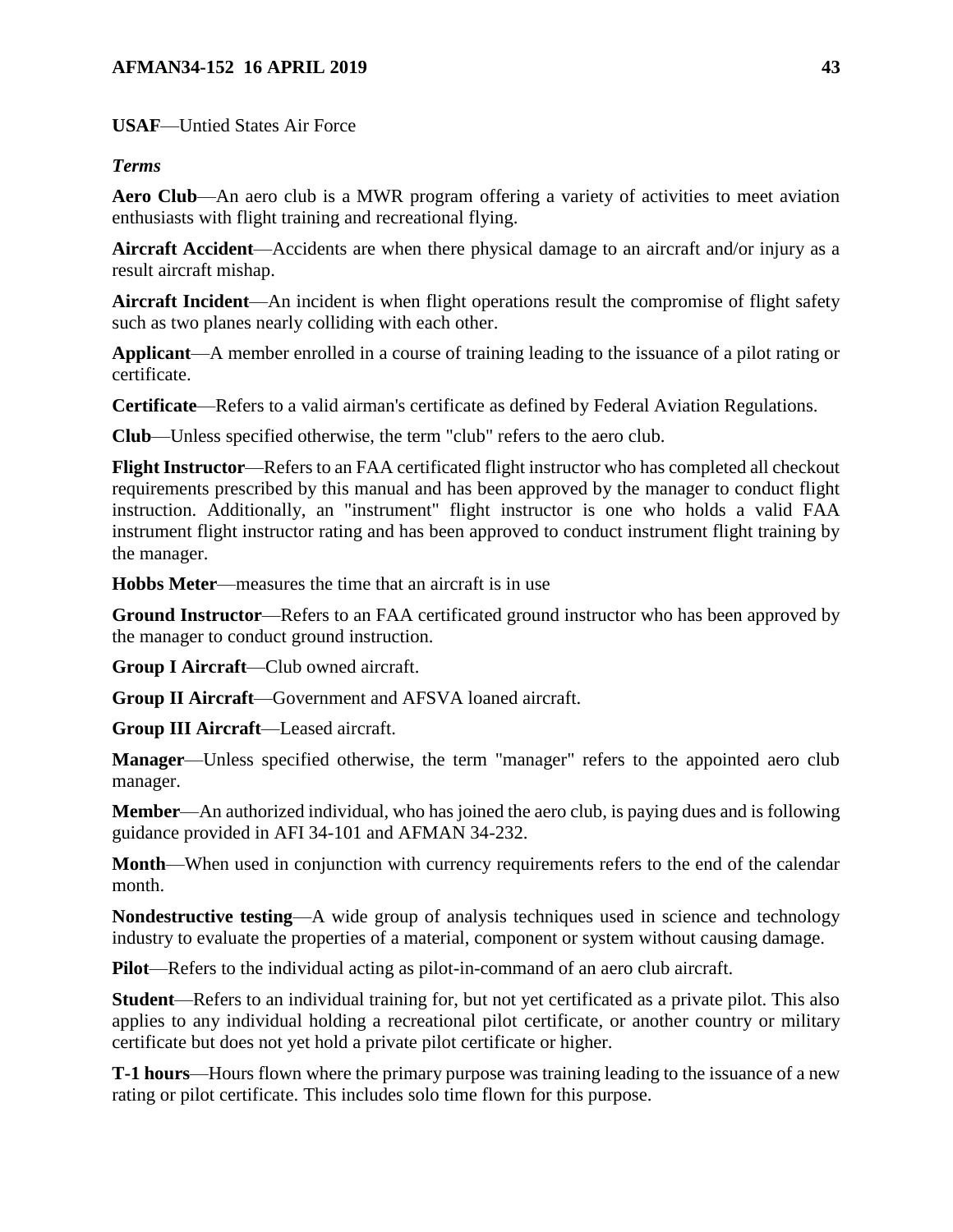**USAF**—Untied States Air Force

***Terms***

**Aero Club**—An aero club is a MWR program offering a variety of activities to meet aviation enthusiasts with flight training and recreational flying.

**Aircraft Accident**—Accidents are when there physical damage to an aircraft and/or injury as a result aircraft mishap.

**Aircraft Incident**—An incident is when flight operations result the compromise of flight safety such as two planes nearly colliding with each other.

**Applicant**—A member enrolled in a course of training leading to the issuance of a pilot rating or certificate.

**Certificate**—Refers to a valid airman's certificate as defined by Federal Aviation Regulations.

**Club**—Unless specified otherwise, the term "club" refers to the aero club.

**Flight Instructor**—Refers to an FAA certificated flight instructor who has completed all checkout requirements prescribed by this manual and has been approved by the manager to conduct flight instruction. Additionally, an "instrument" flight instructor is one who holds a valid FAA instrument flight instructor rating and has been approved to conduct instrument flight training by the manager.

**Hobbs Meter**—measures the time that an aircraft is in use

**Ground Instructor**—Refers to an FAA certificated ground instructor who has been approved by the manager to conduct ground instruction.

**Group I Aircraft**—Club owned aircraft.

**Group II Aircraft**—Government and AFSVA loaned aircraft.

**Group III Aircraft**—Leased aircraft.

**Manager**—Unless specified otherwise, the term "manager" refers to the appointed aero club manager.

**Member**—An authorized individual, who has joined the aero club, is paying dues and is following guidance provided in AFI 34-101 and AFMAN 34-232.

**Month**—When used in conjunction with currency requirements refers to the end of the calendar month.

**Nondestructive testing**—A wide group of analysis techniques used in science and technology industry to evaluate the properties of a material, component or system without causing damage.

**Pilot**—Refers to the individual acting as pilot-in-command of an aero club aircraft.

**Student**—Refers to an individual training for, but not yet certificated as a private pilot. This also applies to any individual holding a recreational pilot certificate, or another country or military certificate but does not yet hold a private pilot certificate or higher.

**T-1 hours**—Hours flown where the primary purpose was training leading to the issuance of a new rating or pilot certificate. This includes solo time flown for this purpose.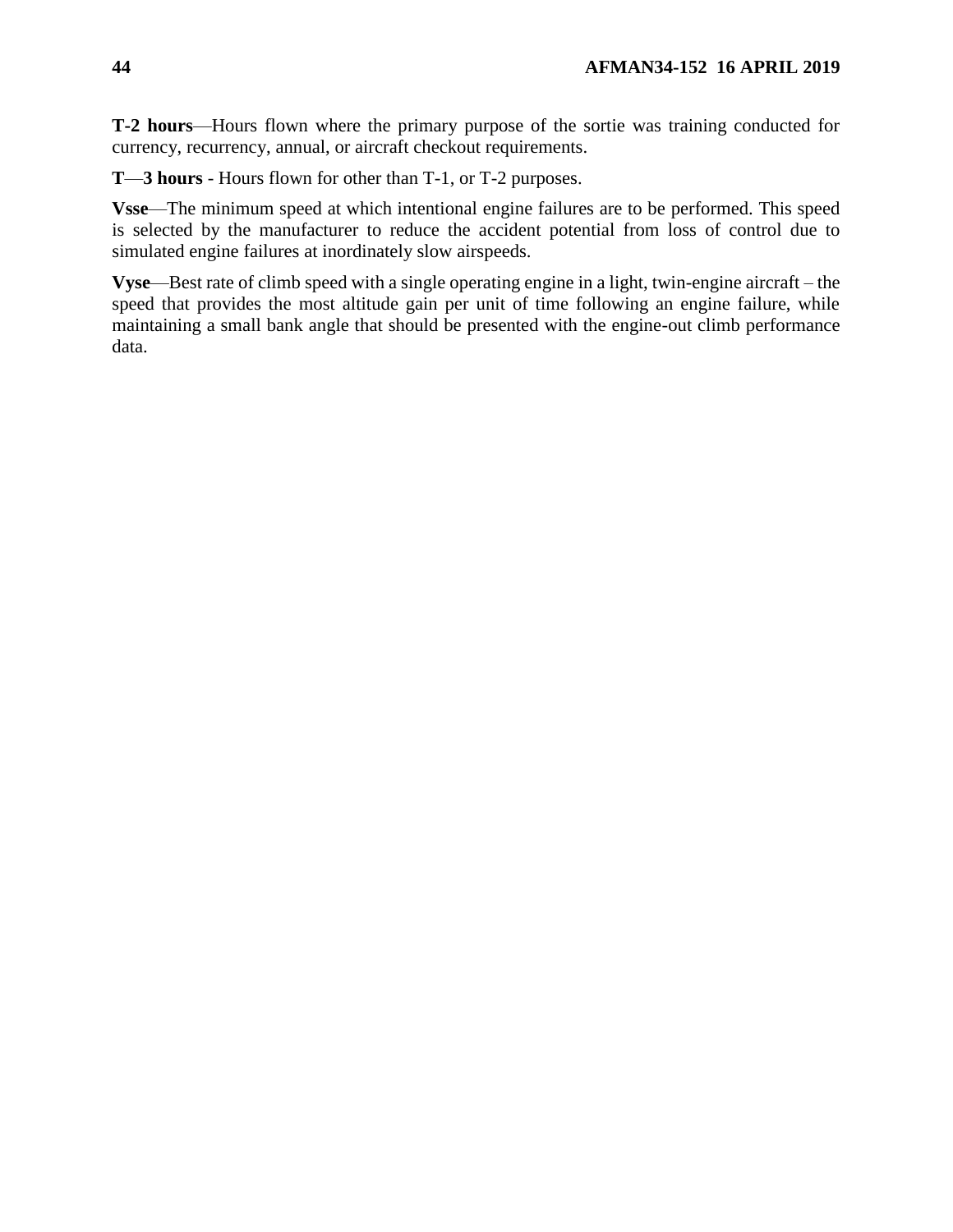**T-2 hours**—Hours flown where the primary purpose of the sortie was training conducted for currency, recurrency, annual, or aircraft checkout requirements.

**T**—**3 hours** - Hours flown for other than T-1, or T-2 purposes.

**Vsse**—The minimum speed at which intentional engine failures are to be performed. This speed is selected by the manufacturer to reduce the accident potential from loss of control due to simulated engine failures at inordinately slow airspeeds.

**Vyse**—Best rate of climb speed with a single operating engine in a light, twin-engine aircraft – the speed that provides the most altitude gain per unit of time following an engine failure, while maintaining a small bank angle that should be presented with the engine-out climb performance data.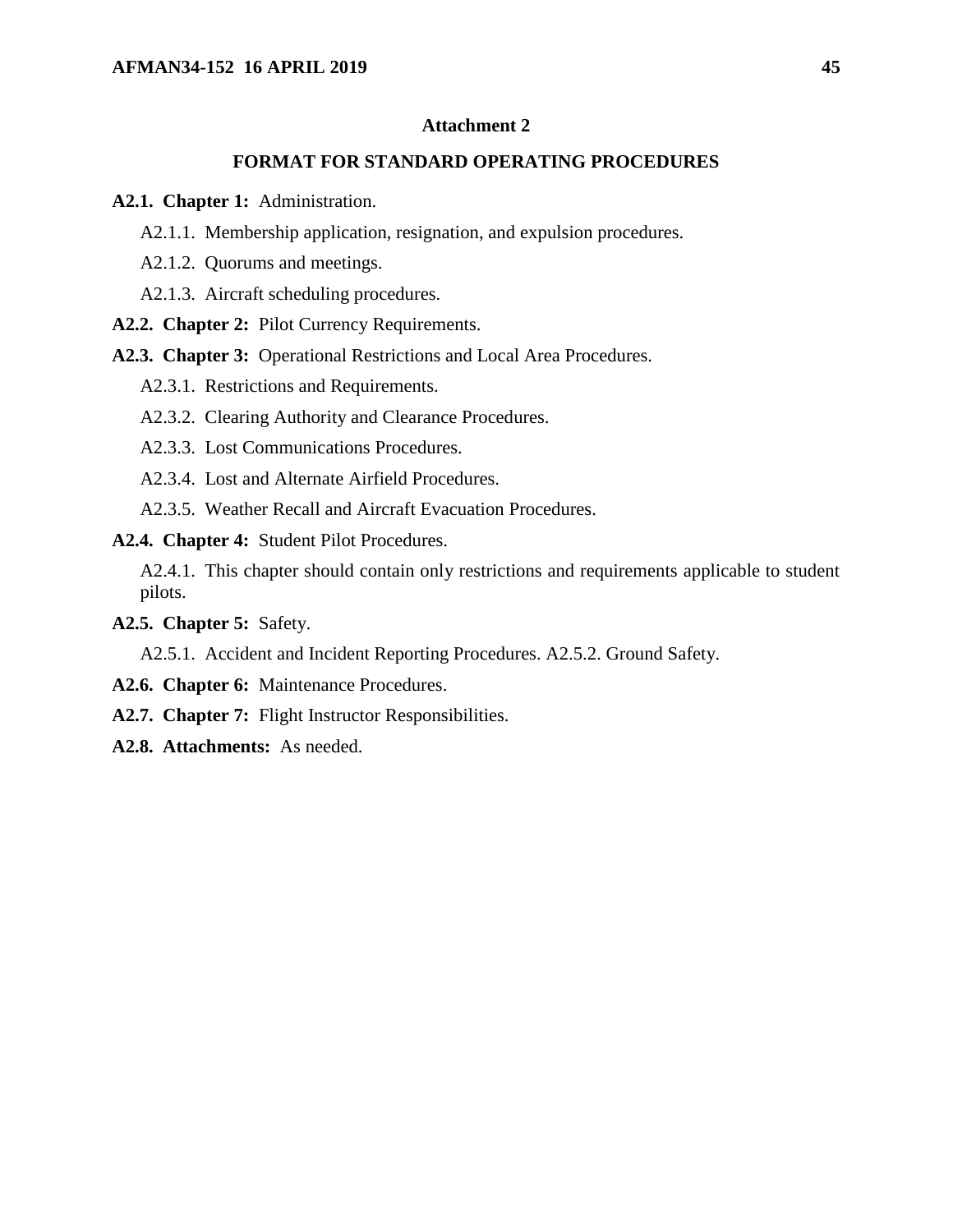## Attachment 2

## FORMAT FOR STANDARD OPERATING PROCEDURES

**A2.1. Chapter 1:** Administration.

A2.1.1. Membership application, resignation, and expulsion procedures.

A2.1.2. Quorums and meetings.

A2.1.3. Aircraft scheduling procedures.

**A2.2. Chapter 2:** Pilot Currency Requirements.

**A2.3. Chapter 3:** Operational Restrictions and Local Area Procedures.

A2.3.1. Restrictions and Requirements.

A2.3.2. Clearing Authority and Clearance Procedures.

A2.3.3. Lost Communications Procedures.

A2.3.4. Lost and Alternate Airfield Procedures.

A2.3.5. Weather Recall and Aircraft Evacuation Procedures.

**A2.4. Chapter 4:** Student Pilot Procedures.

A2.4.1. This chapter should contain only restrictions and requirements applicable to student pilots.

**A2.5. Chapter 5:** Safety.

A2.5.1. Accident and Incident Reporting Procedures. A2.5.2. Ground Safety.

**A2.6. Chapter 6:** Maintenance Procedures.

**A2.7. Chapter 7:** Flight Instructor Responsibilities.

**A2.8. Attachments:** As needed.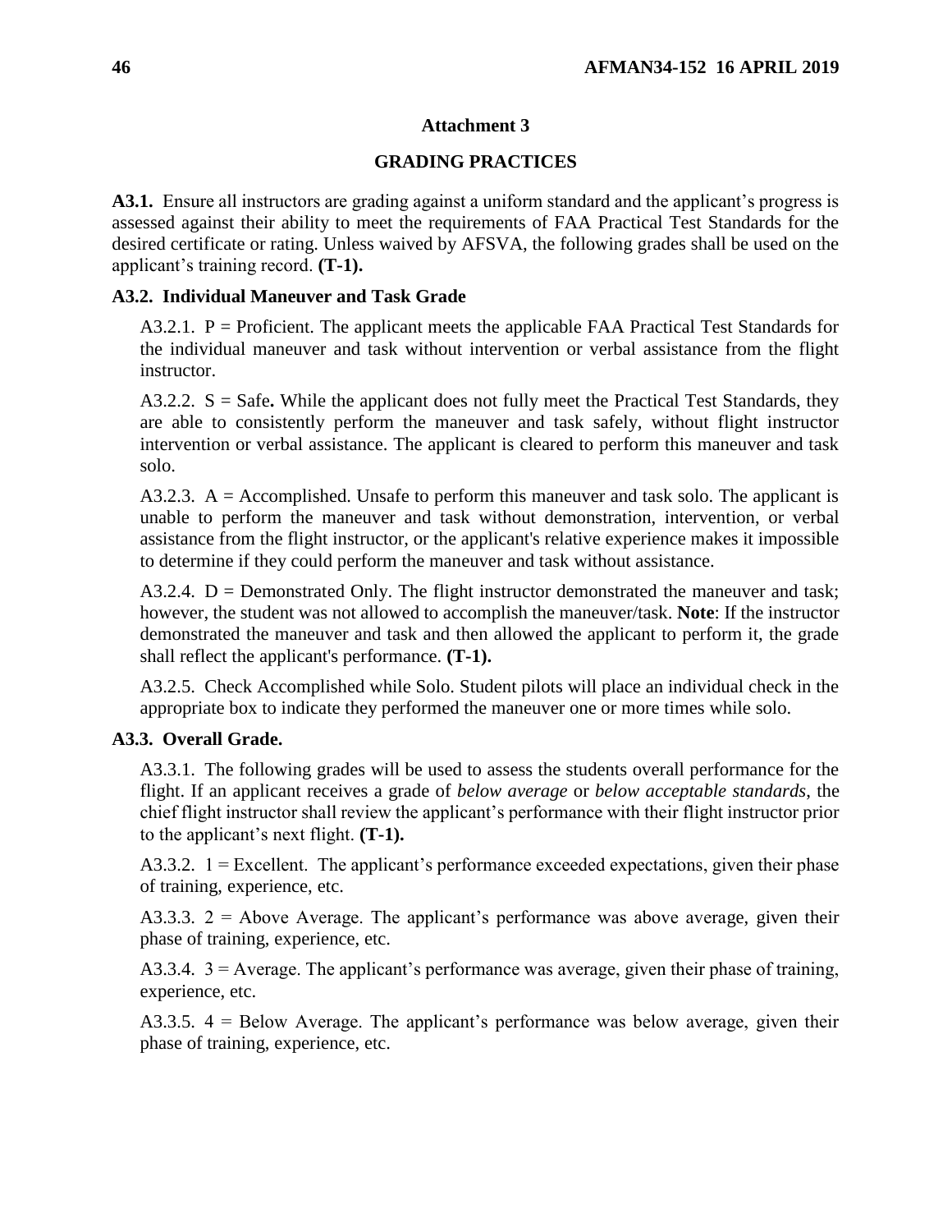## Attachment 3

## GRADING PRACTICES

**A3.1.** Ensure all instructors are grading against a uniform standard and the applicant's progress is assessed against their ability to meet the requirements of FAA Practical Test Standards for the desired certificate or rating. Unless waived by AFSVA, the following grades shall be used on the applicant's training record. **(T-1).**

**A3.2. Individual Maneuver and Task Grade**

A3.2.1. P = Proficient. The applicant meets the applicable FAA Practical Test Standards for the individual maneuver and task without intervention or verbal assistance from the flight instructor.

A3.2.2. S = Safe**.** While the applicant does not fully meet the Practical Test Standards, they are able to consistently perform the maneuver and task safely, without flight instructor intervention or verbal assistance. The applicant is cleared to perform this maneuver and task solo.

A3.2.3. A = Accomplished. Unsafe to perform this maneuver and task solo. The applicant is unable to perform the maneuver and task without demonstration, intervention, or verbal assistance from the flight instructor, or the applicant's relative experience makes it impossible to determine if they could perform the maneuver and task without assistance.

A3.2.4. D = Demonstrated Only. The flight instructor demonstrated the maneuver and task; however, the student was not allowed to accomplish the maneuver/task. **Note**: If the instructor demonstrated the maneuver and task and then allowed the applicant to perform it, the grade shall reflect the applicant's performance. **(T-1).**

A3.2.5. Check Accomplished while Solo. Student pilots will place an individual check in the appropriate box to indicate they performed the maneuver one or more times while solo.

**A3.3. Overall Grade.**

A3.3.1. The following grades will be used to assess the students overall performance for the flight. If an applicant receives a grade of *below average* or *below acceptable standards*, the chief flight instructor shall review the applicant's performance with their flight instructor prior to the applicant's next flight. **(T-1).**

A3.3.2. 1 = Excellent. The applicant's performance exceeded expectations, given their phase of training, experience, etc.

A3.3.3. 2 = Above Average. The applicant's performance was above average, given their phase of training, experience, etc.

A3.3.4. 3 = Average. The applicant's performance was average, given their phase of training, experience, etc.

A3.3.5. 4 = Below Average. The applicant's performance was below average, given their phase of training, experience, etc.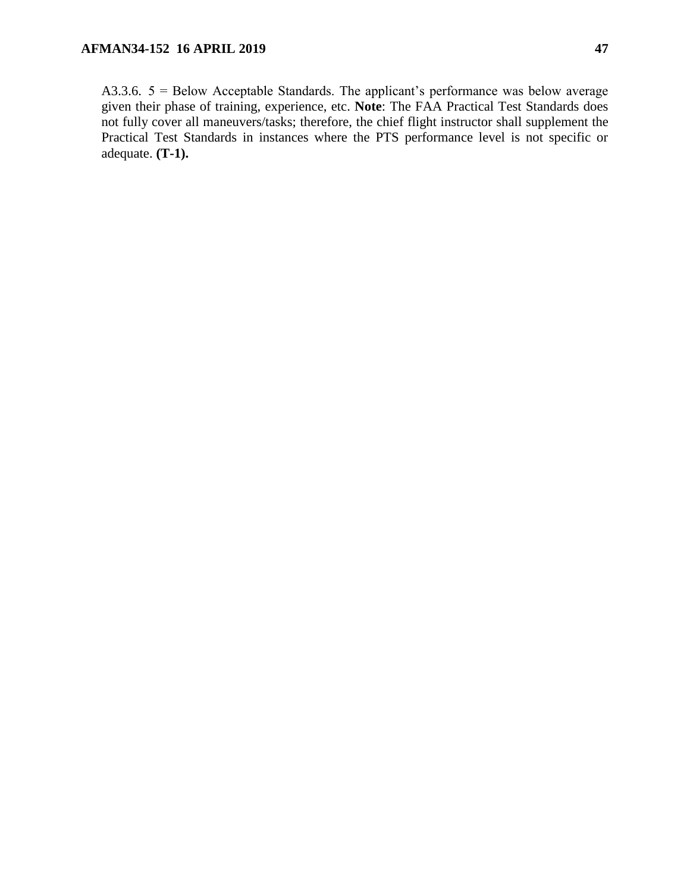A3.3.6. 5 = Below Acceptable Standards. The applicant's performance was below average given their phase of training, experience, etc. **Note**: The FAA Practical Test Standards does not fully cover all maneuvers/tasks; therefore, the chief flight instructor shall supplement the Practical Test Standards in instances where the PTS performance level is not specific or adequate. **(T-1).**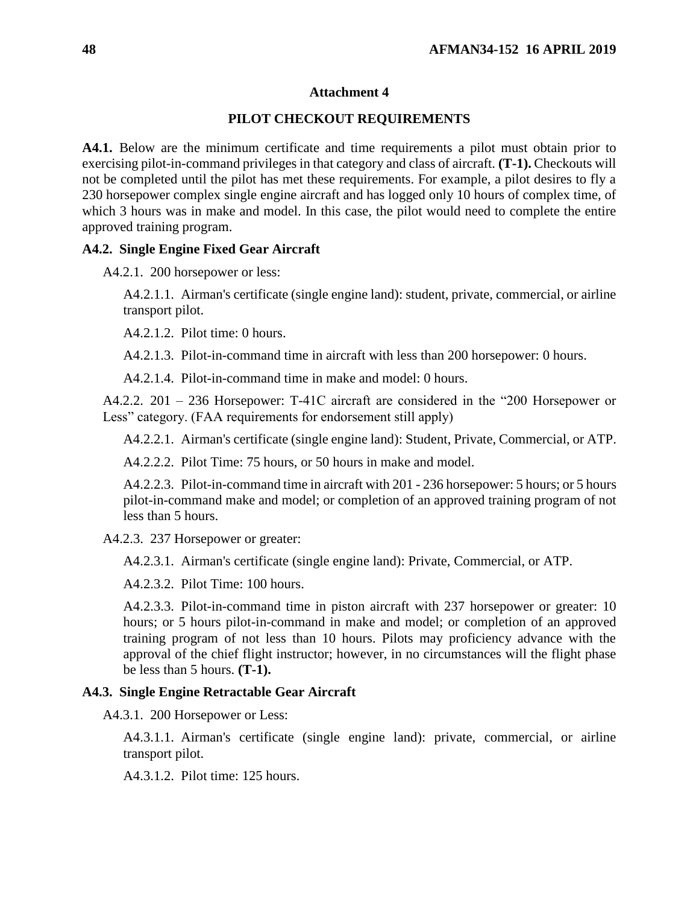## Attachment 4

## PILOT CHECKOUT REQUIREMENTS

**A4.1.** Below are the minimum certificate and time requirements a pilot must obtain prior to exercising pilot-in-command privileges in that category and class of aircraft. **(T-1).** Checkouts will not be completed until the pilot has met these requirements. For example, a pilot desires to fly a 230 horsepower complex single engine aircraft and has logged only 10 hours of complex time, of which 3 hours was in make and model. In this case, the pilot would need to complete the entire approved training program.

**A4.2. Single Engine Fixed Gear Aircraft**

A4.2.1. 200 horsepower or less:

A4.2.1.1. Airman's certificate (single engine land): student, private, commercial, or airline transport pilot.

A4.2.1.2. Pilot time: 0 hours.

A4.2.1.3. Pilot-in-command time in aircraft with less than 200 horsepower: 0 hours.

A4.2.1.4. Pilot-in-command time in make and model: 0 hours.

A4.2.2. 201 – 236 Horsepower: T-41C aircraft are considered in the "200 Horsepower or Less" category. (FAA requirements for endorsement still apply)

A4.2.2.1. Airman's certificate (single engine land): Student, Private, Commercial, or ATP.

A4.2.2.2. Pilot Time: 75 hours, or 50 hours in make and model.

A4.2.2.3. Pilot-in-command time in aircraft with 201 - 236 horsepower: 5 hours; or 5 hours pilot-in-command make and model; or completion of an approved training program of not less than 5 hours.

A4.2.3. 237 Horsepower or greater:

A4.2.3.1. Airman's certificate (single engine land): Private, Commercial, or ATP.

A4.2.3.2. Pilot Time: 100 hours.

A4.2.3.3. Pilot-in-command time in piston aircraft with 237 horsepower or greater: 10 hours; or 5 hours pilot-in-command in make and model; or completion of an approved training program of not less than 10 hours. Pilots may proficiency advance with the approval of the chief flight instructor; however, in no circumstances will the flight phase be less than 5 hours. **(T-1).**

**A4.3. Single Engine Retractable Gear Aircraft**

A4.3.1. 200 Horsepower or Less:

A4.3.1.1. Airman's certificate (single engine land): private, commercial, or airline transport pilot.

A4.3.1.2. Pilot time: 125 hours.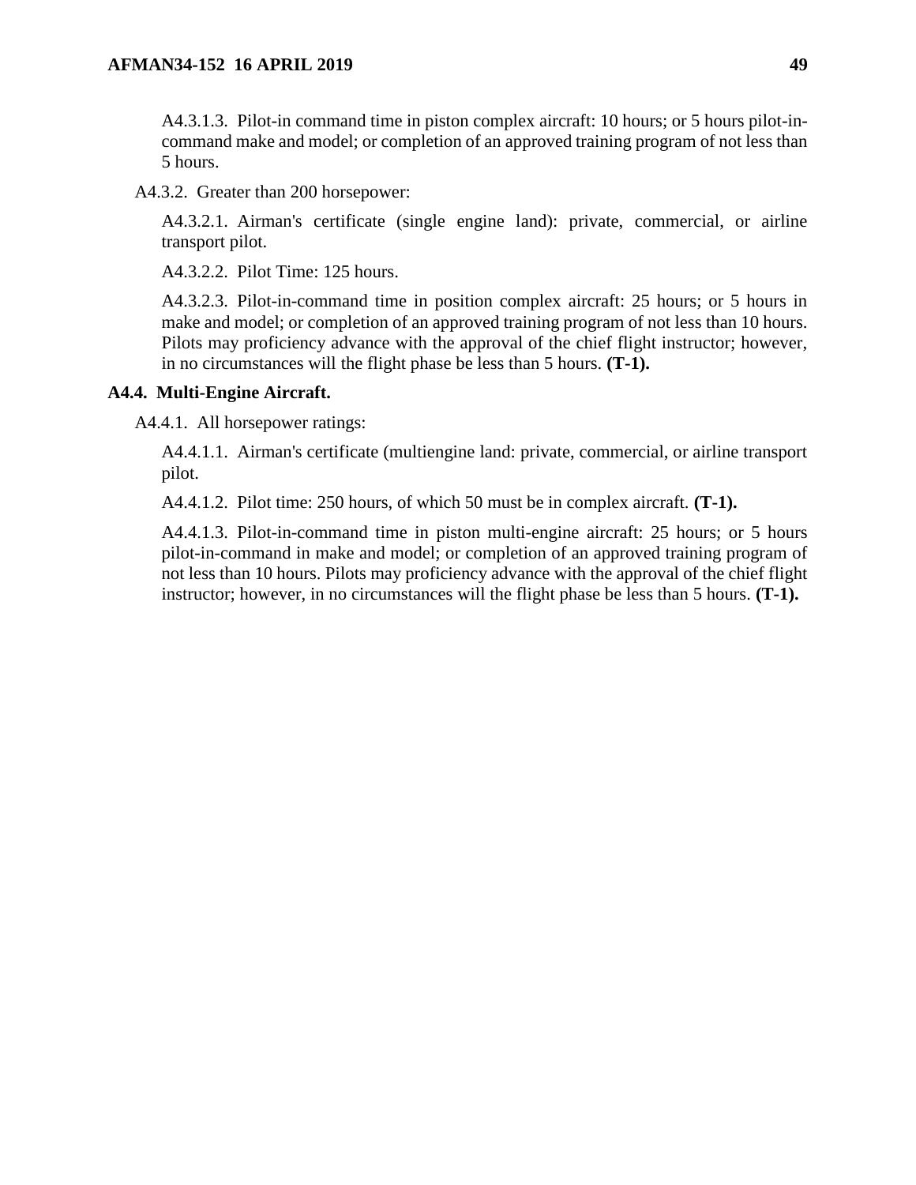A4.3.1.3. Pilot-in command time in piston complex aircraft: 10 hours; or 5 hours pilot-in-command make and model; or completion of an approved training program of not less than 5 hours.

A4.3.2. Greater than 200 horsepower:

A4.3.2.1. Airman's certificate (single engine land): private, commercial, or airline transport pilot.

A4.3.2.2. Pilot Time: 125 hours.

A4.3.2.3. Pilot-in-command time in position complex aircraft: 25 hours; or 5 hours in make and model; or completion of an approved training program of not less than 10 hours. Pilots may proficiency advance with the approval of the chief flight instructor; however, in no circumstances will the flight phase be less than 5 hours. **(T-1).**

**A4.4. Multi-Engine Aircraft.**

A4.4.1. All horsepower ratings:

A4.4.1.1. Airman's certificate (multiengine land: private, commercial, or airline transport pilot.

A4.4.1.2. Pilot time: 250 hours, of which 50 must be in complex aircraft. **(T-1).**

A4.4.1.3. Pilot-in-command time in piston multi-engine aircraft: 25 hours; or 5 hours pilot-in-command in make and model; or completion of an approved training program of not less than 10 hours. Pilots may proficiency advance with the approval of the chief flight instructor; however, in no circumstances will the flight phase be less than 5 hours. **(T-1).**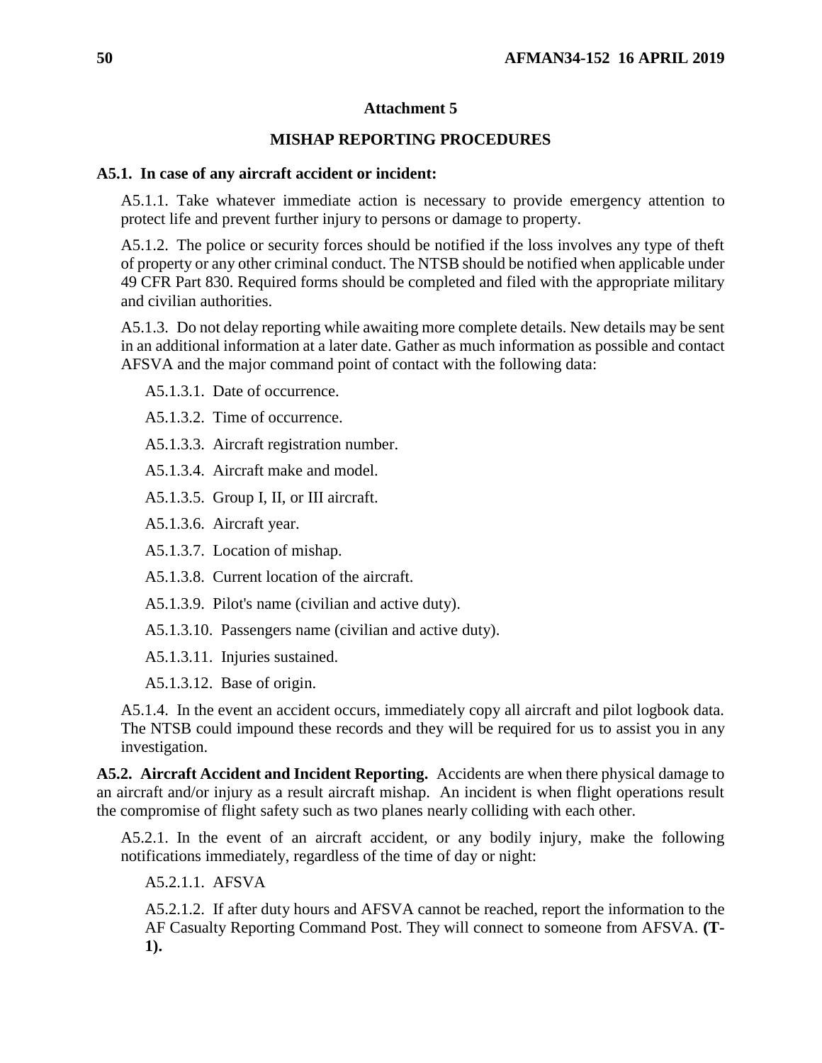## Attachment 5

## MISHAP REPORTING PROCEDURES

**A5.1. In case of any aircraft accident or incident:**

A5.1.1. Take whatever immediate action is necessary to provide emergency attention to protect life and prevent further injury to persons or damage to property.

A5.1.2. The police or security forces should be notified if the loss involves any type of theft of property or any other criminal conduct. The NTSB should be notified when applicable under 49 CFR Part 830. Required forms should be completed and filed with the appropriate military and civilian authorities.

A5.1.3. Do not delay reporting while awaiting more complete details. New details may be sent in an additional information at a later date. Gather as much information as possible and contact AFSVA and the major command point of contact with the following data:

A5.1.3.1. Date of occurrence.

A5.1.3.2. Time of occurrence.

A5.1.3.3. Aircraft registration number.

A5.1.3.4. Aircraft make and model.

A5.1.3.5. Group I, II, or III aircraft.

A5.1.3.6. Aircraft year.

A5.1.3.7. Location of mishap.

A5.1.3.8. Current location of the aircraft.

A5.1.3.9. Pilot's name (civilian and active duty).

A5.1.3.10. Passengers name (civilian and active duty).

A5.1.3.11. Injuries sustained.

A5.1.3.12. Base of origin.

A5.1.4. In the event an accident occurs, immediately copy all aircraft and pilot logbook data. The NTSB could impound these records and they will be required for us to assist you in any investigation.

**A5.2. Aircraft Accident and Incident Reporting.** Accidents are when there physical damage to an aircraft and/or injury as a result aircraft mishap. An incident is when flight operations result the compromise of flight safety such as two planes nearly colliding with each other.

A5.2.1. In the event of an aircraft accident, or any bodily injury, make the following notifications immediately, regardless of the time of day or night:

A5.2.1.1. AFSVA

A5.2.1.2. If after duty hours and AFSVA cannot be reached, report the information to the AF Casualty Reporting Command Post. They will connect to someone from AFSVA. **(T-1).**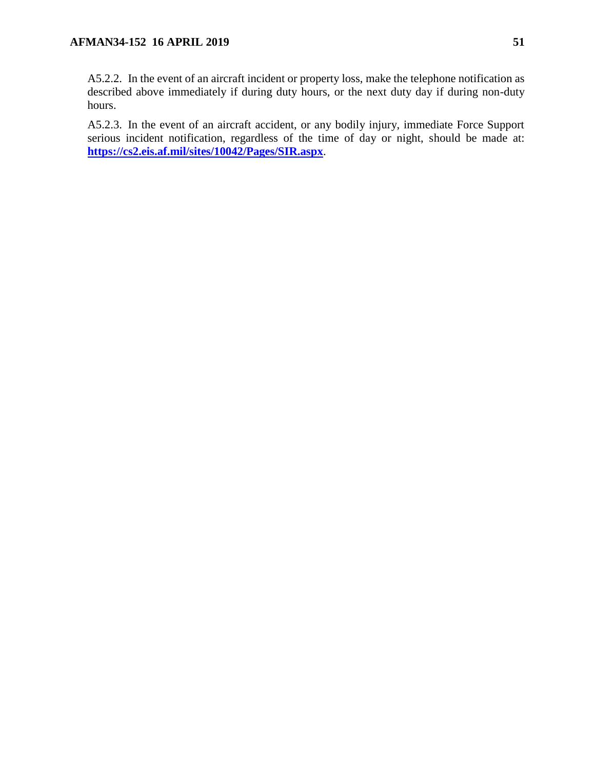A5.2.2. In the event of an aircraft incident or property loss, make the telephone notification as described above immediately if during duty hours, or the next duty day if during non-duty hours.

A5.2.3. In the event of an aircraft accident, or any bodily injury, immediate Force Support serious incident notification, regardless of the time of day or night, should be made at: **https://cs2.eis.af.mil/sites/10042/Pages/SIR.aspx**.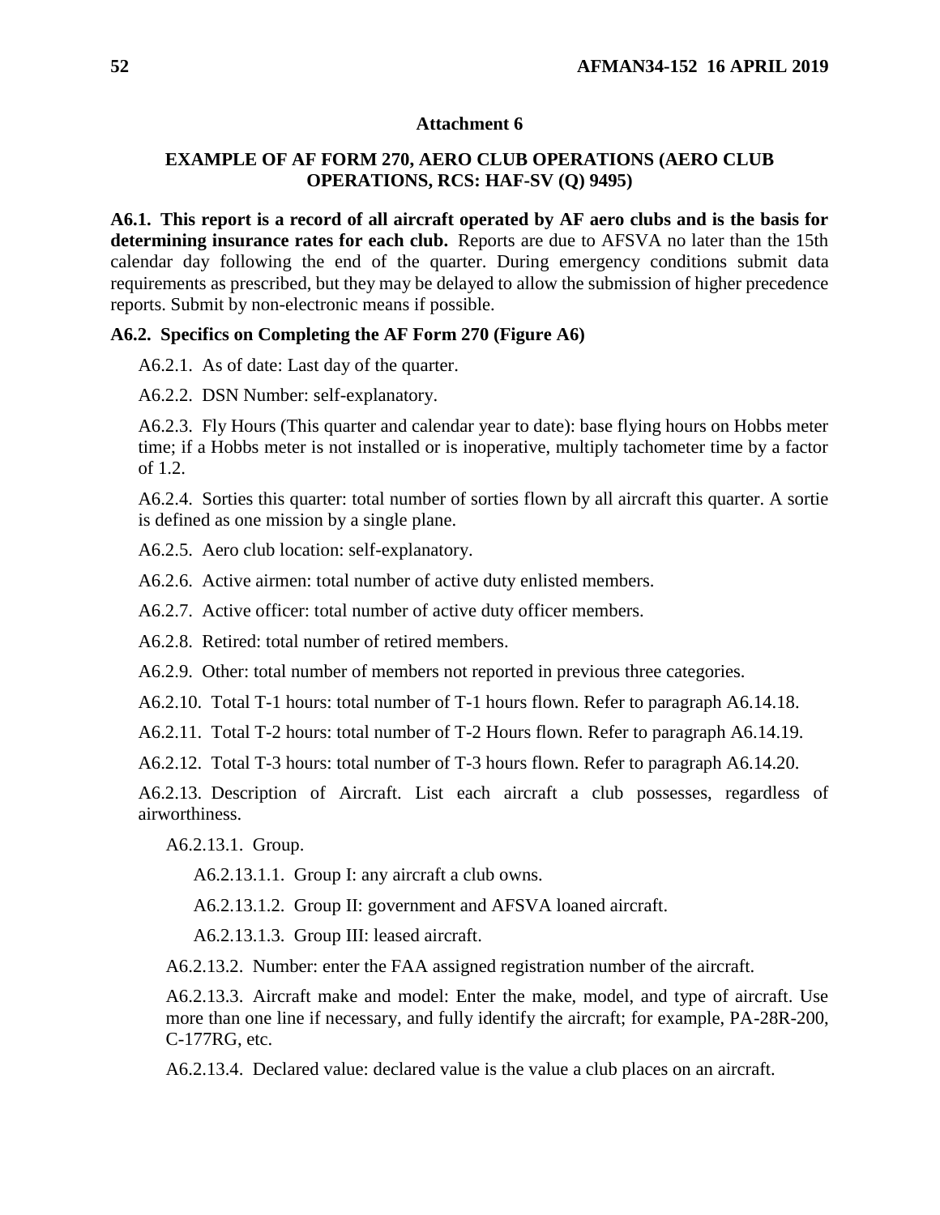## Attachment 6

### EXAMPLE OF AF FORM 270, AERO CLUB OPERATIONS (AERO CLUB OPERATIONS, RCS: HAF-SV (Q) 9495)

**A6.1. This report is a record of all aircraft operated by AF aero clubs and is the basis for determining insurance rates for each club.** Reports are due to AFSVA no later than the 15th calendar day following the end of the quarter. During emergency conditions submit data requirements as prescribed, but they may be delayed to allow the submission of higher precedence reports. Submit by non-electronic means if possible.

**A6.2. Specifics on Completing the AF Form 270 (Figure A6)**

A6.2.1. As of date: Last day of the quarter.

A6.2.2. DSN Number: self-explanatory.

A6.2.3. Fly Hours (This quarter and calendar year to date): base flying hours on Hobbs meter time; if a Hobbs meter is not installed or is inoperative, multiply tachometer time by a factor of 1.2.

A6.2.4. Sorties this quarter: total number of sorties flown by all aircraft this quarter. A sortie is defined as one mission by a single plane.

A6.2.5. Aero club location: self-explanatory.

A6.2.6. Active airmen: total number of active duty enlisted members.

A6.2.7. Active officer: total number of active duty officer members.

A6.2.8. Retired: total number of retired members.

A6.2.9. Other: total number of members not reported in previous three categories.

A6.2.10. Total T-1 hours: total number of T-1 hours flown. Refer to paragraph A6.14.18.

A6.2.11. Total T-2 hours: total number of T-2 Hours flown. Refer to paragraph A6.14.19.

A6.2.12. Total T-3 hours: total number of T-3 hours flown. Refer to paragraph A6.14.20.

A6.2.13. Description of Aircraft. List each aircraft a club possesses, regardless of airworthiness.

A6.2.13.1. Group.

A6.2.13.1.1. Group I: any aircraft a club owns.

A6.2.13.1.2. Group II: government and AFSVA loaned aircraft.

A6.2.13.1.3. Group III: leased aircraft.

A6.2.13.2. Number: enter the FAA assigned registration number of the aircraft.

A6.2.13.3. Aircraft make and model: Enter the make, model, and type of aircraft. Use more than one line if necessary, and fully identify the aircraft; for example, PA-28R-200, C-177RG, etc.

A6.2.13.4. Declared value: declared value is the value a club places on an aircraft.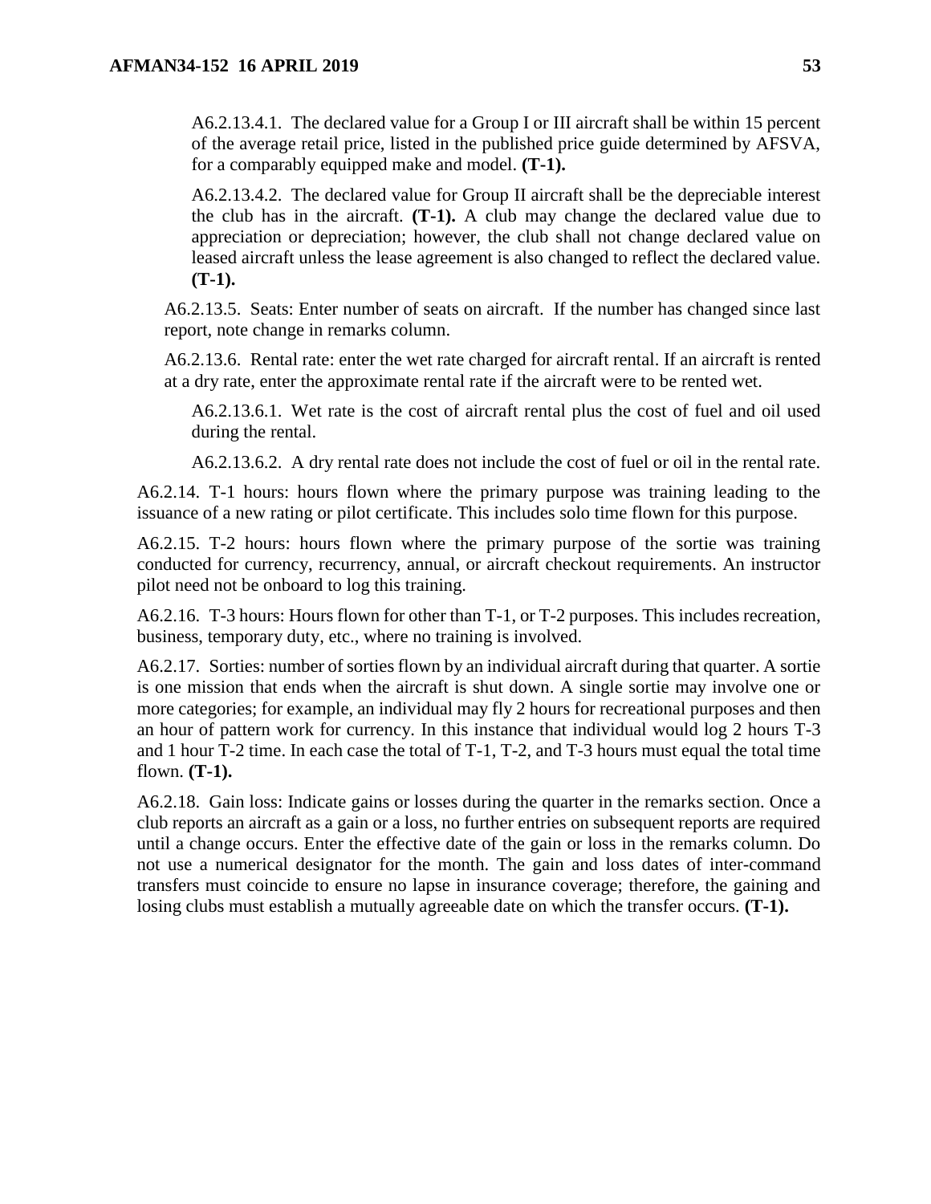A6.2.13.4.1. The declared value for a Group I or III aircraft shall be within 15 percent of the average retail price, listed in the published price guide determined by AFSVA, for a comparably equipped make and model. **(T-1).**

A6.2.13.4.2. The declared value for Group II aircraft shall be the depreciable interest the club has in the aircraft. **(T-1).** A club may change the declared value due to appreciation or depreciation; however, the club shall not change declared value on leased aircraft unless the lease agreement is also changed to reflect the declared value. **(T-1).**

A6.2.13.5. Seats: Enter number of seats on aircraft. If the number has changed since last report, note change in remarks column.

A6.2.13.6. Rental rate: enter the wet rate charged for aircraft rental. If an aircraft is rented at a dry rate, enter the approximate rental rate if the aircraft were to be rented wet.

A6.2.13.6.1. Wet rate is the cost of aircraft rental plus the cost of fuel and oil used during the rental.

A6.2.13.6.2. A dry rental rate does not include the cost of fuel or oil in the rental rate.

A6.2.14. T-1 hours: hours flown where the primary purpose was training leading to the issuance of a new rating or pilot certificate. This includes solo time flown for this purpose.

A6.2.15. T-2 hours: hours flown where the primary purpose of the sortie was training conducted for currency, recurrency, annual, or aircraft checkout requirements. An instructor pilot need not be onboard to log this training.

A6.2.16. T-3 hours: Hours flown for other than T-1, or T-2 purposes. This includes recreation, business, temporary duty, etc., where no training is involved.

A6.2.17. Sorties: number of sorties flown by an individual aircraft during that quarter. A sortie is one mission that ends when the aircraft is shut down. A single sortie may involve one or more categories; for example, an individual may fly 2 hours for recreational purposes and then an hour of pattern work for currency. In this instance that individual would log 2 hours T-3 and 1 hour T-2 time. In each case the total of T-1, T-2, and T-3 hours must equal the total time flown. **(T-1).**

A6.2.18. Gain loss: Indicate gains or losses during the quarter in the remarks section. Once a club reports an aircraft as a gain or a loss, no further entries on subsequent reports are required until a change occurs. Enter the effective date of the gain or loss in the remarks column. Do not use a numerical designator for the month. The gain and loss dates of inter-command transfers must coincide to ensure no lapse in insurance coverage; therefore, the gaining and losing clubs must establish a mutually agreeable date on which the transfer occurs. **(T-1).**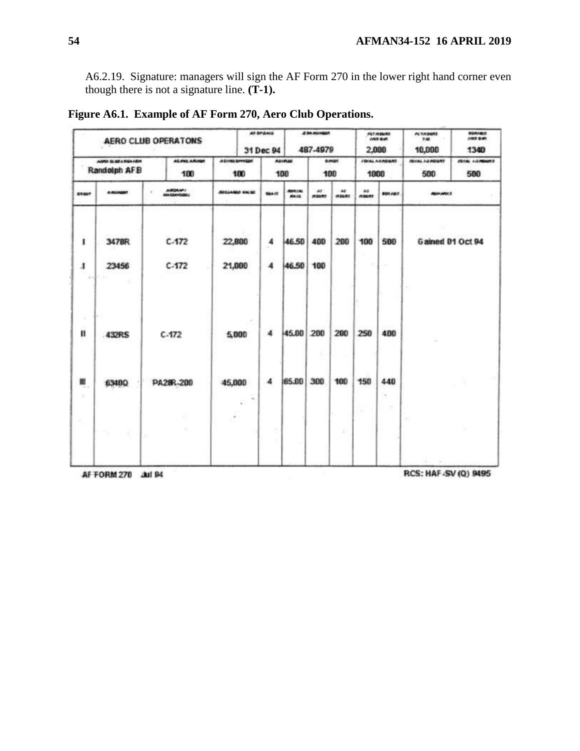A6.2.19. Signature: managers will sign the AF Form 270 in the lower right hand corner even though there is not a signature line. **(T-1).**

**Figure A6.1. Example of AF Form 270, Aero Club Operations.**

| AERO CLUB OPERATONS | | | AS OF DATE | | 2 SM NUMBER | | PCT HOURS (PER BAR) | | FLT HOURS T/M | TOTAL HRS (PER BAR) |
|---|---|---|---|---|---|---|---|---|---|---|
| | | | 31 Dec 94 | | 487-4979 | | 2,000 | | 10,000 | 1340 |
| AERO CLUB LOCATION | | AC PRG ARMOR | AC PRG OFFICER | | AS/RAD | | OPM | TOTAL A/I HOURS | | TOTAL A/I HOURS |
| Randolph AFB | | 100 | 100 | | 100 | | 100 | 1000 | | 500 | 500 |
| GROUP | A NUMBER | AIRCRAFT MAKE/MODEL | INSURED VALUE | SEATS | RENTAL RATE | AF HOURS | AI HOURS | AO HOURS | NON AF | REMARKS |
| I | 3478R | C-172 | 22,800 | 4 | 46.50 | 400 | 200 | 100 | 500 | Gained 01 Oct 94 |
| I | 23456 | C-172 | 21,000 | 4 | 46.50 | 100 | | | | |
| II | 432RS | C-172 | 5,000 | 4 | 45.00 | 200 | 200 | 250 | 400 | |
| III | 6340Q | PA28R-200 | 45,000 | 4 | 65.00 | 300 | 100 | 150 | 440 | |

AF FORM 270 Jul 94 RCS: HAF-SV (Q) 9495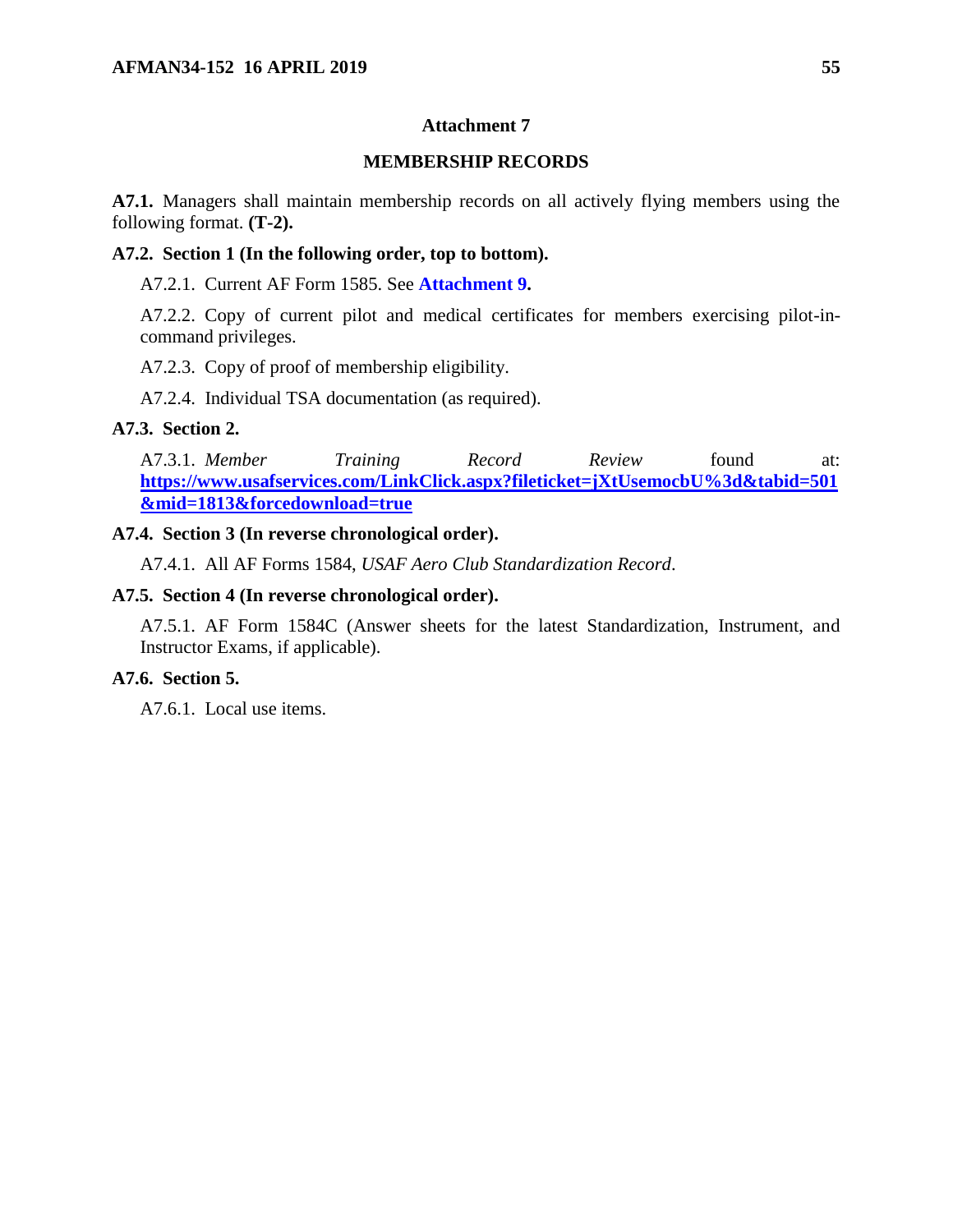## Attachment 7

## MEMBERSHIP RECORDS

**A7.1.** Managers shall maintain membership records on all actively flying members using the following format. **(T-2).**

**A7.2. Section 1 (In the following order, top to bottom).**

A7.2.1. Current AF Form 1585. See **Attachment 9.**

A7.2.2. Copy of current pilot and medical certificates for members exercising pilot-in-command privileges.

A7.2.3. Copy of proof of membership eligibility.

A7.2.4. Individual TSA documentation (as required).

**A7.3. Section 2.**

A7.3.1. *Member Training Record Review* found at: **https://www.usafservices.com/LinkClick.aspx?fileticket=jXtUsemocbU%3d&tabid=501&mid=1813&forcedownload=true**

**A7.4. Section 3 (In reverse chronological order).**

A7.4.1. All AF Forms 1584, *USAF Aero Club Standardization Record*.

**A7.5. Section 4 (In reverse chronological order).**

A7.5.1. AF Form 1584C (Answer sheets for the latest Standardization, Instrument, and Instructor Exams, if applicable).

**A7.6. Section 5.**

A7.6.1. Local use items.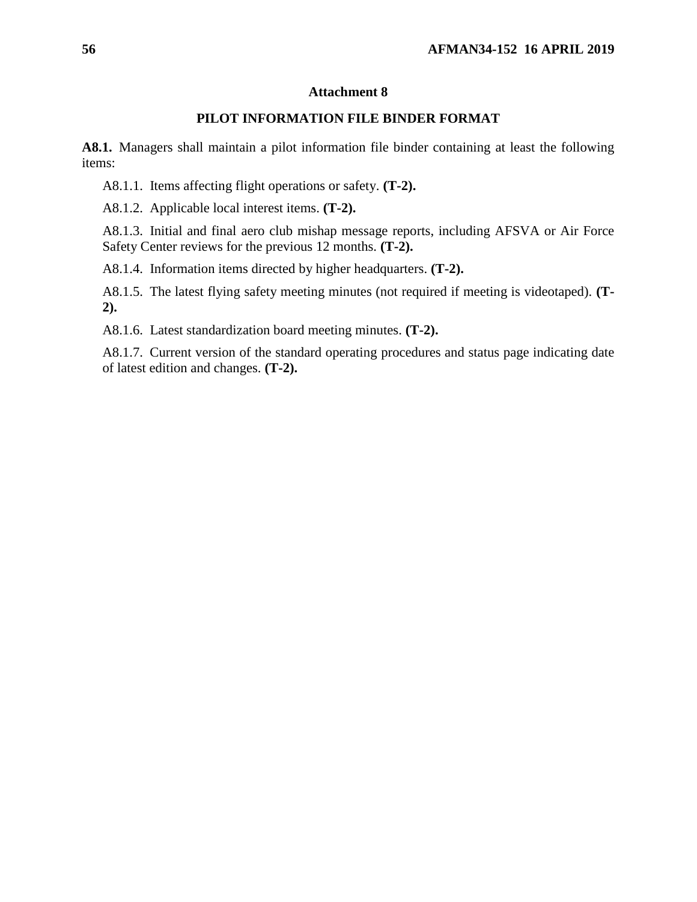## Attachment 8

## PILOT INFORMATION FILE BINDER FORMAT

**A8.1.** Managers shall maintain a pilot information file binder containing at least the following items:

A8.1.1. Items affecting flight operations or safety. **(T-2).**

A8.1.2. Applicable local interest items. **(T-2).**

A8.1.3. Initial and final aero club mishap message reports, including AFSVA or Air Force Safety Center reviews for the previous 12 months. **(T-2).**

A8.1.4. Information items directed by higher headquarters. **(T-2).**

A8.1.5. The latest flying safety meeting minutes (not required if meeting is videotaped). **(T-2).**

A8.1.6. Latest standardization board meeting minutes. **(T-2).**

A8.1.7. Current version of the standard operating procedures and status page indicating date of latest edition and changes. **(T-2).**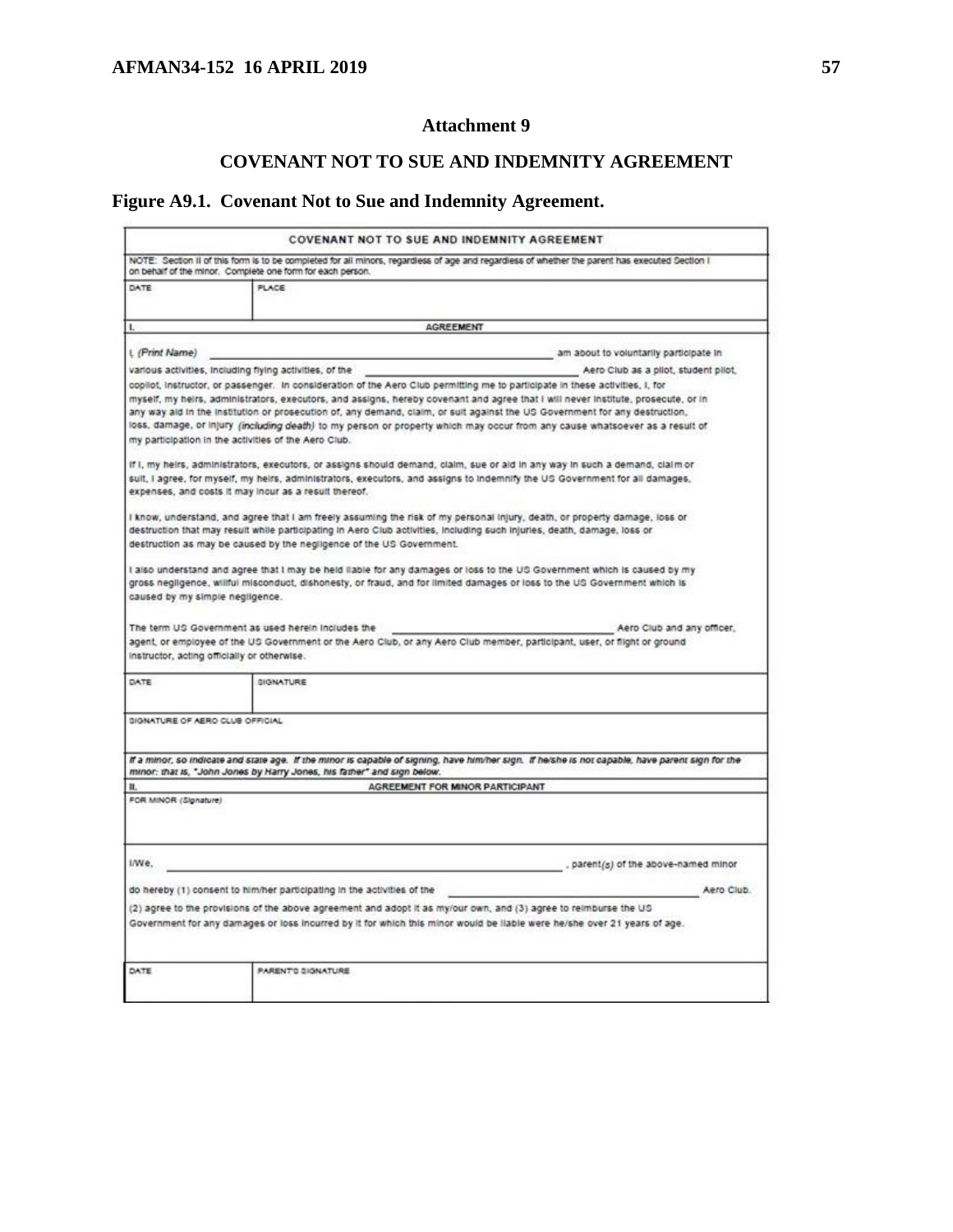## Attachment 9

## COVENANT NOT TO SUE AND INDEMNITY AGREEMENT

**Figure A9.1. Covenant Not to Sue and Indemnity Agreement.**

**COVENANT NOT TO SUE AND INDEMNITY AGREEMENT**

NOTE: Section II of this form is to be completed for all minors, regardless of age and regardless of whether the parent has executed Section I on behalf of the minor. Complete one form for each person.

| DATE | PLACE |
|---|---|
| | |

**I. AGREEMENT**

I, *(Print Name)* ______________________________ am about to voluntarily participate in various activities, including flying activities, of the ______________________________ Aero Club as a pilot, student pilot, copilot, instructor, or passenger. In consideration of the Aero Club permitting me to participate in these activities, I, for myself, my heirs, administrators, executors, and assigns, hereby covenant and agree that I will never institute, prosecute, or in any way aid in the institution or prosecution of, any demand, claim, or suit against the US Government for any destruction, loss, damage, or injury *(including death)* to my person or property which may occur from any cause whatsoever as a result of my participation in the activities of the Aero Club.

If I, my heirs, administrators, executors, or assigns should demand, claim, sue or aid in any way in such a demand, claim or suit, I agree, for myself, my heirs, administrators, executors, and assigns to indemnify the US Government for all damages, expenses, and costs it may incur as a result thereof.

I know, understand, and agree that I am freely assuming the risk of my personal injury, death, or property damage, loss or destruction that may result while participating in Aero Club activities, including such injuries, death, damage, loss or destruction as may be caused by the negligence of the US Government.

I also understand and agree that I may be held liable for any damages or loss to the US Government which is caused by my gross negligence, willful misconduct, dishonesty, or fraud, and for limited damages or loss to the US Government which is caused by my simple negligence.

The term US Government as used herein includes the ______________________________ Aero Club and any officer, agent, or employee of the US Government or the Aero Club, or any Aero Club member, participant, user, or flight or ground instructor, acting officially or otherwise.

| DATE | SIGNATURE |
|---|---|
| | |

SIGNATURE OF AERO CLUB OFFICIAL

*If a minor, so indicate and state age. If the minor is capable of signing, have him/her sign. If he/she is not capable, have parent sign for the minor: that is, "John Jones by Harry Jones, his father" and sign below.*

**II. AGREEMENT FOR MINOR PARTICIPANT**

FOR MINOR (Signature)

I/We, ______________________________, parent*(s)* of the above-named minor do hereby (1) consent to him/her participating in the activities of the ______________________________ Aero Club. (2) agree to the provisions of the above agreement and adopt it as my/our own, and (3) agree to reimburse the US Government for any damages or loss incurred by it for which this minor would be liable were he/she over 21 years of age.

| DATE | PARENT'S SIGNATURE |
|---|---|
| | |